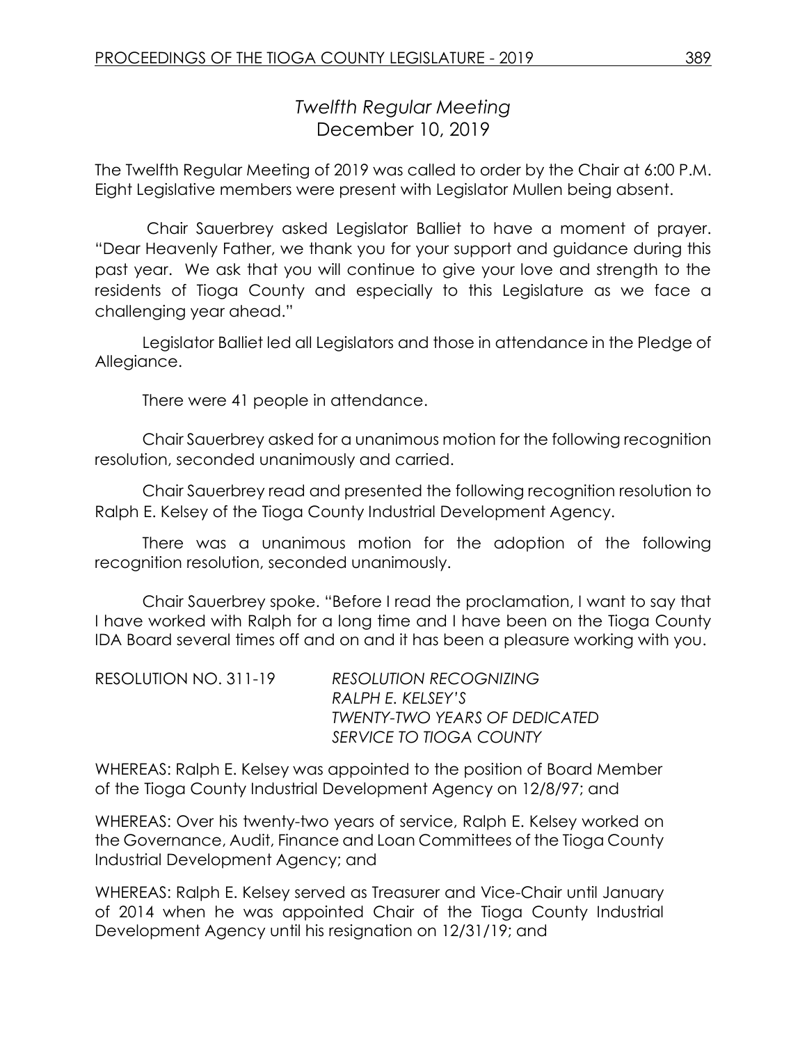# *Twelfth Regular Meeting*
## December 10, 2019

The Twelfth Regular Meeting of 2019 was called to order by the Chair at 6:00 P.M. Eight Legislative members were present with Legislator Mullen being absent.

Chair Sauerbrey asked Legislator Balliet to have a moment of prayer. "Dear Heavenly Father, we thank you for your support and guidance during this past year. We ask that you will continue to give your love and strength to the residents of Tioga County and especially to this Legislature as we face a challenging year ahead."

Legislator Balliet led all Legislators and those in attendance in the Pledge of Allegiance.

There were 41 people in attendance.

Chair Sauerbrey asked for a unanimous motion for the following recognition resolution, seconded unanimously and carried.

Chair Sauerbrey read and presented the following recognition resolution to Ralph E. Kelsey of the Tioga County Industrial Development Agency.

There was a unanimous motion for the adoption of the following recognition resolution, seconded unanimously.

Chair Sauerbrey spoke. "Before I read the proclamation, I want to say that I have worked with Ralph for a long time and I have been on the Tioga County IDA Board several times off and on and it has been a pleasure working with you.

RESOLUTION NO. 311-19 *RESOLUTION RECOGNIZING RALPH E. KELSEY'S TWENTY-TWO YEARS OF DEDICATED SERVICE TO TIOGA COUNTY*

WHEREAS: Ralph E. Kelsey was appointed to the position of Board Member of the Tioga County Industrial Development Agency on 12/8/97; and

WHEREAS: Over his twenty-two years of service, Ralph E. Kelsey worked on the Governance, Audit, Finance and Loan Committees of the Tioga County Industrial Development Agency; and

WHEREAS: Ralph E. Kelsey served as Treasurer and Vice-Chair until January of 2014 when he was appointed Chair of the Tioga County Industrial Development Agency until his resignation on 12/31/19; and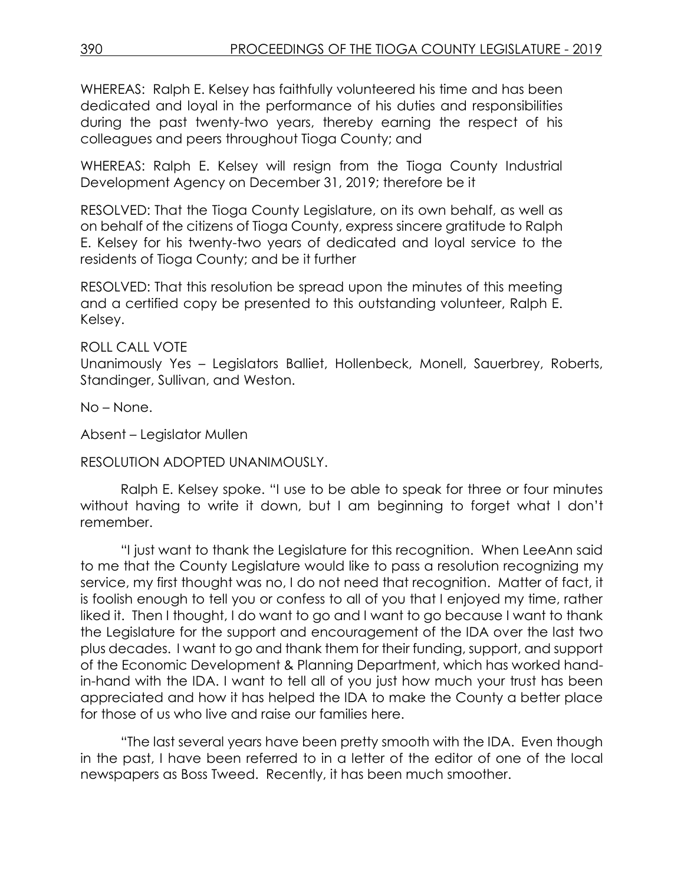WHEREAS: Ralph E. Kelsey has faithfully volunteered his time and has been dedicated and loyal in the performance of his duties and responsibilities during the past twenty-two years, thereby earning the respect of his colleagues and peers throughout Tioga County; and

WHEREAS: Ralph E. Kelsey will resign from the Tioga County Industrial Development Agency on December 31, 2019; therefore be it

RESOLVED: That the Tioga County Legislature, on its own behalf, as well as on behalf of the citizens of Tioga County, express sincere gratitude to Ralph E. Kelsey for his twenty-two years of dedicated and loyal service to the residents of Tioga County; and be it further

RESOLVED: That this resolution be spread upon the minutes of this meeting and a certified copy be presented to this outstanding volunteer, Ralph E. Kelsey.

ROLL CALL VOTE
Unanimously Yes – Legislators Balliet, Hollenbeck, Monell, Sauerbrey, Roberts, Standinger, Sullivan, and Weston.

No – None.

Absent – Legislator Mullen

RESOLUTION ADOPTED UNANIMOUSLY.

Ralph E. Kelsey spoke. "I use to be able to speak for three or four minutes without having to write it down, but I am beginning to forget what I don't remember.

"I just want to thank the Legislature for this recognition. When LeeAnn said to me that the County Legislature would like to pass a resolution recognizing my service, my first thought was no, I do not need that recognition. Matter of fact, it is foolish enough to tell you or confess to all of you that I enjoyed my time, rather liked it. Then I thought, I do want to go and I want to go because I want to thank the Legislature for the support and encouragement of the IDA over the last two plus decades. I want to go and thank them for their funding, support, and support of the Economic Development & Planning Department, which has worked hand-in-hand with the IDA. I want to tell all of you just how much your trust has been appreciated and how it has helped the IDA to make the County a better place for those of us who live and raise our families here.

"The last several years have been pretty smooth with the IDA. Even though in the past, I have been referred to in a letter of the editor of one of the local newspapers as Boss Tweed. Recently, it has been much smoother.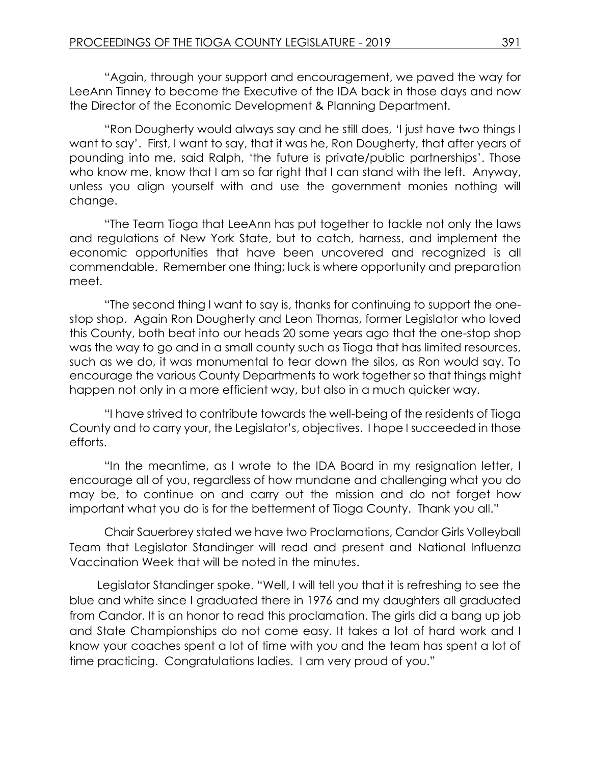"Again, through your support and encouragement, we paved the way for LeeAnn Tinney to become the Executive of the IDA back in those days and now the Director of the Economic Development & Planning Department.

"Ron Dougherty would always say and he still does, 'I just have two things I want to say'. First, I want to say, that it was he, Ron Dougherty, that after years of pounding into me, said Ralph, 'the future is private/public partnerships'. Those who know me, know that I am so far right that I can stand with the left. Anyway, unless you align yourself with and use the government monies nothing will change.

"The Team Tioga that LeeAnn has put together to tackle not only the laws and regulations of New York State, but to catch, harness, and implement the economic opportunities that have been uncovered and recognized is all commendable. Remember one thing; luck is where opportunity and preparation meet.

"The second thing I want to say is, thanks for continuing to support the one-stop shop. Again Ron Dougherty and Leon Thomas, former Legislator who loved this County, both beat into our heads 20 some years ago that the one-stop shop was the way to go and in a small county such as Tioga that has limited resources, such as we do, it was monumental to tear down the silos, as Ron would say. To encourage the various County Departments to work together so that things might happen not only in a more efficient way, but also in a much quicker way.

"I have strived to contribute towards the well-being of the residents of Tioga County and to carry your, the Legislator's, objectives. I hope I succeeded in those efforts.

"In the meantime, as I wrote to the IDA Board in my resignation letter, I encourage all of you, regardless of how mundane and challenging what you do may be, to continue on and carry out the mission and do not forget how important what you do is for the betterment of Tioga County. Thank you all."

Chair Sauerbrey stated we have two Proclamations, Candor Girls Volleyball Team that Legislator Standinger will read and present and National Influenza Vaccination Week that will be noted in the minutes.

Legislator Standinger spoke. "Well, I will tell you that it is refreshing to see the blue and white since I graduated there in 1976 and my daughters all graduated from Candor. It is an honor to read this proclamation. The girls did a bang up job and State Championships do not come easy. It takes a lot of hard work and I know your coaches spent a lot of time with you and the team has spent a lot of time practicing. Congratulations ladies. I am very proud of you."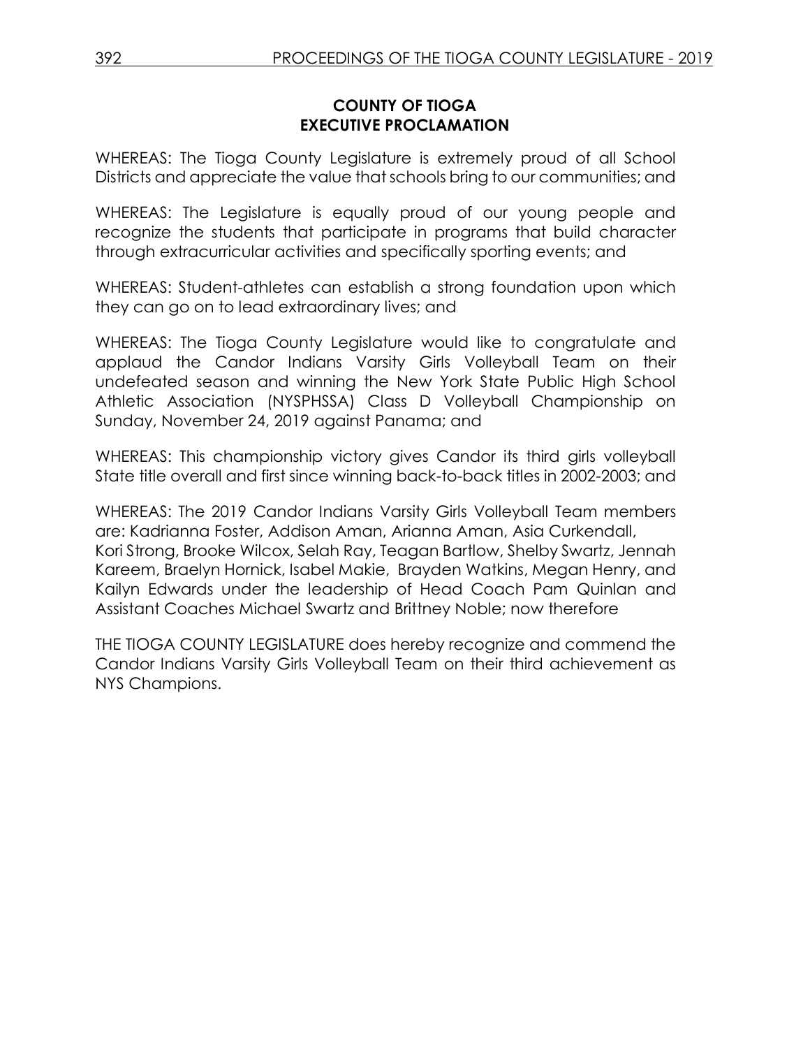**COUNTY OF TIOGA**
**EXECUTIVE PROCLAMATION**

WHEREAS: The Tioga County Legislature is extremely proud of all School Districts and appreciate the value that schools bring to our communities; and

WHEREAS: The Legislature is equally proud of our young people and recognize the students that participate in programs that build character through extracurricular activities and specifically sporting events; and

WHEREAS: Student-athletes can establish a strong foundation upon which they can go on to lead extraordinary lives; and

WHEREAS: The Tioga County Legislature would like to congratulate and applaud the Candor Indians Varsity Girls Volleyball Team on their undefeated season and winning the New York State Public High School Athletic Association (NYSPHSSA) Class D Volleyball Championship on Sunday, November 24, 2019 against Panama; and

WHEREAS: This championship victory gives Candor its third girls volleyball State title overall and first since winning back-to-back titles in 2002-2003; and

WHEREAS: The 2019 Candor Indians Varsity Girls Volleyball Team members are: Kadrianna Foster, Addison Aman, Arianna Aman, Asia Curkendall, Kori Strong, Brooke Wilcox, Selah Ray, Teagan Bartlow, Shelby Swartz, Jennah Kareem, Braelyn Hornick, Isabel Makie, Brayden Watkins, Megan Henry, and Kailyn Edwards under the leadership of Head Coach Pam Quinlan and Assistant Coaches Michael Swartz and Brittney Noble; now therefore

THE TIOGA COUNTY LEGISLATURE does hereby recognize and commend the Candor Indians Varsity Girls Volleyball Team on their third achievement as NYS Champions.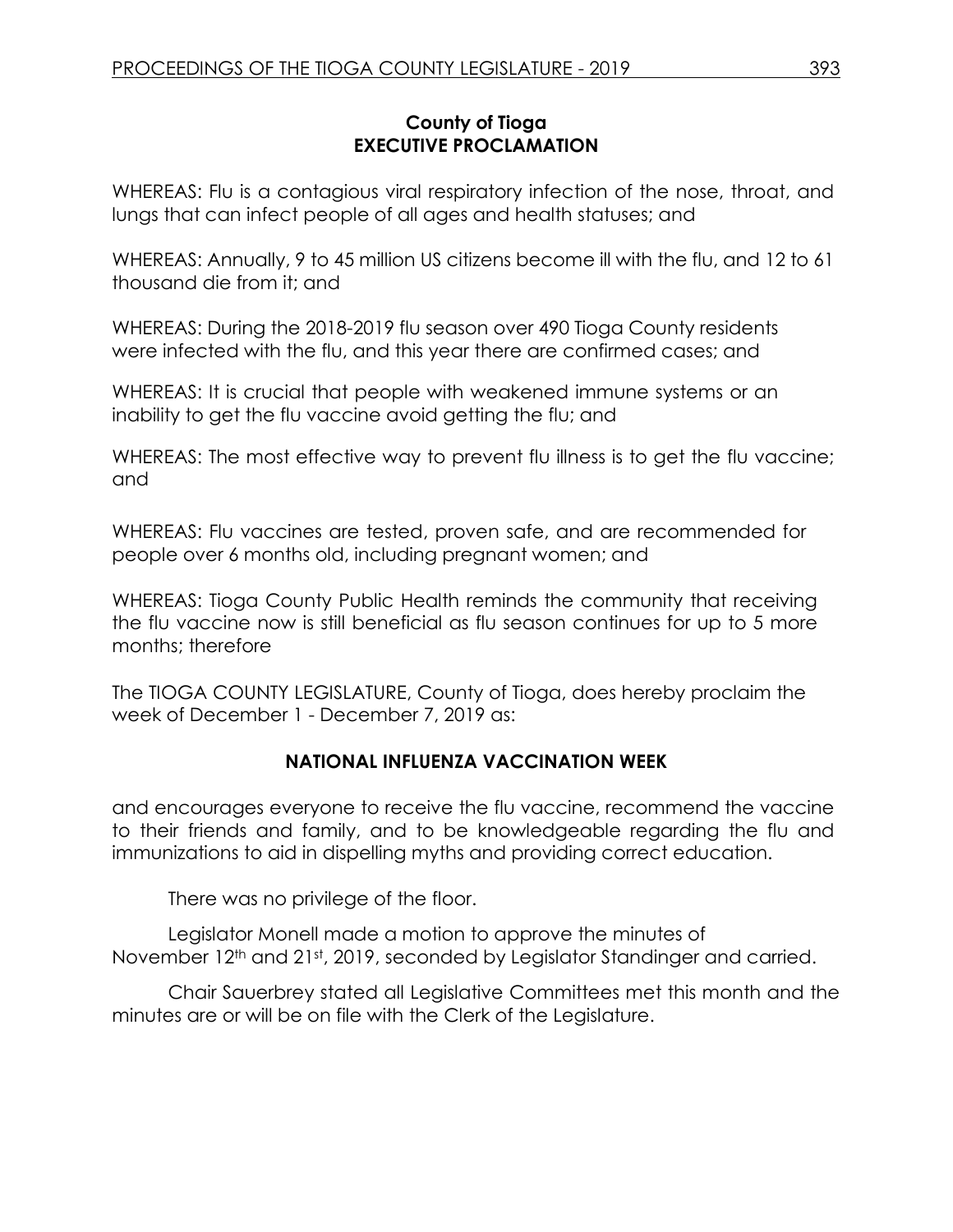**County of Tioga**
**EXECUTIVE PROCLAMATION**

WHEREAS: Flu is a contagious viral respiratory infection of the nose, throat, and lungs that can infect people of all ages and health statuses; and

WHEREAS: Annually, 9 to 45 million US citizens become ill with the flu, and 12 to 61 thousand die from it; and

WHEREAS: During the 2018-2019 flu season over 490 Tioga County residents were infected with the flu, and this year there are confirmed cases; and

WHEREAS: It is crucial that people with weakened immune systems or an inability to get the flu vaccine avoid getting the flu; and

WHEREAS: The most effective way to prevent flu illness is to get the flu vaccine; and

WHEREAS: Flu vaccines are tested, proven safe, and are recommended for people over 6 months old, including pregnant women; and

WHEREAS: Tioga County Public Health reminds the community that receiving the flu vaccine now is still beneficial as flu season continues for up to 5 more months; therefore

The TIOGA COUNTY LEGISLATURE, County of Tioga, does hereby proclaim the week of December 1 - December 7, 2019 as:

**NATIONAL INFLUENZA VACCINATION WEEK**

and encourages everyone to receive the flu vaccine, recommend the vaccine to their friends and family, and to be knowledgeable regarding the flu and immunizations to aid in dispelling myths and providing correct education.

There was no privilege of the floor.

Legislator Monell made a motion to approve the minutes of November 12th and 21st, 2019, seconded by Legislator Standinger and carried.

Chair Sauerbrey stated all Legislative Committees met this month and the minutes are or will be on file with the Clerk of the Legislature.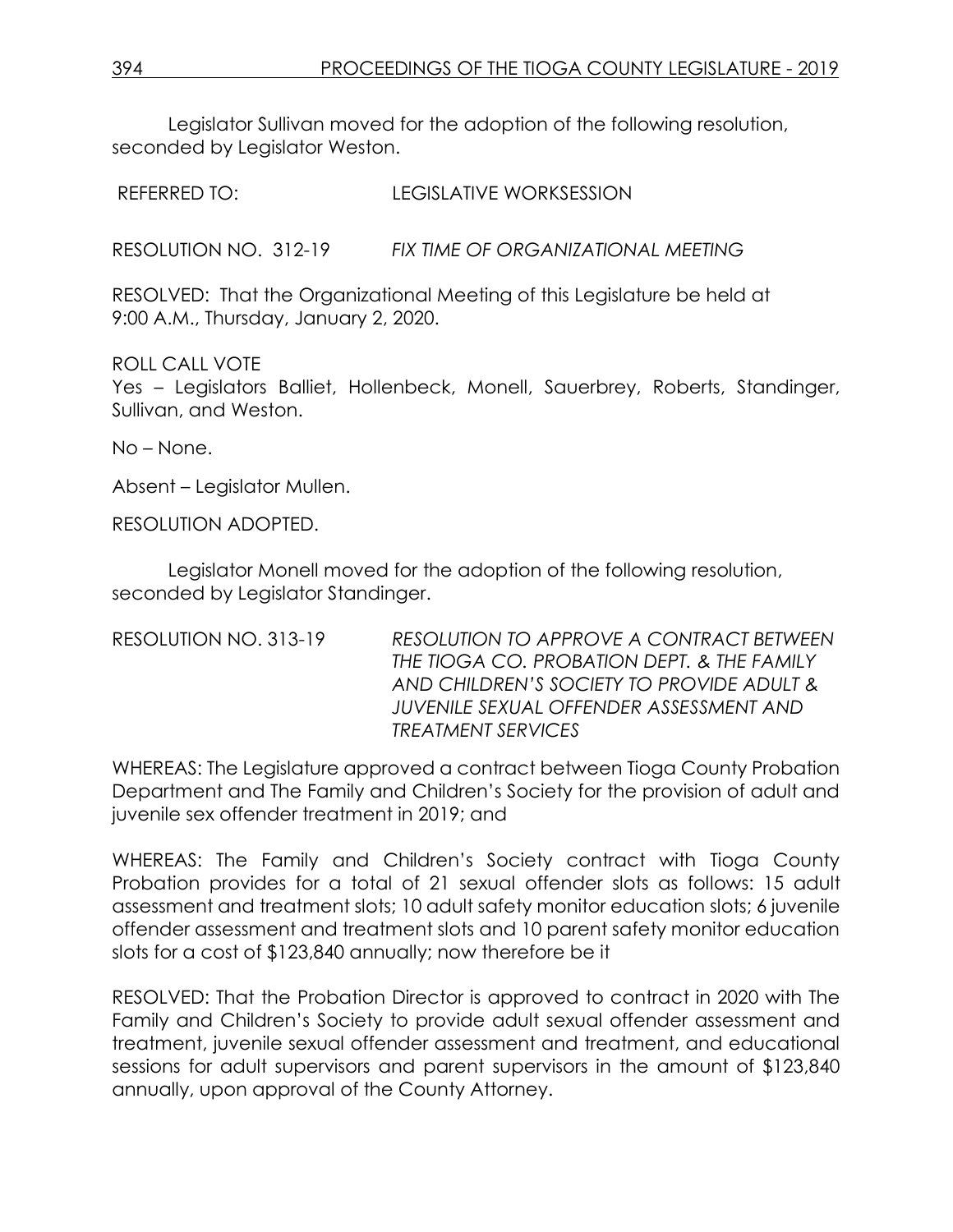Legislator Sullivan moved for the adoption of the following resolution, seconded by Legislator Weston.

REFERRED TO: LEGISLATIVE WORKSESSION

RESOLUTION NO. 312-19 *FIX TIME OF ORGANIZATIONAL MEETING*

RESOLVED: That the Organizational Meeting of this Legislature be held at 9:00 A.M., Thursday, January 2, 2020.

ROLL CALL VOTE
Yes – Legislators Balliet, Hollenbeck, Monell, Sauerbrey, Roberts, Standinger, Sullivan, and Weston.

No – None.

Absent – Legislator Mullen.

RESOLUTION ADOPTED.

Legislator Monell moved for the adoption of the following resolution, seconded by Legislator Standinger.

RESOLUTION NO. 313-19 *RESOLUTION TO APPROVE A CONTRACT BETWEEN THE TIOGA CO. PROBATION DEPT. & THE FAMILY AND CHILDREN'S SOCIETY TO PROVIDE ADULT & JUVENILE SEXUAL OFFENDER ASSESSMENT AND TREATMENT SERVICES*

WHEREAS: The Legislature approved a contract between Tioga County Probation Department and The Family and Children's Society for the provision of adult and juvenile sex offender treatment in 2019; and

WHEREAS: The Family and Children's Society contract with Tioga County Probation provides for a total of 21 sexual offender slots as follows: 15 adult assessment and treatment slots; 10 adult safety monitor education slots; 6 juvenile offender assessment and treatment slots and 10 parent safety monitor education slots for a cost of $123,840 annually; now therefore be it

RESOLVED: That the Probation Director is approved to contract in 2020 with The Family and Children's Society to provide adult sexual offender assessment and treatment, juvenile sexual offender assessment and treatment, and educational sessions for adult supervisors and parent supervisors in the amount of $123,840 annually, upon approval of the County Attorney.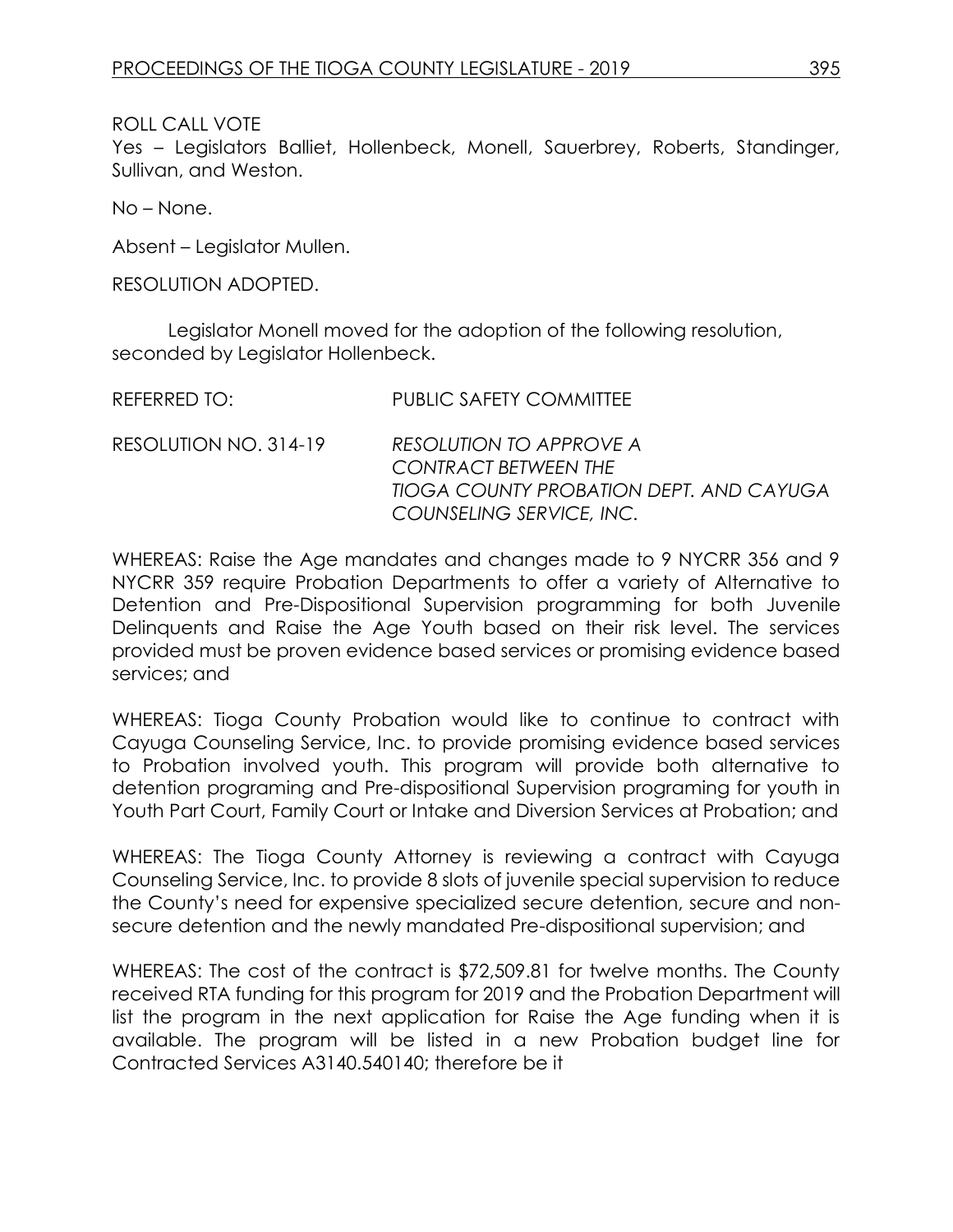ROLL CALL VOTE

Yes – Legislators Balliet, Hollenbeck, Monell, Sauerbrey, Roberts, Standinger, Sullivan, and Weston.

No – None.

Absent – Legislator Mullen.

RESOLUTION ADOPTED.

Legislator Monell moved for the adoption of the following resolution, seconded by Legislator Hollenbeck.

REFERRED TO: PUBLIC SAFETY COMMITTEE

RESOLUTION NO. 314-19 *RESOLUTION TO APPROVE A CONTRACT BETWEEN THE TIOGA COUNTY PROBATION DEPT. AND CAYUGA COUNSELING SERVICE, INC.*

WHEREAS: Raise the Age mandates and changes made to 9 NYCRR 356 and 9 NYCRR 359 require Probation Departments to offer a variety of Alternative to Detention and Pre-Dispositional Supervision programming for both Juvenile Delinquents and Raise the Age Youth based on their risk level. The services provided must be proven evidence based services or promising evidence based services; and

WHEREAS: Tioga County Probation would like to continue to contract with Cayuga Counseling Service, Inc. to provide promising evidence based services to Probation involved youth. This program will provide both alternative to detention programing and Pre-dispositional Supervision programing for youth in Youth Part Court, Family Court or Intake and Diversion Services at Probation; and

WHEREAS: The Tioga County Attorney is reviewing a contract with Cayuga Counseling Service, Inc. to provide 8 slots of juvenile special supervision to reduce the County's need for expensive specialized secure detention, secure and non-secure detention and the newly mandated Pre-dispositional supervision; and

WHEREAS: The cost of the contract is $72,509.81 for twelve months. The County received RTA funding for this program for 2019 and the Probation Department will list the program in the next application for Raise the Age funding when it is available. The program will be listed in a new Probation budget line for Contracted Services A3140.540140; therefore be it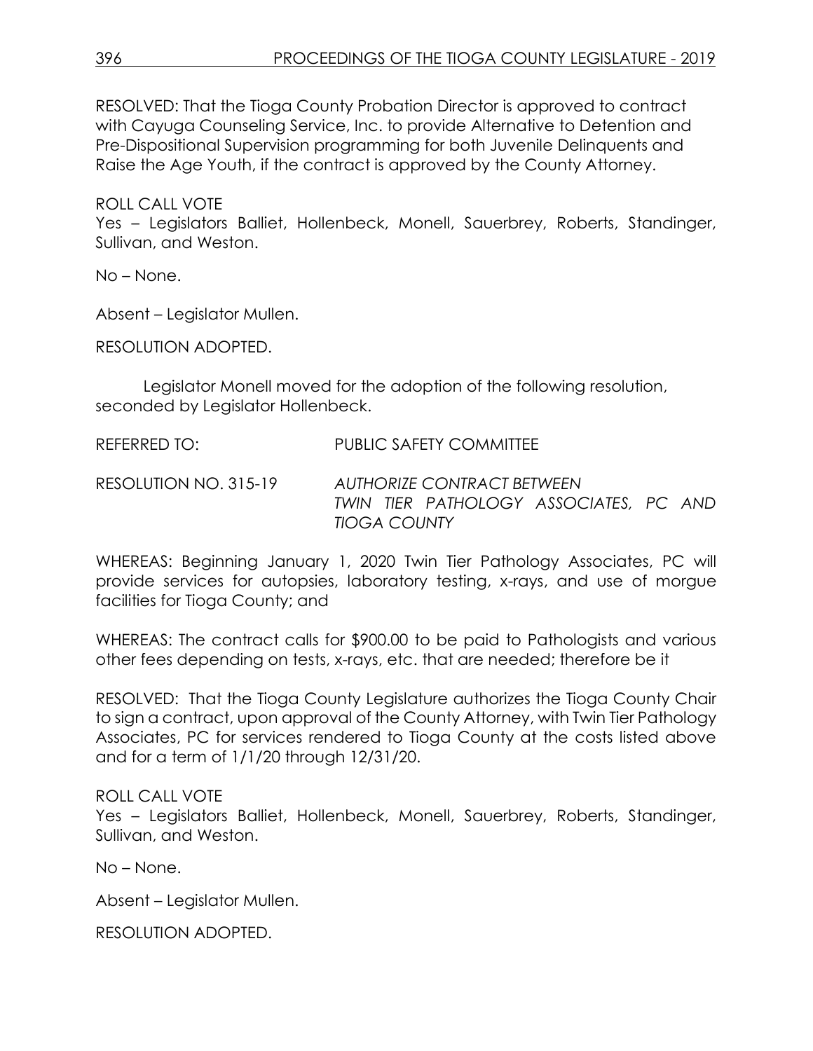RESOLVED: That the Tioga County Probation Director is approved to contract with Cayuga Counseling Service, Inc. to provide Alternative to Detention and Pre-Dispositional Supervision programming for both Juvenile Delinquents and Raise the Age Youth, if the contract is approved by the County Attorney.

ROLL CALL VOTE
Yes – Legislators Balliet, Hollenbeck, Monell, Sauerbrey, Roberts, Standinger, Sullivan, and Weston.

No – None.

Absent – Legislator Mullen.

RESOLUTION ADOPTED.

Legislator Monell moved for the adoption of the following resolution, seconded by Legislator Hollenbeck.

REFERRED TO: PUBLIC SAFETY COMMITTEE

RESOLUTION NO. 315-19 *AUTHORIZE CONTRACT BETWEEN TWIN TIER PATHOLOGY ASSOCIATES, PC AND TIOGA COUNTY*

WHEREAS: Beginning January 1, 2020 Twin Tier Pathology Associates, PC will provide services for autopsies, laboratory testing, x-rays, and use of morgue facilities for Tioga County; and

WHEREAS: The contract calls for $900.00 to be paid to Pathologists and various other fees depending on tests, x-rays, etc. that are needed; therefore be it

RESOLVED: That the Tioga County Legislature authorizes the Tioga County Chair to sign a contract, upon approval of the County Attorney, with Twin Tier Pathology Associates, PC for services rendered to Tioga County at the costs listed above and for a term of 1/1/20 through 12/31/20.

ROLL CALL VOTE
Yes – Legislators Balliet, Hollenbeck, Monell, Sauerbrey, Roberts, Standinger, Sullivan, and Weston.

No – None.

Absent – Legislator Mullen.

RESOLUTION ADOPTED.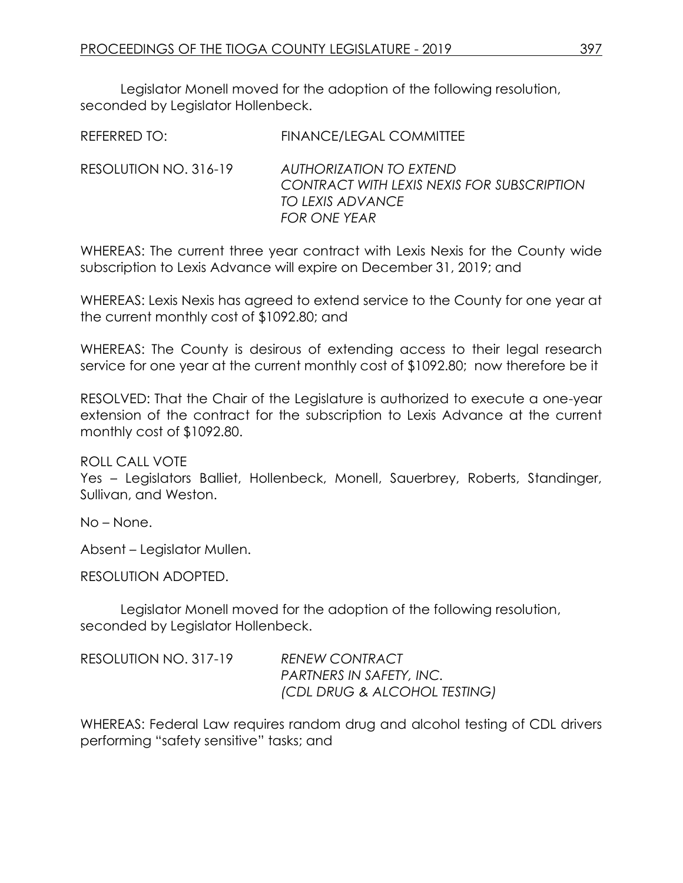Legislator Monell moved for the adoption of the following resolution, seconded by Legislator Hollenbeck.

REFERRED TO: FINANCE/LEGAL COMMITTEE

RESOLUTION NO. 316-19 *AUTHORIZATION TO EXTEND CONTRACT WITH LEXIS NEXIS FOR SUBSCRIPTION TO LEXIS ADVANCE FOR ONE YEAR*

WHEREAS: The current three year contract with Lexis Nexis for the County wide subscription to Lexis Advance will expire on December 31, 2019; and

WHEREAS: Lexis Nexis has agreed to extend service to the County for one year at the current monthly cost of $1092.80; and

WHEREAS: The County is desirous of extending access to their legal research service for one year at the current monthly cost of $1092.80; now therefore be it

RESOLVED: That the Chair of the Legislature is authorized to execute a one-year extension of the contract for the subscription to Lexis Advance at the current monthly cost of $1092.80.

ROLL CALL VOTE
Yes – Legislators Balliet, Hollenbeck, Monell, Sauerbrey, Roberts, Standinger, Sullivan, and Weston.

No – None.

Absent – Legislator Mullen.

RESOLUTION ADOPTED.

Legislator Monell moved for the adoption of the following resolution, seconded by Legislator Hollenbeck.

RESOLUTION NO. 317-19 *RENEW CONTRACT PARTNERS IN SAFETY, INC. (CDL DRUG & ALCOHOL TESTING)*

WHEREAS: Federal Law requires random drug and alcohol testing of CDL drivers performing "safety sensitive" tasks; and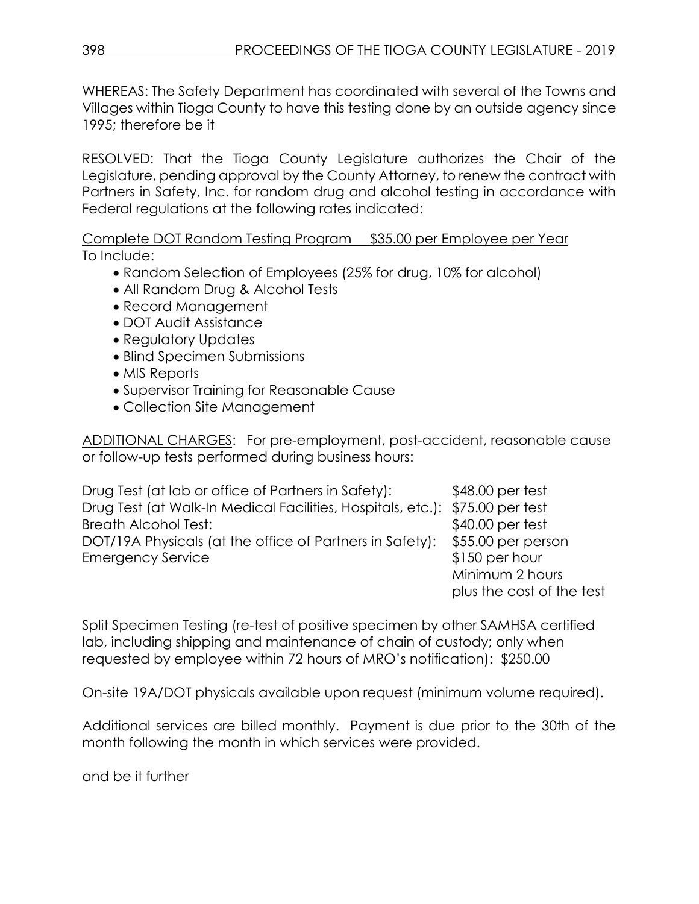WHEREAS: The Safety Department has coordinated with several of the Towns and Villages within Tioga County to have this testing done by an outside agency since 1995; therefore be it

RESOLVED: That the Tioga County Legislature authorizes the Chair of the Legislature, pending approval by the County Attorney, to renew the contract with Partners in Safety, Inc. for random drug and alcohol testing in accordance with Federal regulations at the following rates indicated:

<u>Complete DOT Random Testing Program     $35.00 per Employee per Year</u>
To Include:

- Random Selection of Employees (25% for drug, 10% for alcohol)
- All Random Drug & Alcohol Tests
- Record Management
- DOT Audit Assistance
- Regulatory Updates
- Blind Specimen Submissions
- MIS Reports
- Supervisor Training for Reasonable Cause
- Collection Site Management

<u>ADDITIONAL CHARGES</u>: For pre-employment, post-accident, reasonable cause or follow-up tests performed during business hours:

| | |
|---|---|
| Drug Test (at lab or office of Partners in Safety): | $48.00 per test |
| Drug Test (at Walk-In Medical Facilities, Hospitals, etc.): | $75.00 per test |
| Breath Alcohol Test: | $40.00 per test |
| DOT/19A Physicals (at the office of Partners in Safety): | $55.00 per person |
| Emergency Service | $150 per hour<br>Minimum 2 hours<br>plus the cost of the test |

Split Specimen Testing (re-test of positive specimen by other SAMHSA certified lab, including shipping and maintenance of chain of custody; only when requested by employee within 72 hours of MRO's notification): $250.00

On-site 19A/DOT physicals available upon request (minimum volume required).

Additional services are billed monthly. Payment is due prior to the 30th of the month following the month in which services were provided.

and be it further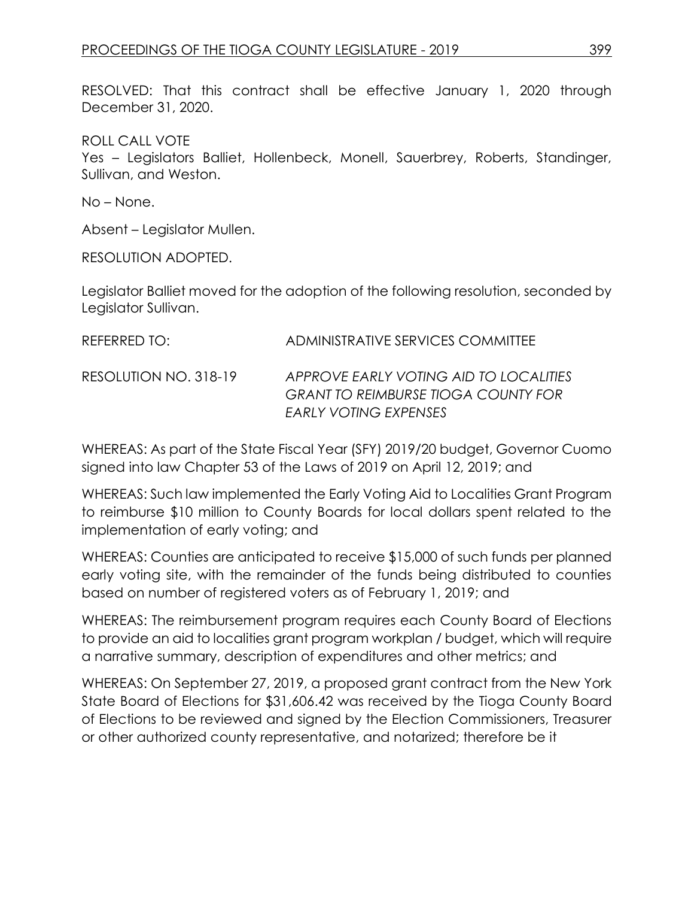RESOLVED: That this contract shall be effective January 1, 2020 through December 31, 2020.

ROLL CALL VOTE
Yes – Legislators Balliet, Hollenbeck, Monell, Sauerbrey, Roberts, Standinger, Sullivan, and Weston.

No – None.

Absent – Legislator Mullen.

RESOLUTION ADOPTED.

Legislator Balliet moved for the adoption of the following resolution, seconded by Legislator Sullivan.

REFERRED TO: ADMINISTRATIVE SERVICES COMMITTEE

RESOLUTION NO. 318-19 *APPROVE EARLY VOTING AID TO LOCALITIES GRANT TO REIMBURSE TIOGA COUNTY FOR EARLY VOTING EXPENSES*

WHEREAS: As part of the State Fiscal Year (SFY) 2019/20 budget, Governor Cuomo signed into law Chapter 53 of the Laws of 2019 on April 12, 2019; and

WHEREAS: Such law implemented the Early Voting Aid to Localities Grant Program to reimburse $10 million to County Boards for local dollars spent related to the implementation of early voting; and

WHEREAS: Counties are anticipated to receive $15,000 of such funds per planned early voting site, with the remainder of the funds being distributed to counties based on number of registered voters as of February 1, 2019; and

WHEREAS: The reimbursement program requires each County Board of Elections to provide an aid to localities grant program workplan / budget, which will require a narrative summary, description of expenditures and other metrics; and

WHEREAS: On September 27, 2019, a proposed grant contract from the New York State Board of Elections for $31,606.42 was received by the Tioga County Board of Elections to be reviewed and signed by the Election Commissioners, Treasurer or other authorized county representative, and notarized; therefore be it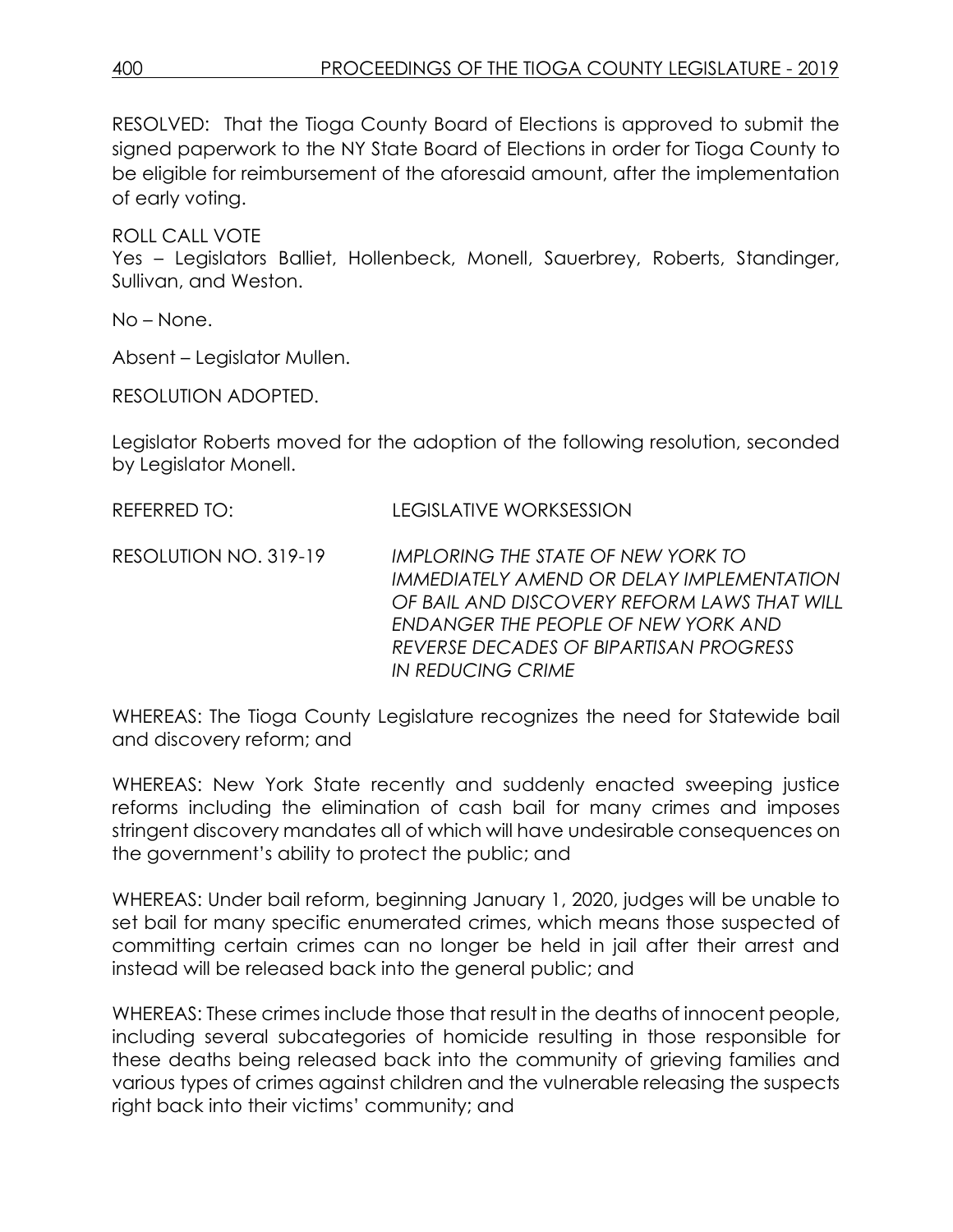RESOLVED: That the Tioga County Board of Elections is approved to submit the signed paperwork to the NY State Board of Elections in order for Tioga County to be eligible for reimbursement of the aforesaid amount, after the implementation of early voting.

ROLL CALL VOTE
Yes – Legislators Balliet, Hollenbeck, Monell, Sauerbrey, Roberts, Standinger, Sullivan, and Weston.

No – None.

Absent – Legislator Mullen.

RESOLUTION ADOPTED.

Legislator Roberts moved for the adoption of the following resolution, seconded by Legislator Monell.

REFERRED TO: LEGISLATIVE WORKSESSION

RESOLUTION NO. 319-19 *IMPLORING THE STATE OF NEW YORK TO IMMEDIATELY AMEND OR DELAY IMPLEMENTATION OF BAIL AND DISCOVERY REFORM LAWS THAT WILL ENDANGER THE PEOPLE OF NEW YORK AND REVERSE DECADES OF BIPARTISAN PROGRESS IN REDUCING CRIME*

WHEREAS: The Tioga County Legislature recognizes the need for Statewide bail and discovery reform; and

WHEREAS: New York State recently and suddenly enacted sweeping justice reforms including the elimination of cash bail for many crimes and imposes stringent discovery mandates all of which will have undesirable consequences on the government's ability to protect the public; and

WHEREAS: Under bail reform, beginning January 1, 2020, judges will be unable to set bail for many specific enumerated crimes, which means those suspected of committing certain crimes can no longer be held in jail after their arrest and instead will be released back into the general public; and

WHEREAS: These crimes include those that result in the deaths of innocent people, including several subcategories of homicide resulting in those responsible for these deaths being released back into the community of grieving families and various types of crimes against children and the vulnerable releasing the suspects right back into their victims' community; and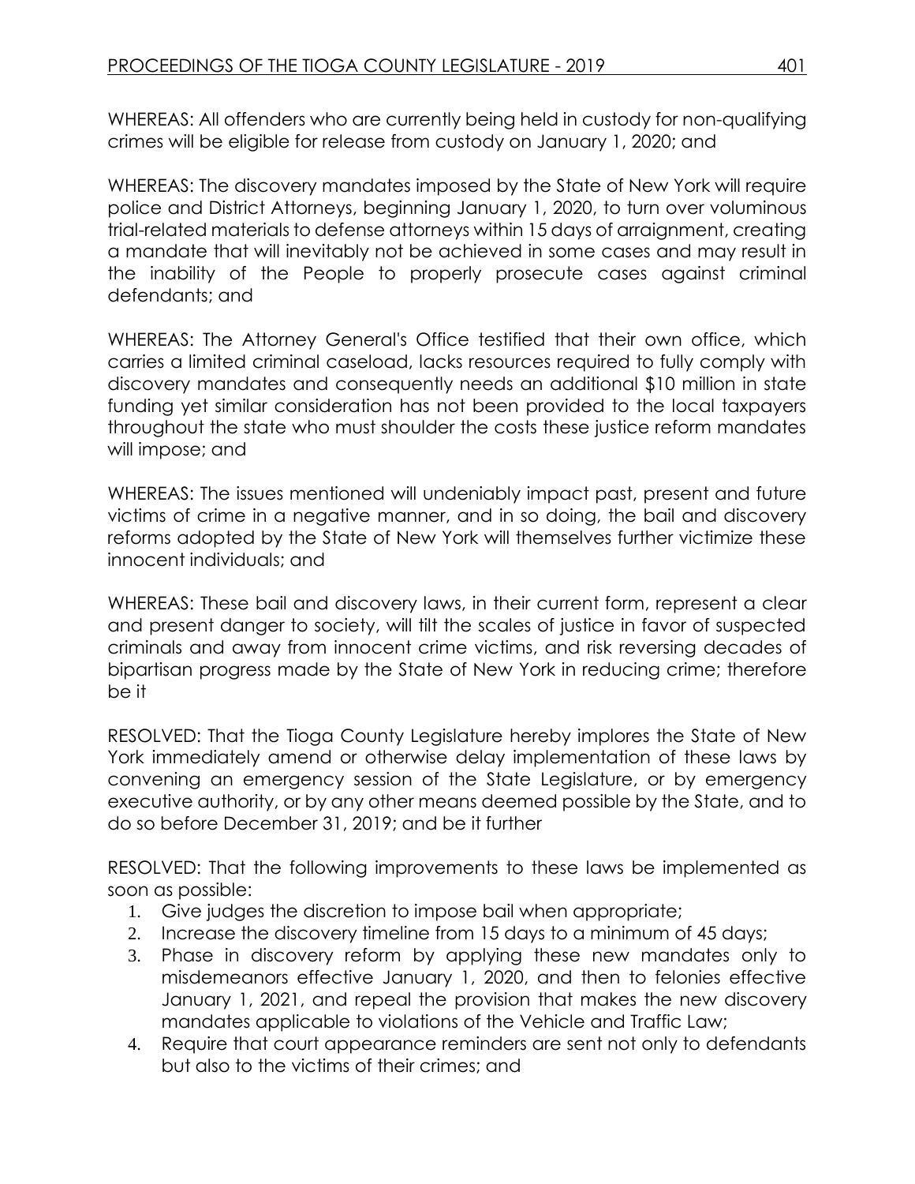WHEREAS: All offenders who are currently being held in custody for non-qualifying crimes will be eligible for release from custody on January 1, 2020; and

WHEREAS: The discovery mandates imposed by the State of New York will require police and District Attorneys, beginning January 1, 2020, to turn over voluminous trial-related materials to defense attorneys within 15 days of arraignment, creating a mandate that will inevitably not be achieved in some cases and may result in the inability of the People to properly prosecute cases against criminal defendants; and

WHEREAS: The Attorney General's Office testified that their own office, which carries a limited criminal caseload, lacks resources required to fully comply with discovery mandates and consequently needs an additional $10 million in state funding yet similar consideration has not been provided to the local taxpayers throughout the state who must shoulder the costs these justice reform mandates will impose; and

WHEREAS: The issues mentioned will undeniably impact past, present and future victims of crime in a negative manner, and in so doing, the bail and discovery reforms adopted by the State of New York will themselves further victimize these innocent individuals; and

WHEREAS: These bail and discovery laws, in their current form, represent a clear and present danger to society, will tilt the scales of justice in favor of suspected criminals and away from innocent crime victims, and risk reversing decades of bipartisan progress made by the State of New York in reducing crime; therefore be it

RESOLVED: That the Tioga County Legislature hereby implores the State of New York immediately amend or otherwise delay implementation of these laws by convening an emergency session of the State Legislature, or by emergency executive authority, or by any other means deemed possible by the State, and to do so before December 31, 2019; and be it further

RESOLVED: That the following improvements to these laws be implemented as soon as possible:

1. Give judges the discretion to impose bail when appropriate;
2. Increase the discovery timeline from 15 days to a minimum of 45 days;
3. Phase in discovery reform by applying these new mandates only to misdemeanors effective January 1, 2020, and then to felonies effective January 1, 2021, and repeal the provision that makes the new discovery mandates applicable to violations of the Vehicle and Traffic Law;
4. Require that court appearance reminders are sent not only to defendants but also to the victims of their crimes; and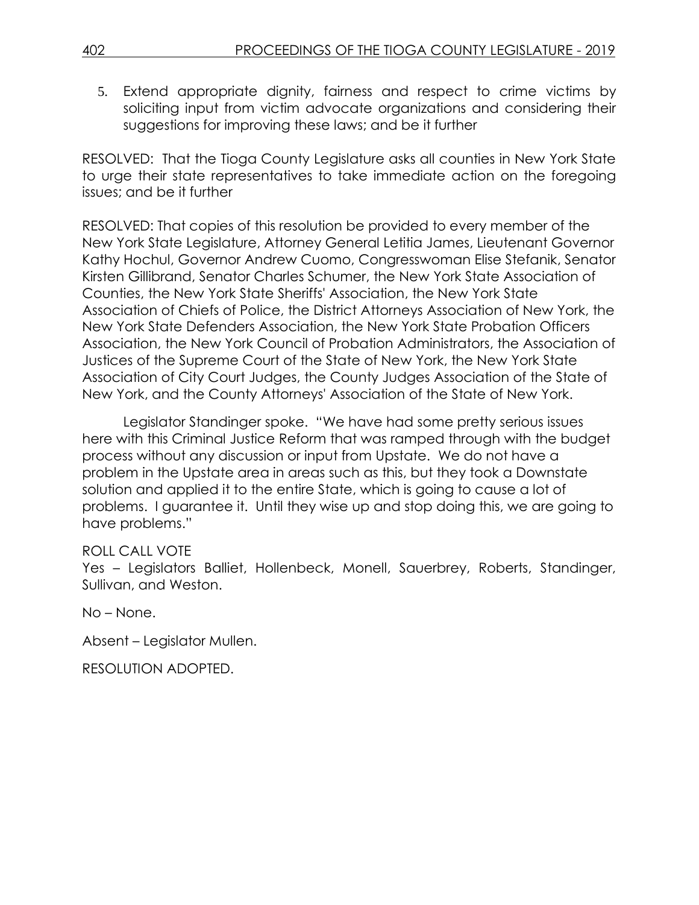5. Extend appropriate dignity, fairness and respect to crime victims by soliciting input from victim advocate organizations and considering their suggestions for improving these laws; and be it further

RESOLVED: That the Tioga County Legislature asks all counties in New York State to urge their state representatives to take immediate action on the foregoing issues; and be it further

RESOLVED: That copies of this resolution be provided to every member of the New York State Legislature, Attorney General Letitia James, Lieutenant Governor Kathy Hochul, Governor Andrew Cuomo, Congresswoman Elise Stefanik, Senator Kirsten Gillibrand, Senator Charles Schumer, the New York State Association of Counties, the New York State Sheriffs' Association, the New York State Association of Chiefs of Police, the District Attorneys Association of New York, the New York State Defenders Association, the New York State Probation Officers Association, the New York Council of Probation Administrators, the Association of Justices of the Supreme Court of the State of New York, the New York State Association of City Court Judges, the County Judges Association of the State of New York, and the County Attorneys' Association of the State of New York.

Legislator Standinger spoke. "We have had some pretty serious issues here with this Criminal Justice Reform that was ramped through with the budget process without any discussion or input from Upstate. We do not have a problem in the Upstate area in areas such as this, but they took a Downstate solution and applied it to the entire State, which is going to cause a lot of problems. I guarantee it. Until they wise up and stop doing this, we are going to have problems."

ROLL CALL VOTE

Yes – Legislators Balliet, Hollenbeck, Monell, Sauerbrey, Roberts, Standinger, Sullivan, and Weston.

No – None.

Absent – Legislator Mullen.

RESOLUTION ADOPTED.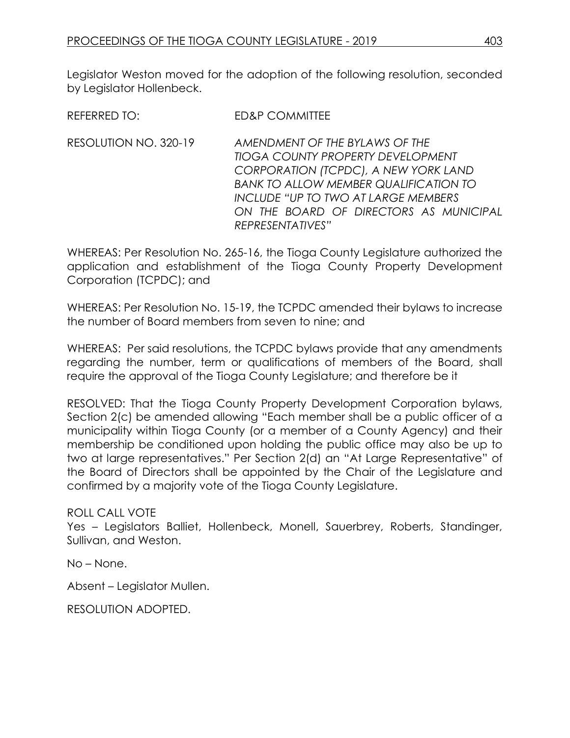Legislator Weston moved for the adoption of the following resolution, seconded by Legislator Hollenbeck.

REFERRED TO: ED&P COMMITTEE

RESOLUTION NO. 320-19 *AMENDMENT OF THE BYLAWS OF THE TIOGA COUNTY PROPERTY DEVELOPMENT CORPORATION (TCPDC), A NEW YORK LAND BANK TO ALLOW MEMBER QUALIFICATION TO INCLUDE "UP TO TWO AT LARGE MEMBERS ON THE BOARD OF DIRECTORS AS MUNICIPAL REPRESENTATIVES"*

WHEREAS: Per Resolution No. 265-16, the Tioga County Legislature authorized the application and establishment of the Tioga County Property Development Corporation (TCPDC); and

WHEREAS: Per Resolution No. 15-19, the TCPDC amended their bylaws to increase the number of Board members from seven to nine; and

WHEREAS: Per said resolutions, the TCPDC bylaws provide that any amendments regarding the number, term or qualifications of members of the Board, shall require the approval of the Tioga County Legislature; and therefore be it

RESOLVED: That the Tioga County Property Development Corporation bylaws, Section 2(c) be amended allowing "Each member shall be a public officer of a municipality within Tioga County (or a member of a County Agency) and their membership be conditioned upon holding the public office may also be up to two at large representatives." Per Section 2(d) an "At Large Representative" of the Board of Directors shall be appointed by the Chair of the Legislature and confirmed by a majority vote of the Tioga County Legislature.

ROLL CALL VOTE

Yes – Legislators Balliet, Hollenbeck, Monell, Sauerbrey, Roberts, Standinger, Sullivan, and Weston.

No – None.

Absent – Legislator Mullen.

RESOLUTION ADOPTED.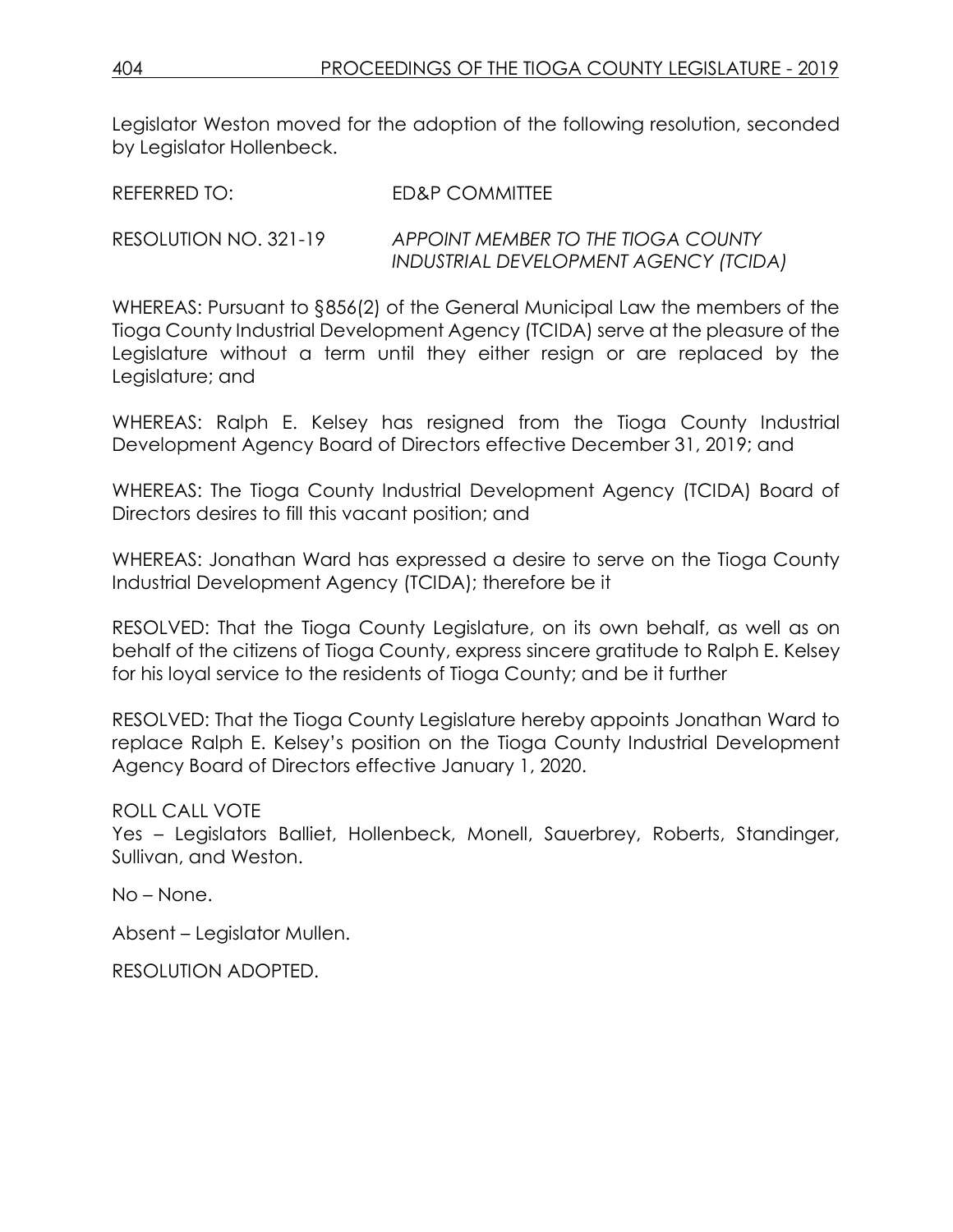Legislator Weston moved for the adoption of the following resolution, seconded by Legislator Hollenbeck.

REFERRED TO: ED&P COMMITTEE

RESOLUTION NO. 321-19 *APPOINT MEMBER TO THE TIOGA COUNTY INDUSTRIAL DEVELOPMENT AGENCY (TCIDA)*

WHEREAS: Pursuant to §856(2) of the General Municipal Law the members of the Tioga County Industrial Development Agency (TCIDA) serve at the pleasure of the Legislature without a term until they either resign or are replaced by the Legislature; and

WHEREAS: Ralph E. Kelsey has resigned from the Tioga County Industrial Development Agency Board of Directors effective December 31, 2019; and

WHEREAS: The Tioga County Industrial Development Agency (TCIDA) Board of Directors desires to fill this vacant position; and

WHEREAS: Jonathan Ward has expressed a desire to serve on the Tioga County Industrial Development Agency (TCIDA); therefore be it

RESOLVED: That the Tioga County Legislature, on its own behalf, as well as on behalf of the citizens of Tioga County, express sincere gratitude to Ralph E. Kelsey for his loyal service to the residents of Tioga County; and be it further

RESOLVED: That the Tioga County Legislature hereby appoints Jonathan Ward to replace Ralph E. Kelsey's position on the Tioga County Industrial Development Agency Board of Directors effective January 1, 2020.

ROLL CALL VOTE
Yes – Legislators Balliet, Hollenbeck, Monell, Sauerbrey, Roberts, Standinger, Sullivan, and Weston.

No – None.

Absent – Legislator Mullen.

RESOLUTION ADOPTED.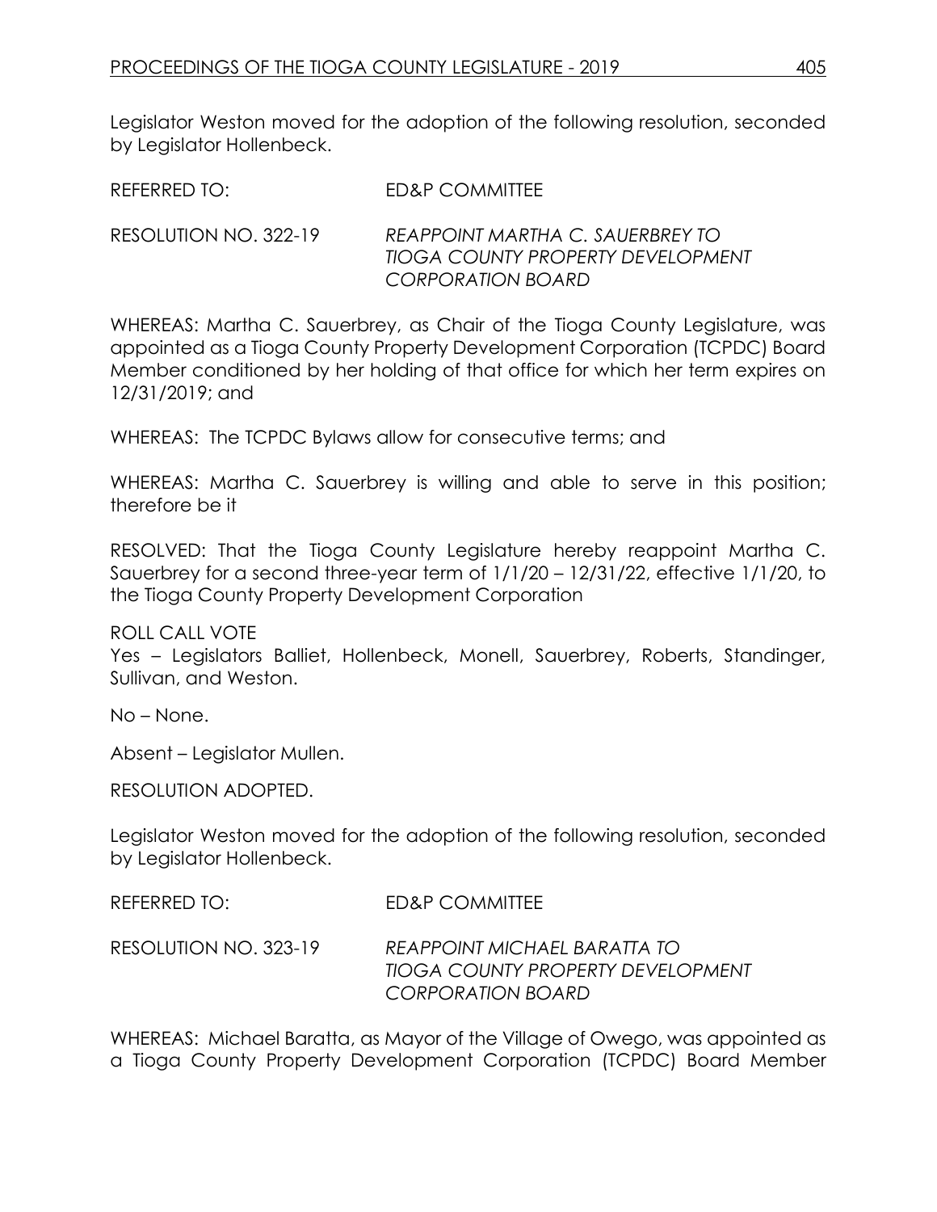Legislator Weston moved for the adoption of the following resolution, seconded by Legislator Hollenbeck.

REFERRED TO: ED&P COMMITTEE

RESOLUTION NO. 322-19 *REAPPOINT MARTHA C. SAUERBREY TO TIOGA COUNTY PROPERTY DEVELOPMENT CORPORATION BOARD*

WHEREAS: Martha C. Sauerbrey, as Chair of the Tioga County Legislature, was appointed as a Tioga County Property Development Corporation (TCPDC) Board Member conditioned by her holding of that office for which her term expires on 12/31/2019; and

WHEREAS: The TCPDC Bylaws allow for consecutive terms; and

WHEREAS: Martha C. Sauerbrey is willing and able to serve in this position; therefore be it

RESOLVED: That the Tioga County Legislature hereby reappoint Martha C. Sauerbrey for a second three-year term of 1/1/20 – 12/31/22, effective 1/1/20, to the Tioga County Property Development Corporation

ROLL CALL VOTE
Yes – Legislators Balliet, Hollenbeck, Monell, Sauerbrey, Roberts, Standinger, Sullivan, and Weston.

No – None.

Absent – Legislator Mullen.

RESOLUTION ADOPTED.

Legislator Weston moved for the adoption of the following resolution, seconded by Legislator Hollenbeck.

REFERRED TO: ED&P COMMITTEE

RESOLUTION NO. 323-19 *REAPPOINT MICHAEL BARATTA TO TIOGA COUNTY PROPERTY DEVELOPMENT CORPORATION BOARD*

WHEREAS: Michael Baratta, as Mayor of the Village of Owego, was appointed as a Tioga County Property Development Corporation (TCPDC) Board Member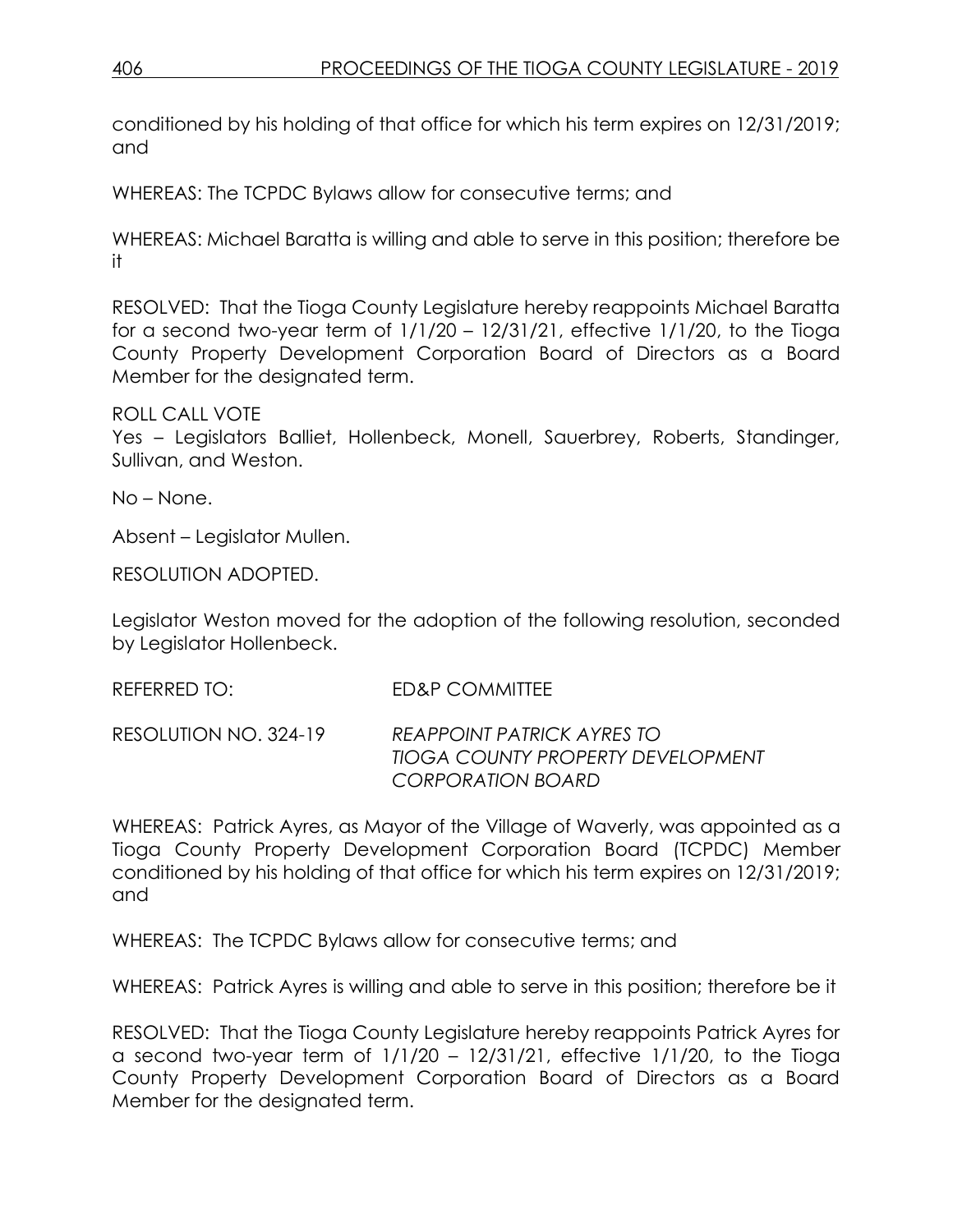conditioned by his holding of that office for which his term expires on 12/31/2019; and

WHEREAS: The TCPDC Bylaws allow for consecutive terms; and

WHEREAS: Michael Baratta is willing and able to serve in this position; therefore be it

RESOLVED: That the Tioga County Legislature hereby reappoints Michael Baratta for a second two-year term of 1/1/20 – 12/31/21, effective 1/1/20, to the Tioga County Property Development Corporation Board of Directors as a Board Member for the designated term.

ROLL CALL VOTE
Yes – Legislators Balliet, Hollenbeck, Monell, Sauerbrey, Roberts, Standinger, Sullivan, and Weston.

No – None.

Absent – Legislator Mullen.

RESOLUTION ADOPTED.

Legislator Weston moved for the adoption of the following resolution, seconded by Legislator Hollenbeck.

REFERRED TO: ED&P COMMITTEE

RESOLUTION NO. 324-19 *REAPPOINT PATRICK AYRES TO TIOGA COUNTY PROPERTY DEVELOPMENT CORPORATION BOARD*

WHEREAS: Patrick Ayres, as Mayor of the Village of Waverly, was appointed as a Tioga County Property Development Corporation Board (TCPDC) Member conditioned by his holding of that office for which his term expires on 12/31/2019; and

WHEREAS: The TCPDC Bylaws allow for consecutive terms; and

WHEREAS: Patrick Ayres is willing and able to serve in this position; therefore be it

RESOLVED: That the Tioga County Legislature hereby reappoints Patrick Ayres for a second two-year term of 1/1/20 – 12/31/21, effective 1/1/20, to the Tioga County Property Development Corporation Board of Directors as a Board Member for the designated term.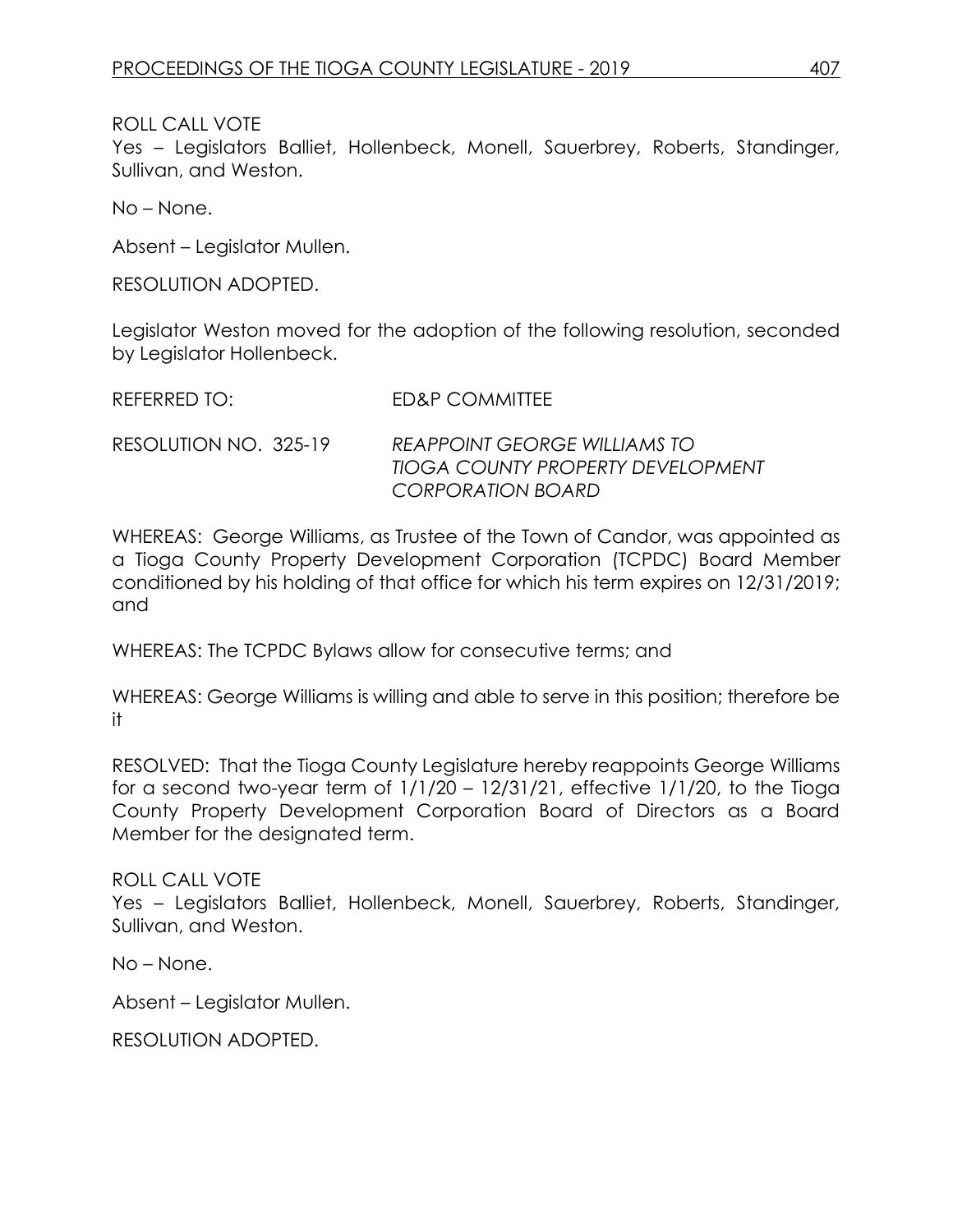ROLL CALL VOTE
Yes – Legislators Balliet, Hollenbeck, Monell, Sauerbrey, Roberts, Standinger, Sullivan, and Weston.

No – None.

Absent – Legislator Mullen.

RESOLUTION ADOPTED.

Legislator Weston moved for the adoption of the following resolution, seconded by Legislator Hollenbeck.

REFERRED TO: ED&P COMMITTEE

RESOLUTION NO. 325-19 *REAPPOINT GEORGE WILLIAMS TO TIOGA COUNTY PROPERTY DEVELOPMENT CORPORATION BOARD*

WHEREAS: George Williams, as Trustee of the Town of Candor, was appointed as a Tioga County Property Development Corporation (TCPDC) Board Member conditioned by his holding of that office for which his term expires on 12/31/2019; and

WHEREAS: The TCPDC Bylaws allow for consecutive terms; and

WHEREAS: George Williams is willing and able to serve in this position; therefore be it

RESOLVED: That the Tioga County Legislature hereby reappoints George Williams for a second two-year term of 1/1/20 – 12/31/21, effective 1/1/20, to the Tioga County Property Development Corporation Board of Directors as a Board Member for the designated term.

ROLL CALL VOTE
Yes – Legislators Balliet, Hollenbeck, Monell, Sauerbrey, Roberts, Standinger, Sullivan, and Weston.

No – None.

Absent – Legislator Mullen.

RESOLUTION ADOPTED.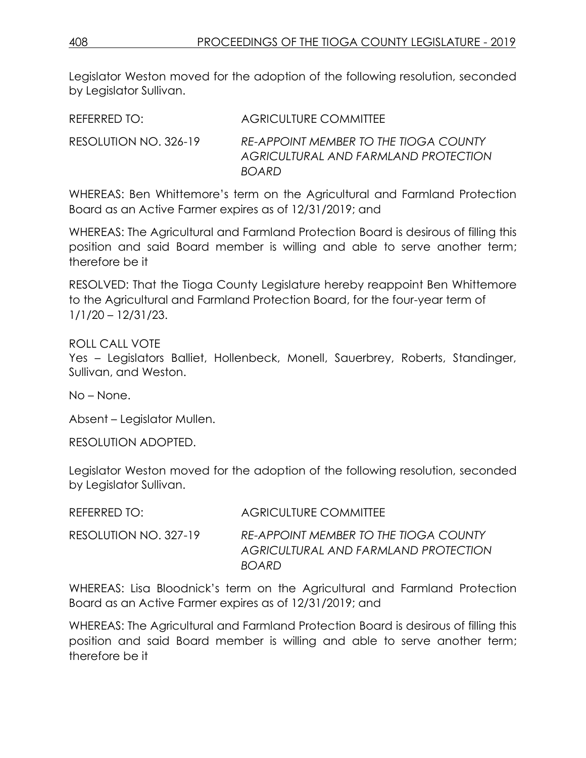Legislator Weston moved for the adoption of the following resolution, seconded by Legislator Sullivan.

REFERRED TO: AGRICULTURE COMMITTEE

RESOLUTION NO. 326-19 *RE-APPOINT MEMBER TO THE TIOGA COUNTY AGRICULTURAL AND FARMLAND PROTECTION BOARD*

WHEREAS: Ben Whittemore's term on the Agricultural and Farmland Protection Board as an Active Farmer expires as of 12/31/2019; and

WHEREAS: The Agricultural and Farmland Protection Board is desirous of filling this position and said Board member is willing and able to serve another term; therefore be it

RESOLVED: That the Tioga County Legislature hereby reappoint Ben Whittemore to the Agricultural and Farmland Protection Board, for the four-year term of 1/1/20 – 12/31/23.

ROLL CALL VOTE
Yes – Legislators Balliet, Hollenbeck, Monell, Sauerbrey, Roberts, Standinger, Sullivan, and Weston.

No – None.

Absent – Legislator Mullen.

RESOLUTION ADOPTED.

Legislator Weston moved for the adoption of the following resolution, seconded by Legislator Sullivan.

REFERRED TO: AGRICULTURE COMMITTEE

RESOLUTION NO. 327-19 *RE-APPOINT MEMBER TO THE TIOGA COUNTY AGRICULTURAL AND FARMLAND PROTECTION BOARD*

WHEREAS: Lisa Bloodnick's term on the Agricultural and Farmland Protection Board as an Active Farmer expires as of 12/31/2019; and

WHEREAS: The Agricultural and Farmland Protection Board is desirous of filling this position and said Board member is willing and able to serve another term; therefore be it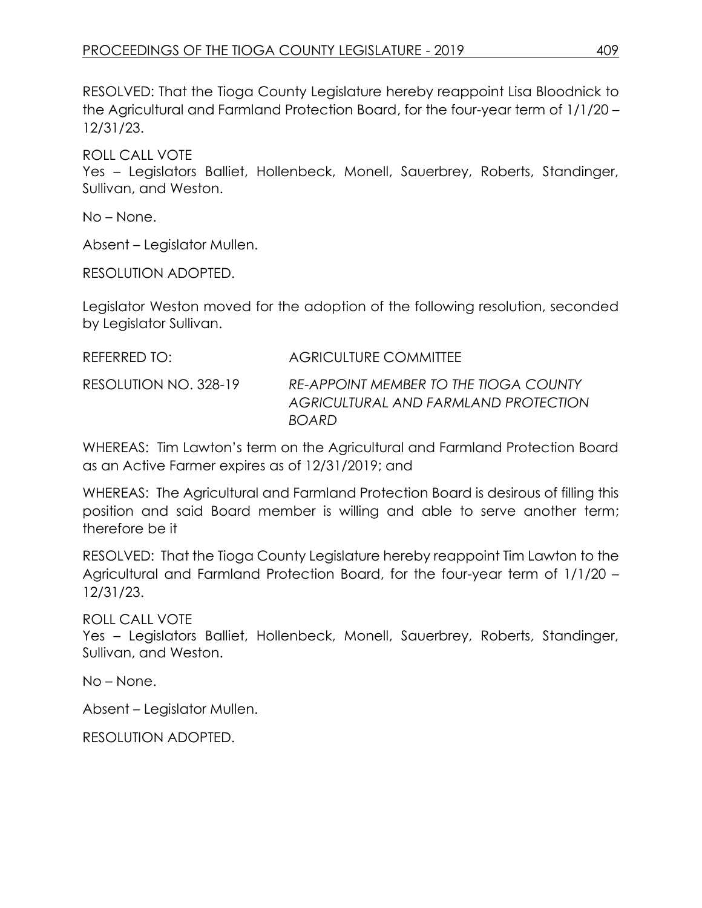RESOLVED: That the Tioga County Legislature hereby reappoint Lisa Bloodnick to the Agricultural and Farmland Protection Board, for the four-year term of 1/1/20 – 12/31/23.

ROLL CALL VOTE
Yes – Legislators Balliet, Hollenbeck, Monell, Sauerbrey, Roberts, Standinger, Sullivan, and Weston.

No – None.

Absent – Legislator Mullen.

RESOLUTION ADOPTED.

Legislator Weston moved for the adoption of the following resolution, seconded by Legislator Sullivan.

REFERRED TO: AGRICULTURE COMMITTEE

RESOLUTION NO. 328-19 *RE-APPOINT MEMBER TO THE TIOGA COUNTY AGRICULTURAL AND FARMLAND PROTECTION BOARD*

WHEREAS: Tim Lawton's term on the Agricultural and Farmland Protection Board as an Active Farmer expires as of 12/31/2019; and

WHEREAS: The Agricultural and Farmland Protection Board is desirous of filling this position and said Board member is willing and able to serve another term; therefore be it

RESOLVED: That the Tioga County Legislature hereby reappoint Tim Lawton to the Agricultural and Farmland Protection Board, for the four-year term of 1/1/20 – 12/31/23.

ROLL CALL VOTE
Yes – Legislators Balliet, Hollenbeck, Monell, Sauerbrey, Roberts, Standinger, Sullivan, and Weston.

No – None.

Absent – Legislator Mullen.

RESOLUTION ADOPTED.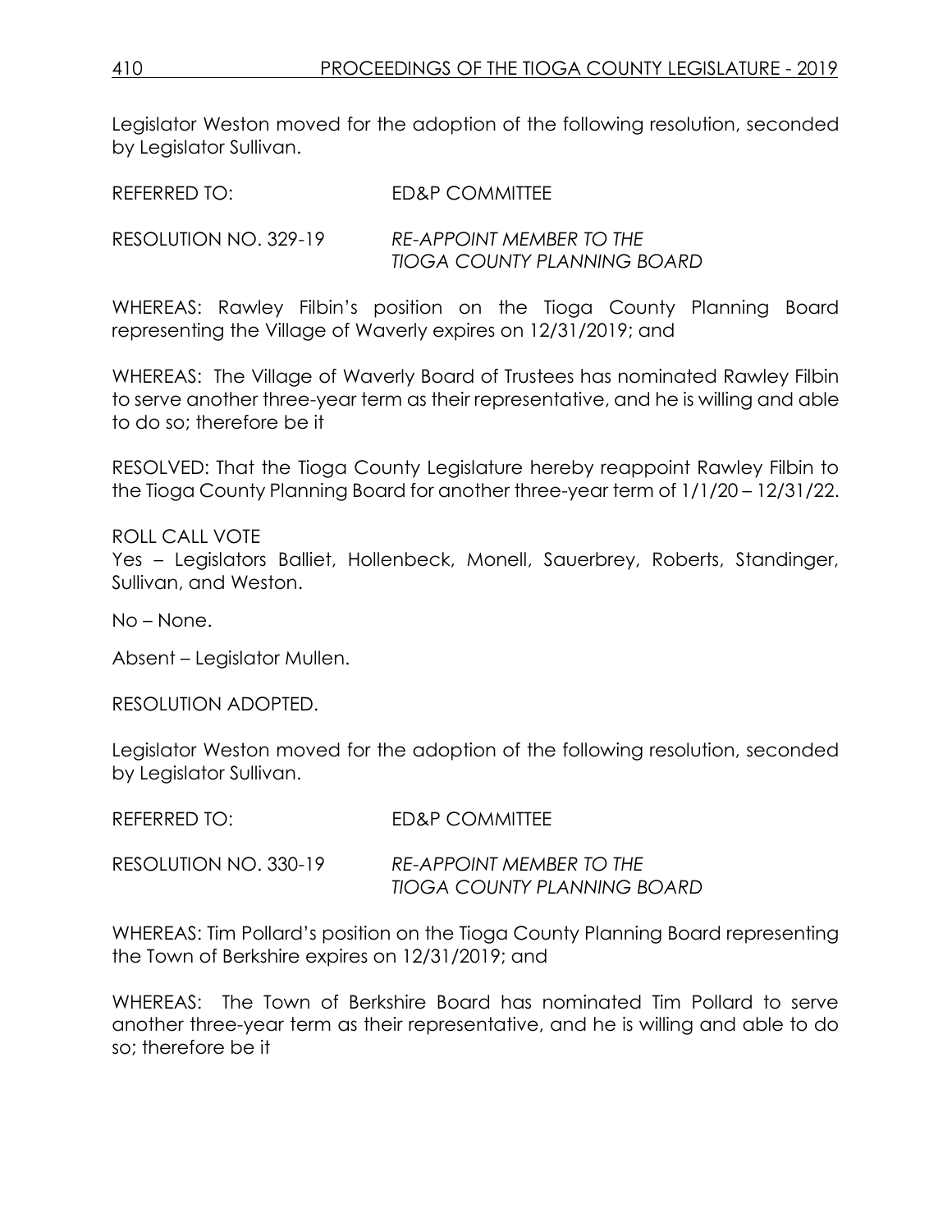Legislator Weston moved for the adoption of the following resolution, seconded by Legislator Sullivan.

REFERRED TO: ED&P COMMITTEE

RESOLUTION NO. 329-19 *RE-APPOINT MEMBER TO THE TIOGA COUNTY PLANNING BOARD*

WHEREAS: Rawley Filbin's position on the Tioga County Planning Board representing the Village of Waverly expires on 12/31/2019; and

WHEREAS: The Village of Waverly Board of Trustees has nominated Rawley Filbin to serve another three-year term as their representative, and he is willing and able to do so; therefore be it

RESOLVED: That the Tioga County Legislature hereby reappoint Rawley Filbin to the Tioga County Planning Board for another three-year term of 1/1/20 – 12/31/22.

ROLL CALL VOTE
Yes – Legislators Balliet, Hollenbeck, Monell, Sauerbrey, Roberts, Standinger, Sullivan, and Weston.

No – None.

Absent – Legislator Mullen.

RESOLUTION ADOPTED.

Legislator Weston moved for the adoption of the following resolution, seconded by Legislator Sullivan.

REFERRED TO: ED&P COMMITTEE

RESOLUTION NO. 330-19 *RE-APPOINT MEMBER TO THE TIOGA COUNTY PLANNING BOARD*

WHEREAS: Tim Pollard's position on the Tioga County Planning Board representing the Town of Berkshire expires on 12/31/2019; and

WHEREAS: The Town of Berkshire Board has nominated Tim Pollard to serve another three-year term as their representative, and he is willing and able to do so; therefore be it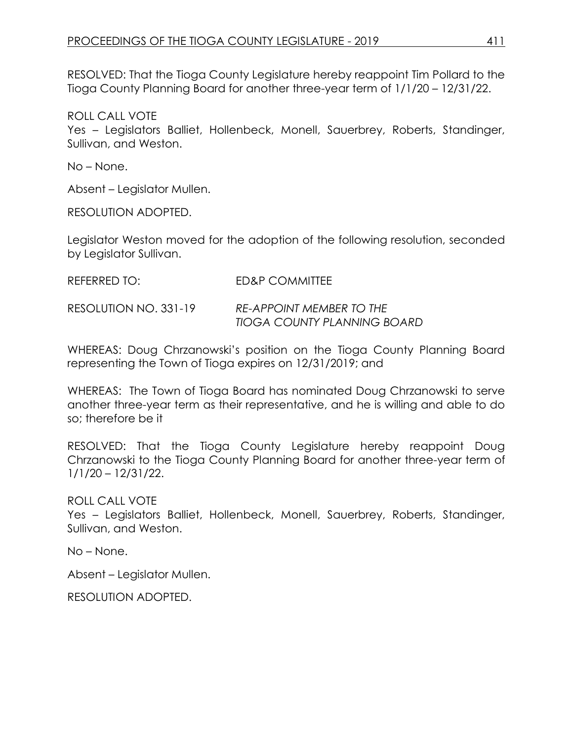RESOLVED: That the Tioga County Legislature hereby reappoint Tim Pollard to the Tioga County Planning Board for another three-year term of 1/1/20 – 12/31/22.

ROLL CALL VOTE
Yes – Legislators Balliet, Hollenbeck, Monell, Sauerbrey, Roberts, Standinger, Sullivan, and Weston.

No – None.

Absent – Legislator Mullen.

RESOLUTION ADOPTED.

Legislator Weston moved for the adoption of the following resolution, seconded by Legislator Sullivan.

REFERRED TO: ED&P COMMITTEE

RESOLUTION NO. 331-19 *RE-APPOINT MEMBER TO THE TIOGA COUNTY PLANNING BOARD*

WHEREAS: Doug Chrzanowski's position on the Tioga County Planning Board representing the Town of Tioga expires on 12/31/2019; and

WHEREAS: The Town of Tioga Board has nominated Doug Chrzanowski to serve another three-year term as their representative, and he is willing and able to do so; therefore be it

RESOLVED: That the Tioga County Legislature hereby reappoint Doug Chrzanowski to the Tioga County Planning Board for another three-year term of 1/1/20 – 12/31/22.

ROLL CALL VOTE
Yes – Legislators Balliet, Hollenbeck, Monell, Sauerbrey, Roberts, Standinger, Sullivan, and Weston.

No – None.

Absent – Legislator Mullen.

RESOLUTION ADOPTED.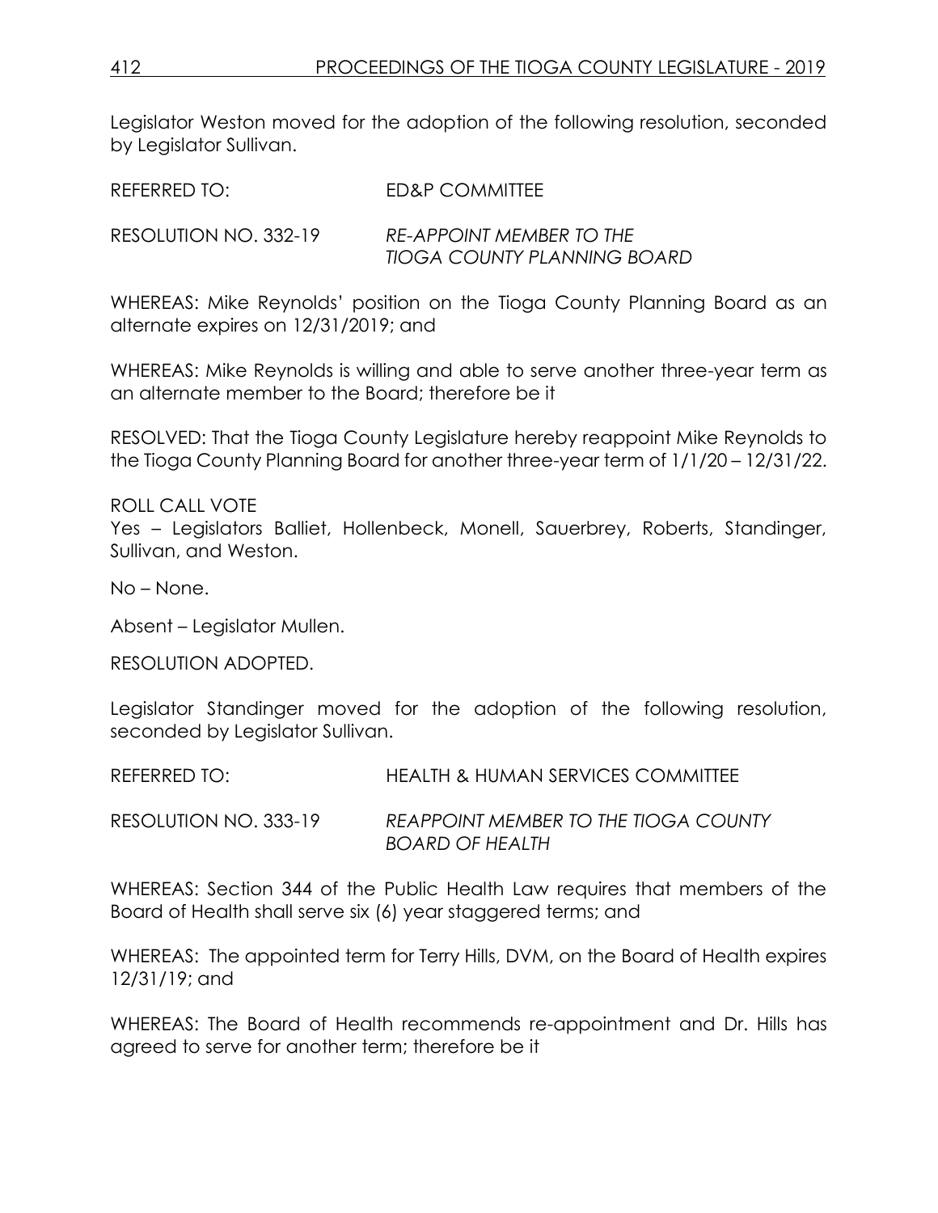Legislator Weston moved for the adoption of the following resolution, seconded by Legislator Sullivan.

REFERRED TO: ED&P COMMITTEE

RESOLUTION NO. 332-19 *RE-APPOINT MEMBER TO THE TIOGA COUNTY PLANNING BOARD*

WHEREAS: Mike Reynolds' position on the Tioga County Planning Board as an alternate expires on 12/31/2019; and

WHEREAS: Mike Reynolds is willing and able to serve another three-year term as an alternate member to the Board; therefore be it

RESOLVED: That the Tioga County Legislature hereby reappoint Mike Reynolds to the Tioga County Planning Board for another three-year term of 1/1/20 – 12/31/22.

ROLL CALL VOTE
Yes – Legislators Balliet, Hollenbeck, Monell, Sauerbrey, Roberts, Standinger, Sullivan, and Weston.

No – None.

Absent – Legislator Mullen.

RESOLUTION ADOPTED.

Legislator Standinger moved for the adoption of the following resolution, seconded by Legislator Sullivan.

REFERRED TO: HEALTH & HUMAN SERVICES COMMITTEE

RESOLUTION NO. 333-19 *REAPPOINT MEMBER TO THE TIOGA COUNTY BOARD OF HEALTH*

WHEREAS: Section 344 of the Public Health Law requires that members of the Board of Health shall serve six (6) year staggered terms; and

WHEREAS: The appointed term for Terry Hills, DVM, on the Board of Health expires 12/31/19; and

WHEREAS: The Board of Health recommends re-appointment and Dr. Hills has agreed to serve for another term; therefore be it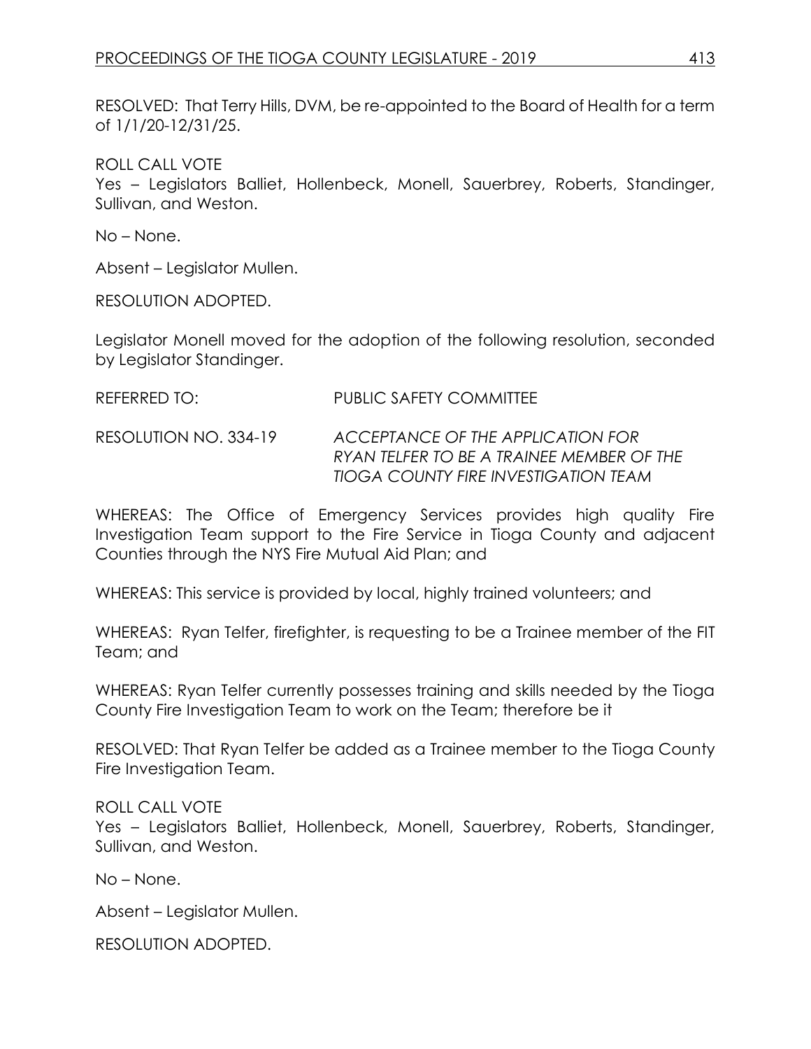RESOLVED: That Terry Hills, DVM, be re-appointed to the Board of Health for a term of 1/1/20-12/31/25.

ROLL CALL VOTE
Yes – Legislators Balliet, Hollenbeck, Monell, Sauerbrey, Roberts, Standinger, Sullivan, and Weston.

No – None.

Absent – Legislator Mullen.

RESOLUTION ADOPTED.

Legislator Monell moved for the adoption of the following resolution, seconded by Legislator Standinger.

REFERRED TO: PUBLIC SAFETY COMMITTEE

RESOLUTION NO. 334-19 *ACCEPTANCE OF THE APPLICATION FOR RYAN TELFER TO BE A TRAINEE MEMBER OF THE TIOGA COUNTY FIRE INVESTIGATION TEAM*

WHEREAS: The Office of Emergency Services provides high quality Fire Investigation Team support to the Fire Service in Tioga County and adjacent Counties through the NYS Fire Mutual Aid Plan; and

WHEREAS: This service is provided by local, highly trained volunteers; and

WHEREAS: Ryan Telfer, firefighter, is requesting to be a Trainee member of the FIT Team; and

WHEREAS: Ryan Telfer currently possesses training and skills needed by the Tioga County Fire Investigation Team to work on the Team; therefore be it

RESOLVED: That Ryan Telfer be added as a Trainee member to the Tioga County Fire Investigation Team.

ROLL CALL VOTE
Yes – Legislators Balliet, Hollenbeck, Monell, Sauerbrey, Roberts, Standinger, Sullivan, and Weston.

No – None.

Absent – Legislator Mullen.

RESOLUTION ADOPTED.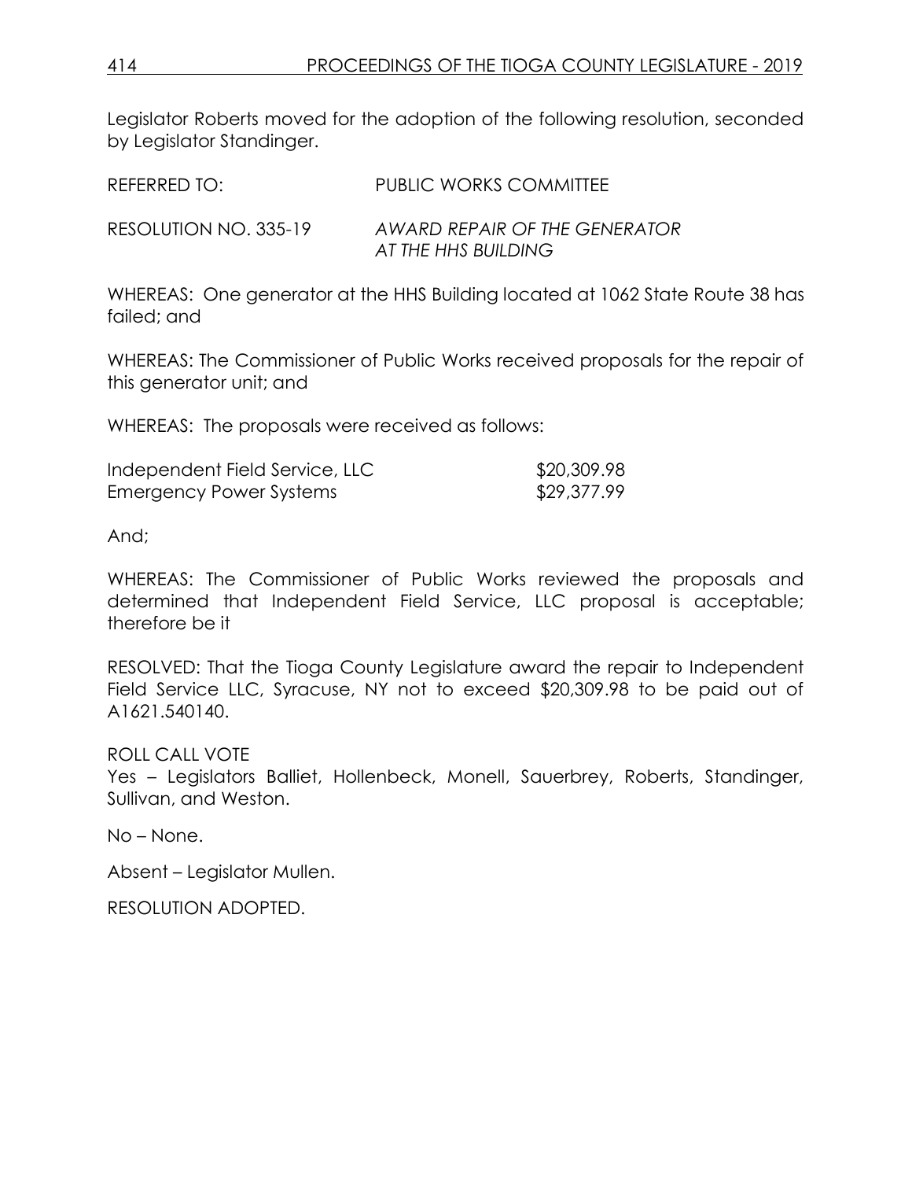Legislator Roberts moved for the adoption of the following resolution, seconded by Legislator Standinger.

REFERRED TO: PUBLIC WORKS COMMITTEE

RESOLUTION NO. 335-19 *AWARD REPAIR OF THE GENERATOR AT THE HHS BUILDING*

WHEREAS: One generator at the HHS Building located at 1062 State Route 38 has failed; and

WHEREAS: The Commissioner of Public Works received proposals for the repair of this generator unit; and

WHEREAS: The proposals were received as follows:

| | |
|---|---|
| Independent Field Service, LLC | $20,309.98 |
| Emergency Power Systems | $29,377.99 |

And;

WHEREAS: The Commissioner of Public Works reviewed the proposals and determined that Independent Field Service, LLC proposal is acceptable; therefore be it

RESOLVED: That the Tioga County Legislature award the repair to Independent Field Service LLC, Syracuse, NY not to exceed $20,309.98 to be paid out of A1621.540140.

ROLL CALL VOTE
Yes – Legislators Balliet, Hollenbeck, Monell, Sauerbrey, Roberts, Standinger, Sullivan, and Weston.

No – None.

Absent – Legislator Mullen.

RESOLUTION ADOPTED.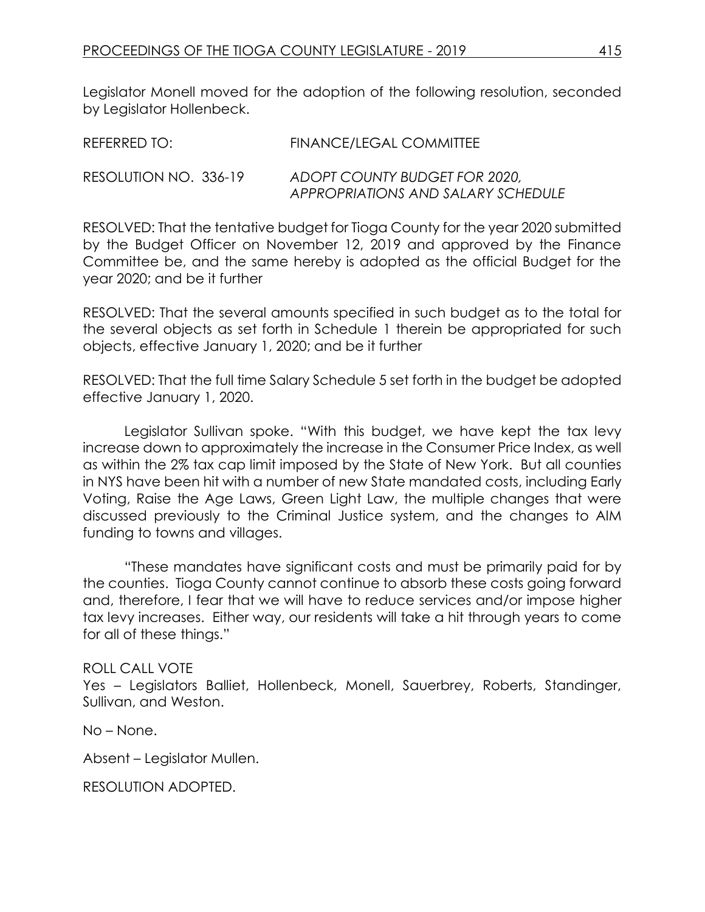Legislator Monell moved for the adoption of the following resolution, seconded by Legislator Hollenbeck.

REFERRED TO: FINANCE/LEGAL COMMITTEE

RESOLUTION NO. 336-19 *ADOPT COUNTY BUDGET FOR 2020, APPROPRIATIONS AND SALARY SCHEDULE*

RESOLVED: That the tentative budget for Tioga County for the year 2020 submitted by the Budget Officer on November 12, 2019 and approved by the Finance Committee be, and the same hereby is adopted as the official Budget for the year 2020; and be it further

RESOLVED: That the several amounts specified in such budget as to the total for the several objects as set forth in Schedule 1 therein be appropriated for such objects, effective January 1, 2020; and be it further

RESOLVED: That the full time Salary Schedule 5 set forth in the budget be adopted effective January 1, 2020.

Legislator Sullivan spoke. "With this budget, we have kept the tax levy increase down to approximately the increase in the Consumer Price Index, as well as within the 2% tax cap limit imposed by the State of New York. But all counties in NYS have been hit with a number of new State mandated costs, including Early Voting, Raise the Age Laws, Green Light Law, the multiple changes that were discussed previously to the Criminal Justice system, and the changes to AIM funding to towns and villages.

"These mandates have significant costs and must be primarily paid for by the counties. Tioga County cannot continue to absorb these costs going forward and, therefore, I fear that we will have to reduce services and/or impose higher tax levy increases. Either way, our residents will take a hit through years to come for all of these things."

ROLL CALL VOTE
Yes – Legislators Balliet, Hollenbeck, Monell, Sauerbrey, Roberts, Standinger, Sullivan, and Weston.

No – None.

Absent – Legislator Mullen.

RESOLUTION ADOPTED.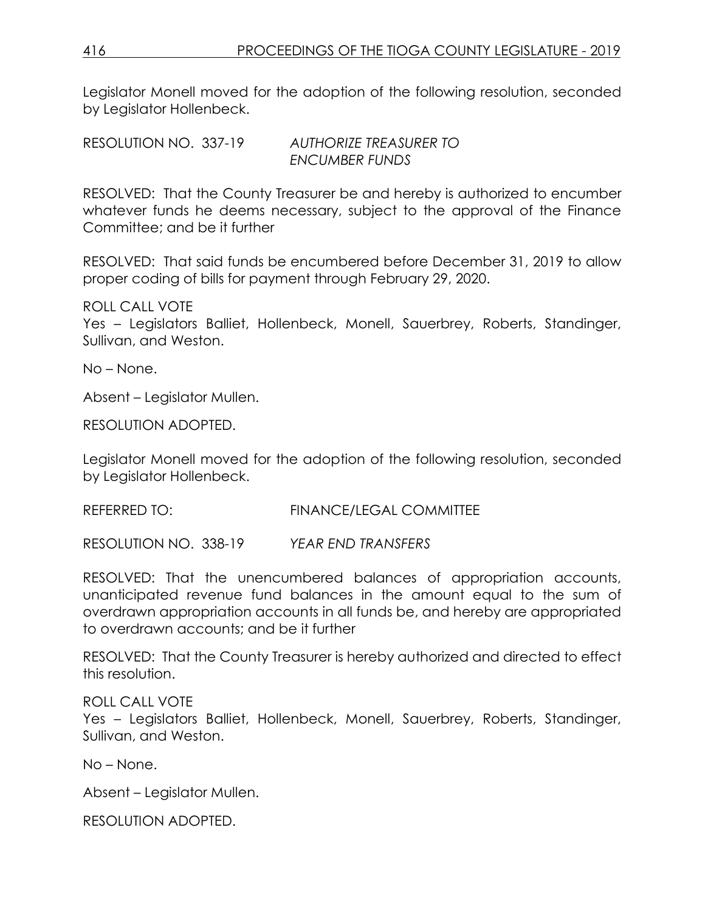Legislator Monell moved for the adoption of the following resolution, seconded by Legislator Hollenbeck.

RESOLUTION NO. 337-19 *AUTHORIZE TREASURER TO ENCUMBER FUNDS*

RESOLVED: That the County Treasurer be and hereby is authorized to encumber whatever funds he deems necessary, subject to the approval of the Finance Committee; and be it further

RESOLVED: That said funds be encumbered before December 31, 2019 to allow proper coding of bills for payment through February 29, 2020.

ROLL CALL VOTE
Yes – Legislators Balliet, Hollenbeck, Monell, Sauerbrey, Roberts, Standinger, Sullivan, and Weston.

No – None.

Absent – Legislator Mullen.

RESOLUTION ADOPTED.

Legislator Monell moved for the adoption of the following resolution, seconded by Legislator Hollenbeck.

REFERRED TO: FINANCE/LEGAL COMMITTEE

RESOLUTION NO. 338-19 *YEAR END TRANSFERS*

RESOLVED: That the unencumbered balances of appropriation accounts, unanticipated revenue fund balances in the amount equal to the sum of overdrawn appropriation accounts in all funds be, and hereby are appropriated to overdrawn accounts; and be it further

RESOLVED: That the County Treasurer is hereby authorized and directed to effect this resolution.

ROLL CALL VOTE
Yes – Legislators Balliet, Hollenbeck, Monell, Sauerbrey, Roberts, Standinger, Sullivan, and Weston.

No – None.

Absent – Legislator Mullen.

RESOLUTION ADOPTED.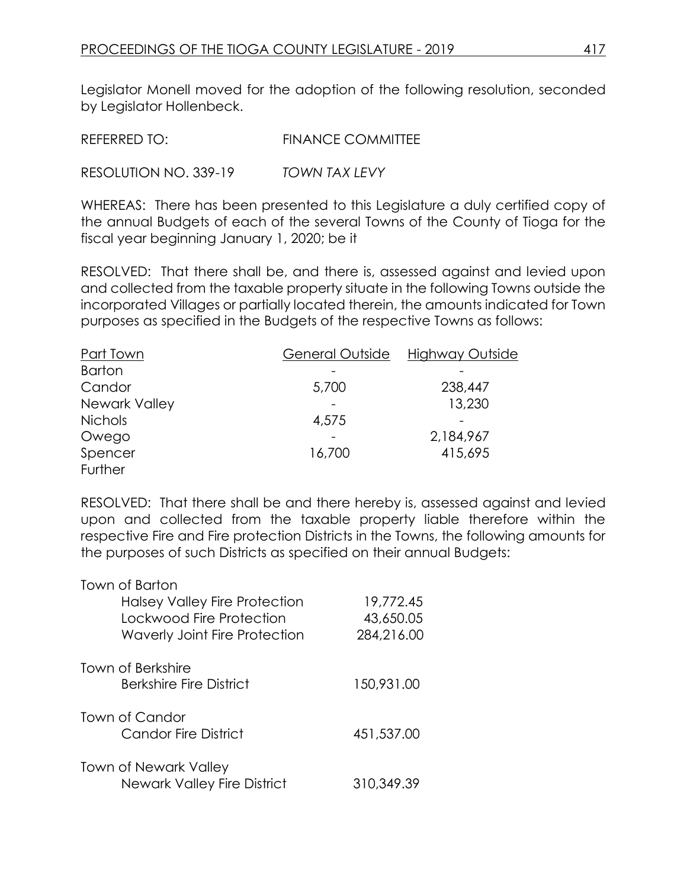Legislator Monell moved for the adoption of the following resolution, seconded by Legislator Hollenbeck.

REFERRED TO: FINANCE COMMITTEE

RESOLUTION NO. 339-19 *TOWN TAX LEVY*

WHEREAS: There has been presented to this Legislature a duly certified copy of the annual Budgets of each of the several Towns of the County of Tioga for the fiscal year beginning January 1, 2020; be it

RESOLVED: That there shall be, and there is, assessed against and levied upon and collected from the taxable property situate in the following Towns outside the incorporated Villages or partially located therein, the amounts indicated for Town purposes as specified in the Budgets of the respective Towns as follows:

| Part Town | General Outside | Highway Outside |
|---|---|---|
| Barton | - | - |
| Candor | 5,700 | 238,447 |
| Newark Valley | - | 13,230 |
| Nichols | 4,575 | - |
| Owego | - | 2,184,967 |
| Spencer | 16,700 | 415,695 |

Further

RESOLVED: That there shall be and there hereby is, assessed against and levied upon and collected from the taxable property liable therefore within the respective Fire and Fire protection Districts in the Towns, the following amounts for the purposes of such Districts as specified on their annual Budgets:

| | |
|---|---|
| **Town of Barton** | |
| Halsey Valley Fire Protection | 19,772.45 |
| Lockwood Fire Protection | 43,650.05 |
| Waverly Joint Fire Protection | 284,216.00 |
| **Town of Berkshire** | |
| Berkshire Fire District | 150,931.00 |
| **Town of Candor** | |
| Candor Fire District | 451,537.00 |
| **Town of Newark Valley** | |
| Newark Valley Fire District | 310,349.39 |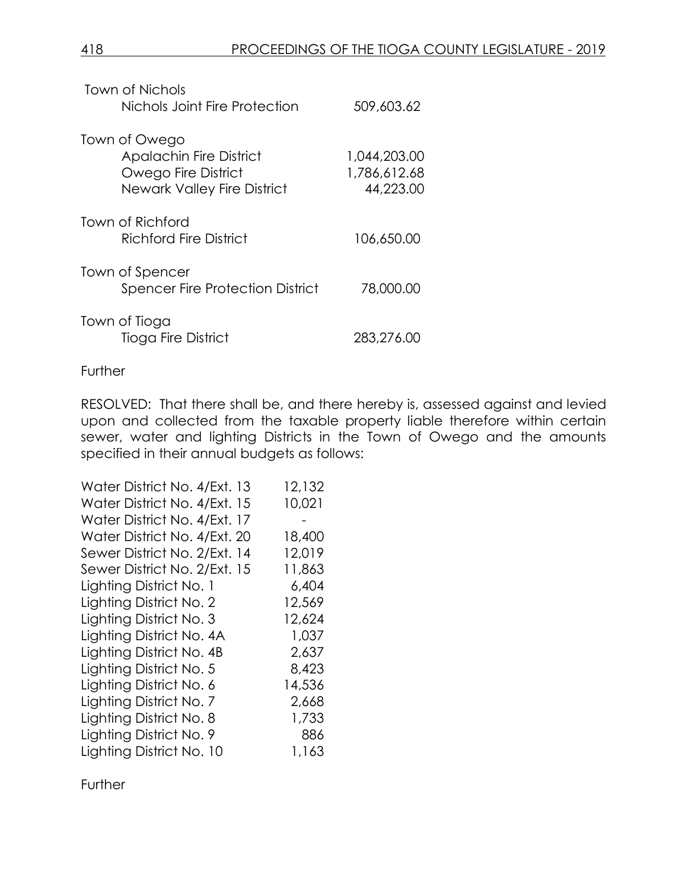| | |
|---|---|
| **Town of Nichols** | |
| Nichols Joint Fire Protection | 509,603.62 |
| **Town of Owego** | |
| Apalachin Fire District | 1,044,203.00 |
| Owego Fire District | 1,786,612.68 |
| Newark Valley Fire District | 44,223.00 |
| **Town of Richford** | |
| Richford Fire District | 106,650.00 |
| **Town of Spencer** | |
| Spencer Fire Protection District | 78,000.00 |
| **Town of Tioga** | |
| Tioga Fire District | 283,276.00 |

Further

RESOLVED: That there shall be, and there hereby is, assessed against and levied upon and collected from the taxable property liable therefore within certain sewer, water and lighting Districts in the Town of Owego and the amounts specified in their annual budgets as follows:

| | |
|---|---|
| Water District No. 4/Ext. 13 | 12,132 |
| Water District No. 4/Ext. 15 | 10,021 |
| Water District No. 4/Ext. 17 | - |
| Water District No. 4/Ext. 20 | 18,400 |
| Sewer District No. 2/Ext. 14 | 12,019 |
| Sewer District No. 2/Ext. 15 | 11,863 |
| Lighting District No. 1 | 6,404 |
| Lighting District No. 2 | 12,569 |
| Lighting District No. 3 | 12,624 |
| Lighting District No. 4A | 1,037 |
| Lighting District No. 4B | 2,637 |
| Lighting District No. 5 | 8,423 |
| Lighting District No. 6 | 14,536 |
| Lighting District No. 7 | 2,668 |
| Lighting District No. 8 | 1,733 |
| Lighting District No. 9 | 886 |
| Lighting District No. 10 | 1,163 |

Further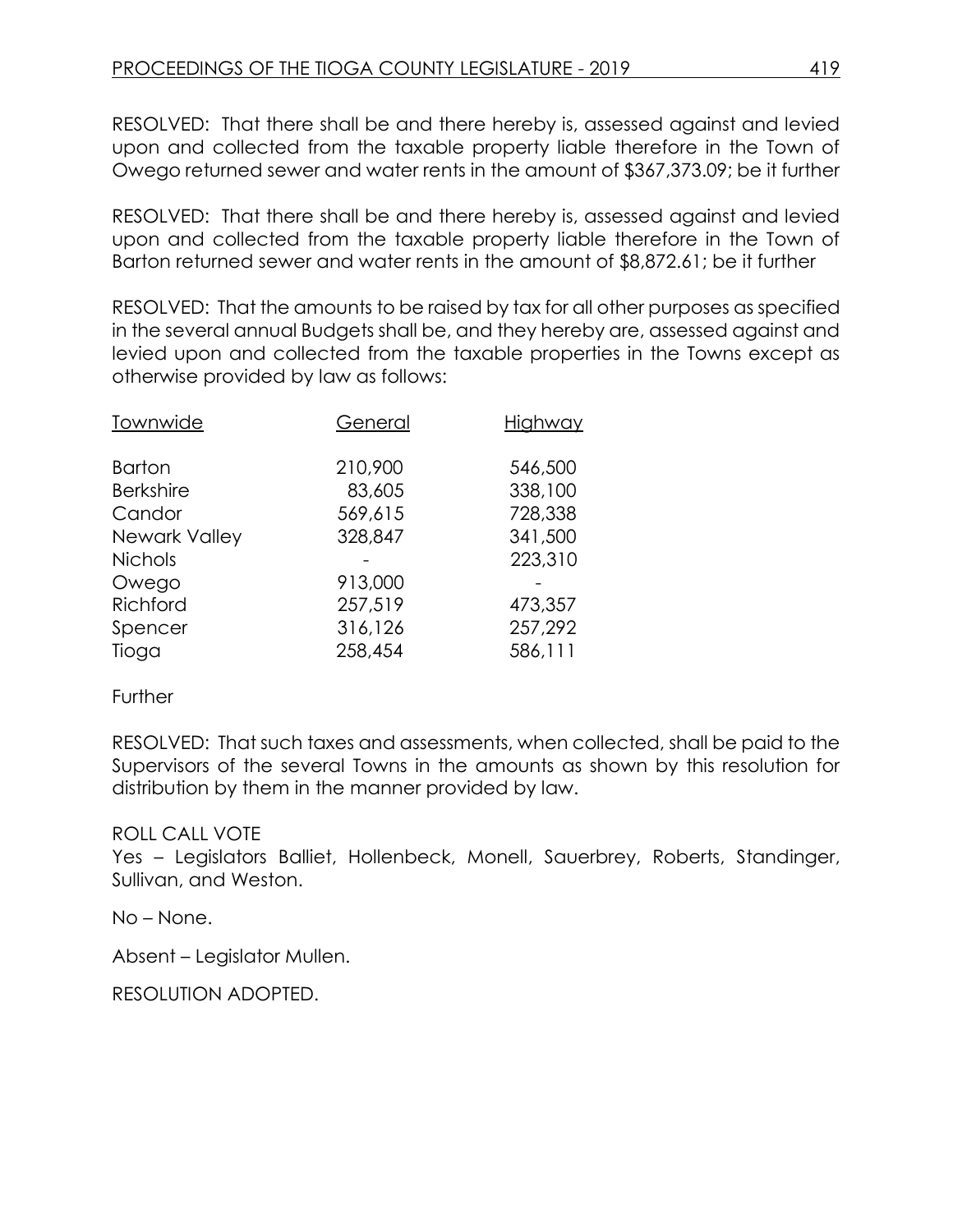RESOLVED: That there shall be and there hereby is, assessed against and levied upon and collected from the taxable property liable therefore in the Town of Owego returned sewer and water rents in the amount of $367,373.09; be it further

RESOLVED: That there shall be and there hereby is, assessed against and levied upon and collected from the taxable property liable therefore in the Town of Barton returned sewer and water rents in the amount of $8,872.61; be it further

RESOLVED: That the amounts to be raised by tax for all other purposes as specified in the several annual Budgets shall be, and they hereby are, assessed against and levied upon and collected from the taxable properties in the Towns except as otherwise provided by law as follows:

| Townwide | General | Highway |
|---|---|---|
| Barton | 210,900 | 546,500 |
| Berkshire | 83,605 | 338,100 |
| Candor | 569,615 | 728,338 |
| Newark Valley | 328,847 | 341,500 |
| Nichols | - | 223,310 |
| Owego | 913,000 | - |
| Richford | 257,519 | 473,357 |
| Spencer | 316,126 | 257,292 |
| Tioga | 258,454 | 586,111 |

Further

RESOLVED: That such taxes and assessments, when collected, shall be paid to the Supervisors of the several Towns in the amounts as shown by this resolution for distribution by them in the manner provided by law.

ROLL CALL VOTE
Yes – Legislators Balliet, Hollenbeck, Monell, Sauerbrey, Roberts, Standinger, Sullivan, and Weston.

No – None.

Absent – Legislator Mullen.

RESOLUTION ADOPTED.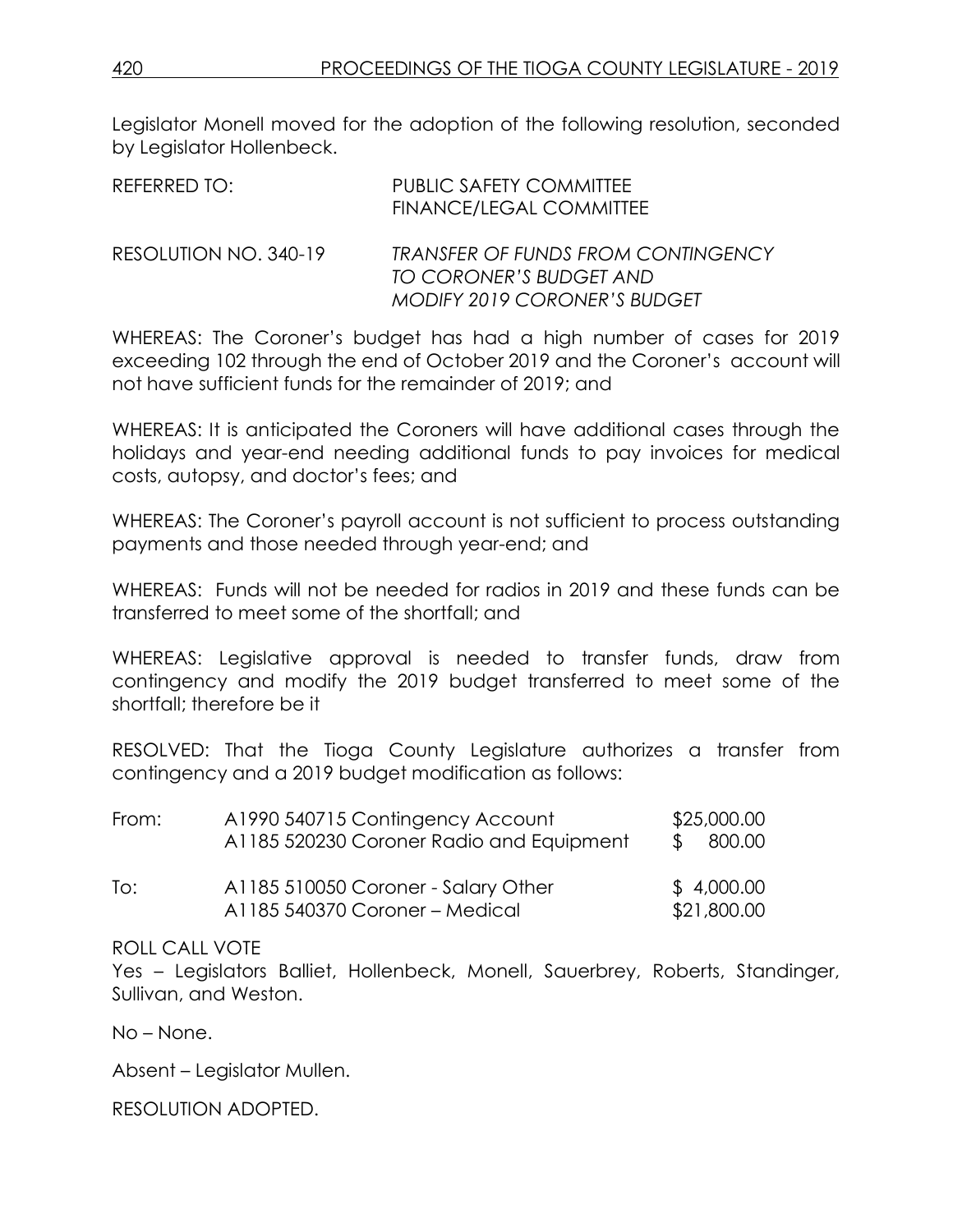Legislator Monell moved for the adoption of the following resolution, seconded by Legislator Hollenbeck.

REFERRED TO: PUBLIC SAFETY COMMITTEE
FINANCE/LEGAL COMMITTEE

RESOLUTION NO. 340-19 *TRANSFER OF FUNDS FROM CONTINGENCY TO CORONER'S BUDGET AND MODIFY 2019 CORONER'S BUDGET*

WHEREAS: The Coroner's budget has had a high number of cases for 2019 exceeding 102 through the end of October 2019 and the Coroner's account will not have sufficient funds for the remainder of 2019; and

WHEREAS: It is anticipated the Coroners will have additional cases through the holidays and year-end needing additional funds to pay invoices for medical costs, autopsy, and doctor's fees; and

WHEREAS: The Coroner's payroll account is not sufficient to process outstanding payments and those needed through year-end; and

WHEREAS: Funds will not be needed for radios in 2019 and these funds can be transferred to meet some of the shortfall; and

WHEREAS: Legislative approval is needed to transfer funds, draw from contingency and modify the 2019 budget transferred to meet some of the shortfall; therefore be it

RESOLVED: That the Tioga County Legislature authorizes a transfer from contingency and a 2019 budget modification as follows:

| | | |
|---|---|---|
| From: | A1990 540715 Contingency Account | $25,000.00 |
| | A1185 520230 Coroner Radio and Equipment | $ 800.00 |
| To: | A1185 510050 Coroner - Salary Other | $ 4,000.00 |
| | A1185 540370 Coroner – Medical | $21,800.00 |

ROLL CALL VOTE
Yes – Legislators Balliet, Hollenbeck, Monell, Sauerbrey, Roberts, Standinger, Sullivan, and Weston.

No – None.

Absent – Legislator Mullen.

RESOLUTION ADOPTED.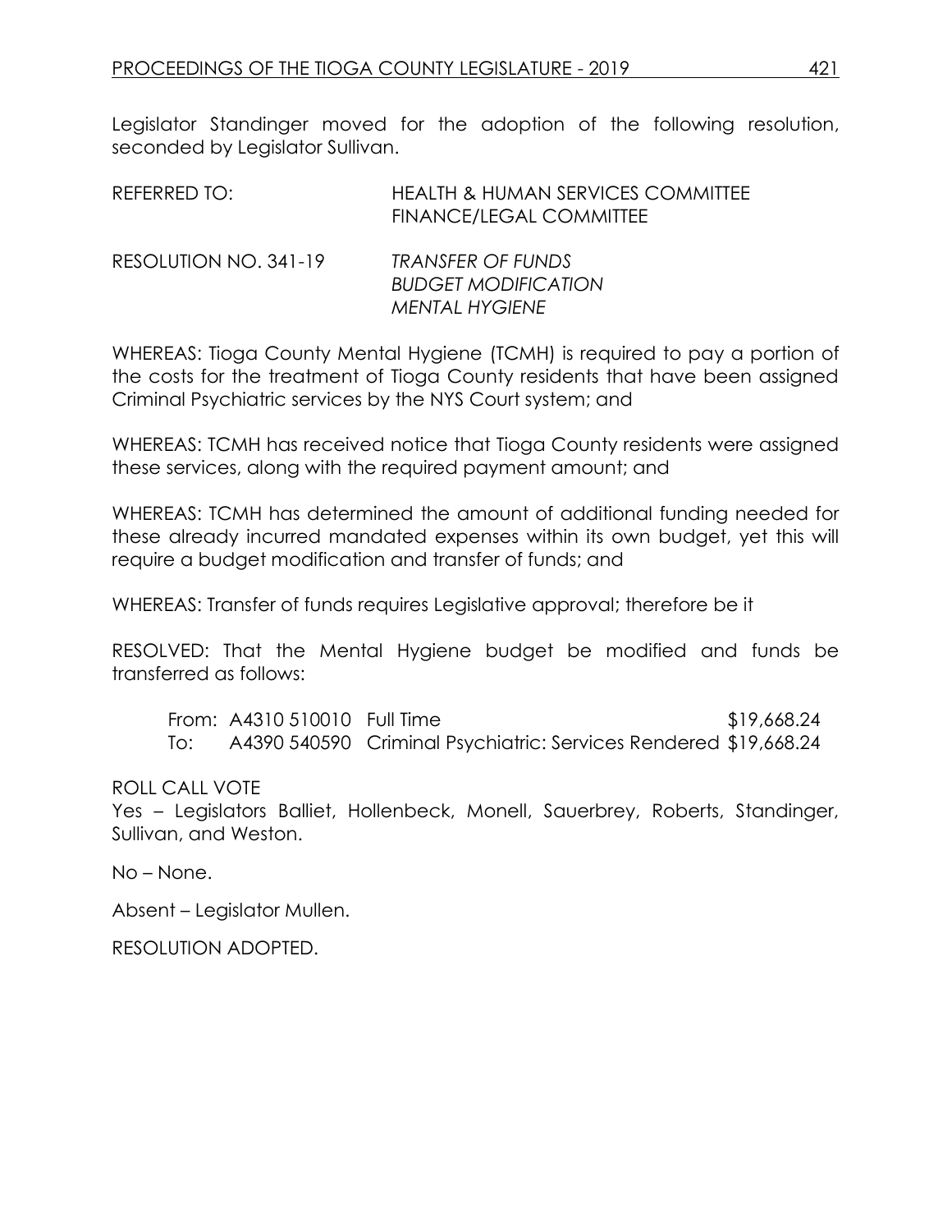Legislator Standinger moved for the adoption of the following resolution, seconded by Legislator Sullivan.

| | |
|---|---|
| REFERRED TO: | HEALTH & HUMAN SERVICES COMMITTEE<br>FINANCE/LEGAL COMMITTEE |
| RESOLUTION NO. 341-19 | *TRANSFER OF FUNDS*<br>*BUDGET MODIFICATION*<br>*MENTAL HYGIENE* |

WHEREAS: Tioga County Mental Hygiene (TCMH) is required to pay a portion of the costs for the treatment of Tioga County residents that have been assigned Criminal Psychiatric services by the NYS Court system; and

WHEREAS: TCMH has received notice that Tioga County residents were assigned these services, along with the required payment amount; and

WHEREAS: TCMH has determined the amount of additional funding needed for these already incurred mandated expenses within its own budget, yet this will require a budget modification and transfer of funds; and

WHEREAS: Transfer of funds requires Legislative approval; therefore be it

RESOLVED: That the Mental Hygiene budget be modified and funds be transferred as follows:

| | | | |
|---|---|---|---|
| From: | A4310 510010 | Full Time | $19,668.24 |
| To: | A4390 540590 | Criminal Psychiatric: Services Rendered | $19,668.24 |

ROLL CALL VOTE

Yes – Legislators Balliet, Hollenbeck, Monell, Sauerbrey, Roberts, Standinger, Sullivan, and Weston.

No – None.

Absent – Legislator Mullen.

RESOLUTION ADOPTED.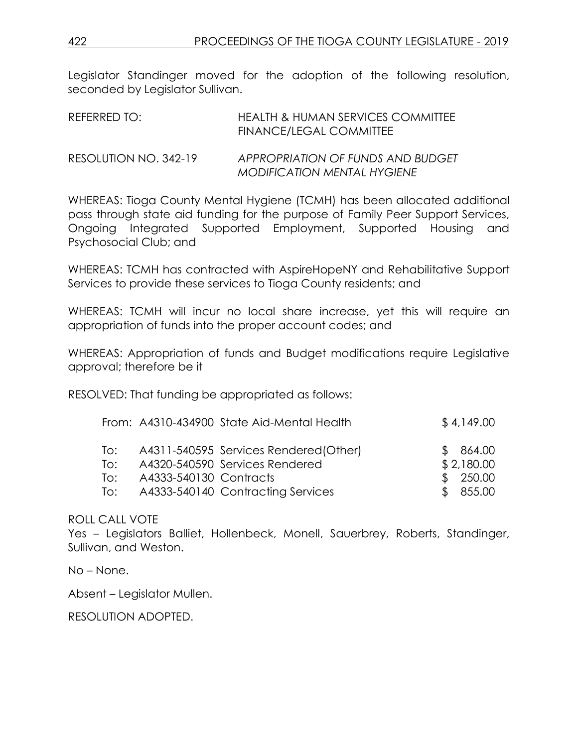Legislator Standinger moved for the adoption of the following resolution, seconded by Legislator Sullivan.

REFERRED TO: HEALTH & HUMAN SERVICES COMMITTEE
FINANCE/LEGAL COMMITTEE

RESOLUTION NO. 342-19 *APPROPRIATION OF FUNDS AND BUDGET MODIFICATION MENTAL HYGIENE*

WHEREAS: Tioga County Mental Hygiene (TCMH) has been allocated additional pass through state aid funding for the purpose of Family Peer Support Services, Ongoing Integrated Supported Employment, Supported Housing and Psychosocial Club; and

WHEREAS: TCMH has contracted with AspireHopeNY and Rehabilitative Support Services to provide these services to Tioga County residents; and

WHEREAS: TCMH will incur no local share increase, yet this will require an appropriation of funds into the proper account codes; and

WHEREAS: Appropriation of funds and Budget modifications require Legislative approval; therefore be it

RESOLVED: That funding be appropriated as follows:

| | | |
|---|---|---|
| From: | A4310-434900 State Aid-Mental Health | $ 4,149.00 |
| To: | A4311-540595 Services Rendered(Other) | $ 864.00 |
| To: | A4320-540590 Services Rendered | $ 2,180.00 |
| To: | A4333-540130 Contracts | $ 250.00 |
| To: | A4333-540140 Contracting Services | $ 855.00 |

ROLL CALL VOTE
Yes – Legislators Balliet, Hollenbeck, Monell, Sauerbrey, Roberts, Standinger, Sullivan, and Weston.

No – None.

Absent – Legislator Mullen.

RESOLUTION ADOPTED.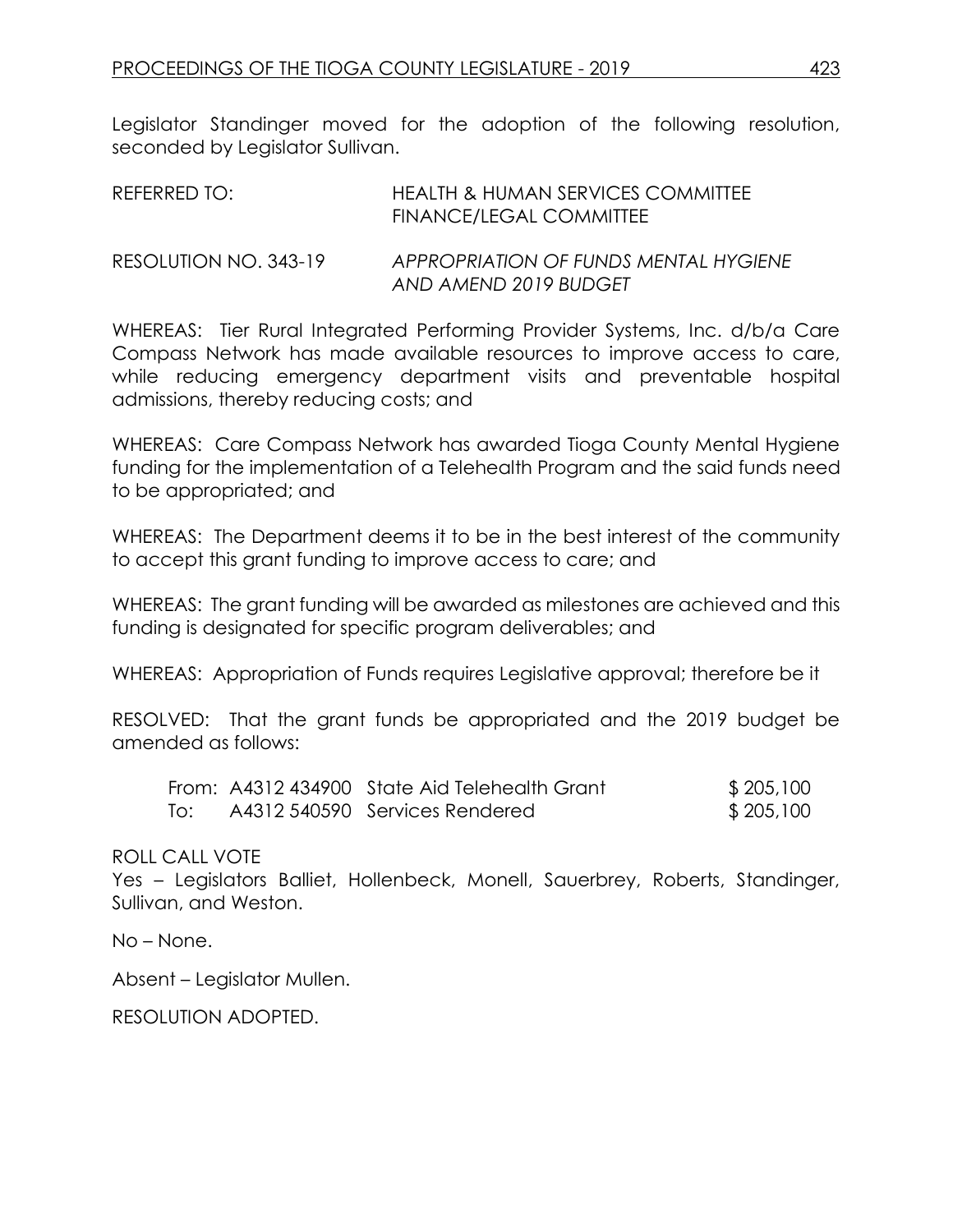Legislator Standinger moved for the adoption of the following resolution, seconded by Legislator Sullivan.

REFERRED TO: HEALTH & HUMAN SERVICES COMMITTEE
FINANCE/LEGAL COMMITTEE

RESOLUTION NO. 343-19 *APPROPRIATION OF FUNDS MENTAL HYGIENE AND AMEND 2019 BUDGET*

WHEREAS: Tier Rural Integrated Performing Provider Systems, Inc. d/b/a Care Compass Network has made available resources to improve access to care, while reducing emergency department visits and preventable hospital admissions, thereby reducing costs; and

WHEREAS: Care Compass Network has awarded Tioga County Mental Hygiene funding for the implementation of a Telehealth Program and the said funds need to be appropriated; and

WHEREAS: The Department deems it to be in the best interest of the community to accept this grant funding to improve access to care; and

WHEREAS: The grant funding will be awarded as milestones are achieved and this funding is designated for specific program deliverables; and

WHEREAS: Appropriation of Funds requires Legislative approval; therefore be it

RESOLVED: That the grant funds be appropriated and the 2019 budget be amended as follows:

| | | | |
|---|---|---|---|
| From: | A4312 434900 | State Aid Telehealth Grant | $ 205,100 |
| To: | A4312 540590 | Services Rendered | $ 205,100 |

ROLL CALL VOTE
Yes – Legislators Balliet, Hollenbeck, Monell, Sauerbrey, Roberts, Standinger, Sullivan, and Weston.

No – None.

Absent – Legislator Mullen.

RESOLUTION ADOPTED.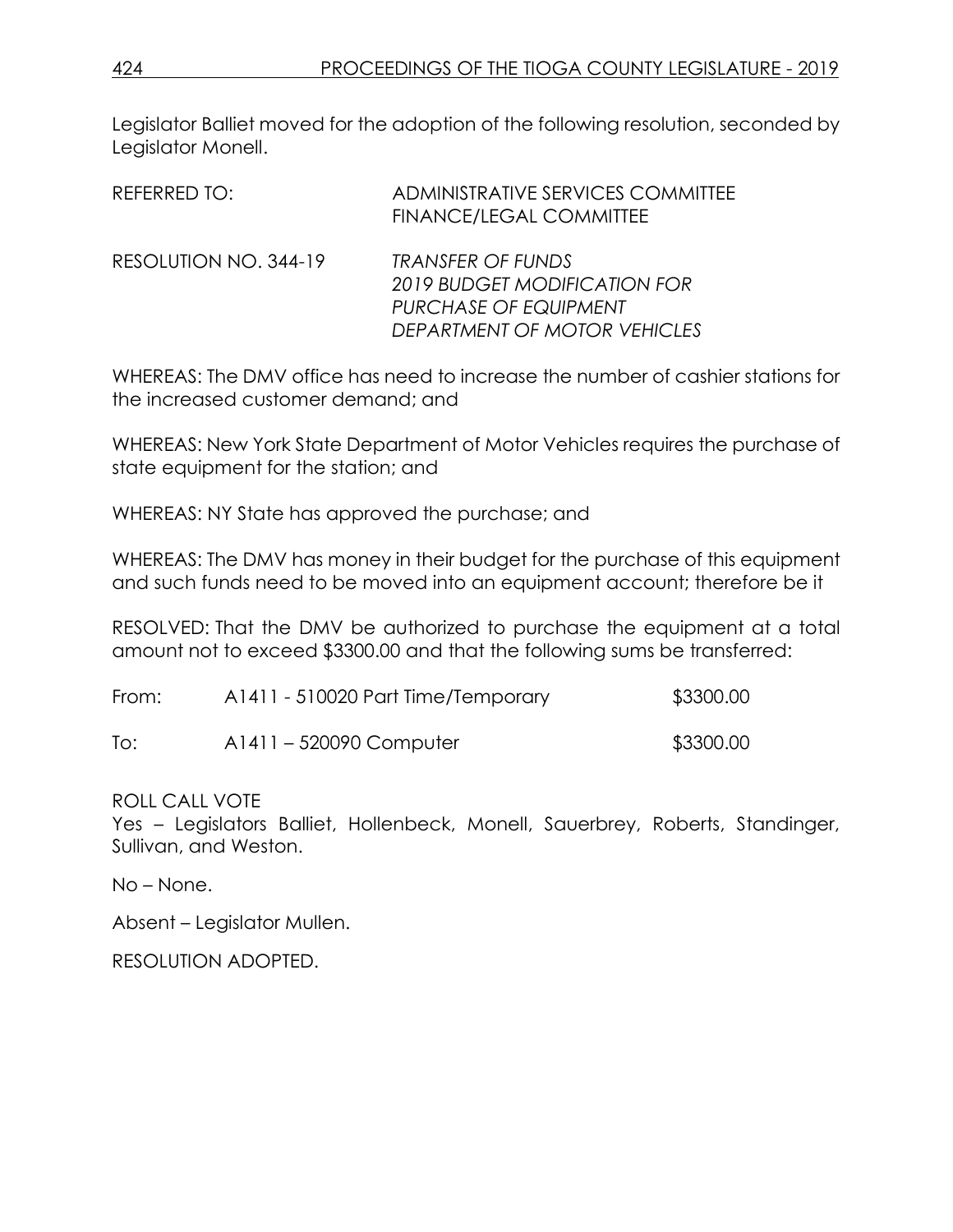Legislator Balliet moved for the adoption of the following resolution, seconded by Legislator Monell.

REFERRED TO: ADMINISTRATIVE SERVICES COMMITTEE
FINANCE/LEGAL COMMITTEE

RESOLUTION NO. 344-19 *TRANSFER OF FUNDS*
*2019 BUDGET MODIFICATION FOR*
*PURCHASE OF EQUIPMENT*
*DEPARTMENT OF MOTOR VEHICLES*

WHEREAS: The DMV office has need to increase the number of cashier stations for the increased customer demand; and

WHEREAS: New York State Department of Motor Vehicles requires the purchase of state equipment for the station; and

WHEREAS: NY State has approved the purchase; and

WHEREAS: The DMV has money in their budget for the purchase of this equipment and such funds need to be moved into an equipment account; therefore be it

RESOLVED: That the DMV be authorized to purchase the equipment at a total amount not to exceed $3300.00 and that the following sums be transferred:

| | | |
|---|---|---|
| From: | A1411 - 510020 Part Time/Temporary | $3300.00 |
| To: | A1411 – 520090 Computer | $3300.00 |

ROLL CALL VOTE
Yes – Legislators Balliet, Hollenbeck, Monell, Sauerbrey, Roberts, Standinger, Sullivan, and Weston.

No – None.

Absent – Legislator Mullen.

RESOLUTION ADOPTED.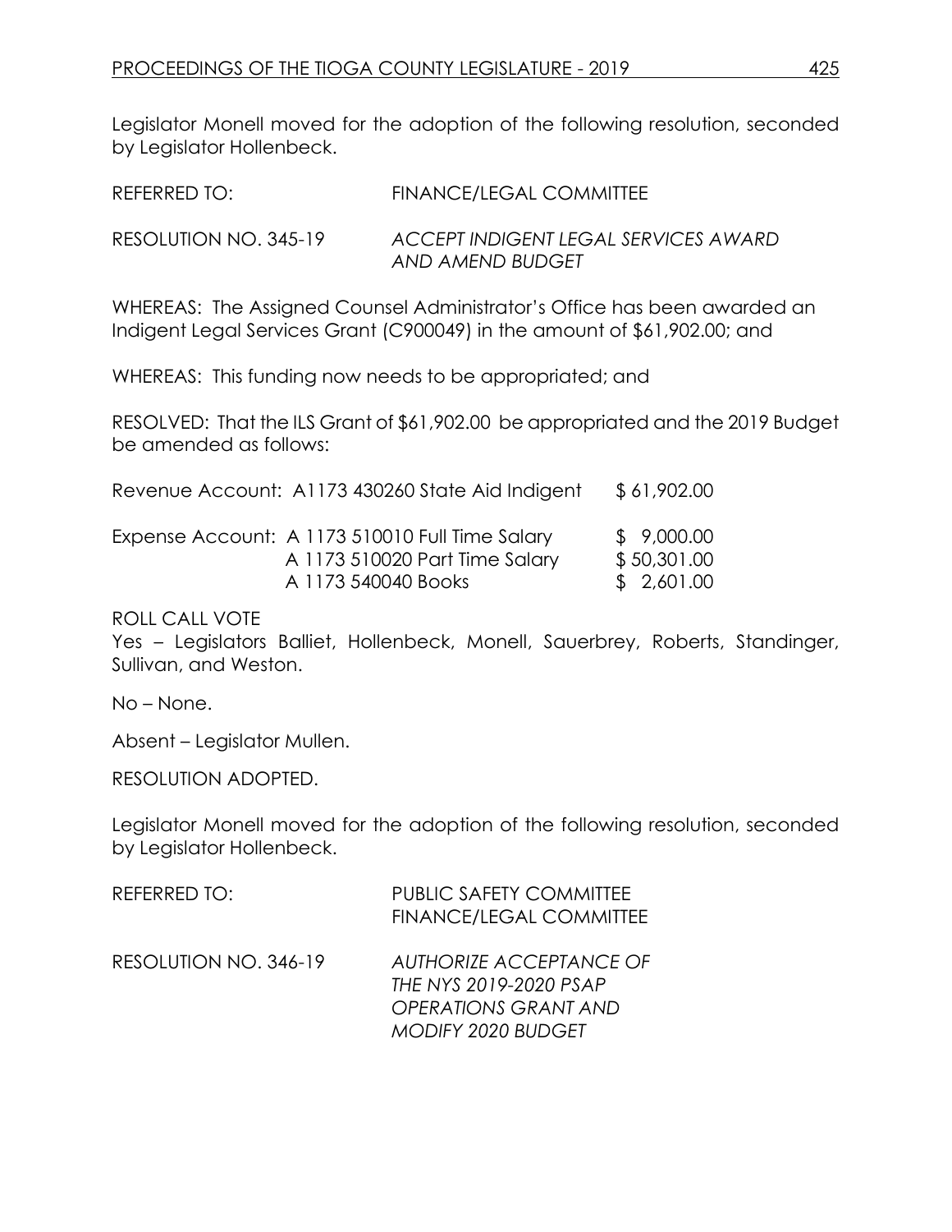Legislator Monell moved for the adoption of the following resolution, seconded by Legislator Hollenbeck.

REFERRED TO: FINANCE/LEGAL COMMITTEE

RESOLUTION NO. 345-19 *ACCEPT INDIGENT LEGAL SERVICES AWARD AND AMEND BUDGET*

WHEREAS: The Assigned Counsel Administrator's Office has been awarded an Indigent Legal Services Grant (C900049) in the amount of $61,902.00; and

WHEREAS: This funding now needs to be appropriated; and

RESOLVED: That the ILS Grant of $61,902.00 be appropriated and the 2019 Budget be amended as follows:

| | | |
|---|---|---|
| Revenue Account: | A1173 430260 State Aid Indigent | $ 61,902.00 |
| Expense Account: | A 1173 510010 Full Time Salary | $ 9,000.00 |
| | A 1173 510020 Part Time Salary | $ 50,301.00 |
| | A 1173 540040 Books | $ 2,601.00 |

ROLL CALL VOTE
Yes – Legislators Balliet, Hollenbeck, Monell, Sauerbrey, Roberts, Standinger, Sullivan, and Weston.

No – None.

Absent – Legislator Mullen.

RESOLUTION ADOPTED.

Legislator Monell moved for the adoption of the following resolution, seconded by Legislator Hollenbeck.

REFERRED TO: PUBLIC SAFETY COMMITTEE
FINANCE/LEGAL COMMITTEE

RESOLUTION NO. 346-19 *AUTHORIZE ACCEPTANCE OF THE NYS 2019-2020 PSAP OPERATIONS GRANT AND MODIFY 2020 BUDGET*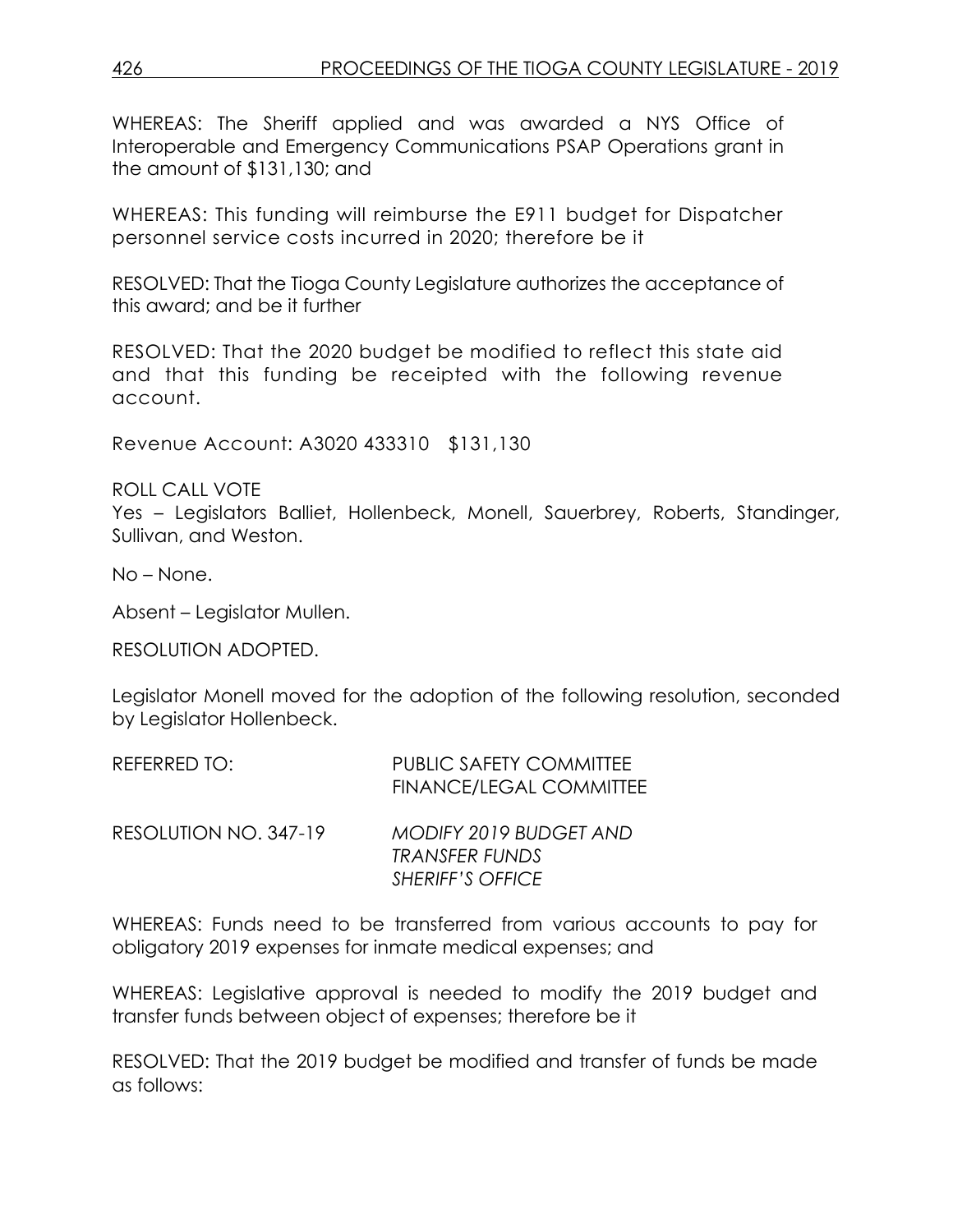WHEREAS: The Sheriff applied and was awarded a NYS Office of Interoperable and Emergency Communications PSAP Operations grant in the amount of $131,130; and

WHEREAS: This funding will reimburse the E911 budget for Dispatcher personnel service costs incurred in 2020; therefore be it

RESOLVED: That the Tioga County Legislature authorizes the acceptance of this award; and be it further

RESOLVED: That the 2020 budget be modified to reflect this state aid and that this funding be receipted with the following revenue account.

Revenue Account: A3020 433310 $131,130

ROLL CALL VOTE
Yes – Legislators Balliet, Hollenbeck, Monell, Sauerbrey, Roberts, Standinger, Sullivan, and Weston.

No – None.

Absent – Legislator Mullen.

RESOLUTION ADOPTED.

Legislator Monell moved for the adoption of the following resolution, seconded by Legislator Hollenbeck.

REFERRED TO: PUBLIC SAFETY COMMITTEE
FINANCE/LEGAL COMMITTEE

RESOLUTION NO. 347-19 *MODIFY 2019 BUDGET AND TRANSFER FUNDS SHERIFF'S OFFICE*

WHEREAS: Funds need to be transferred from various accounts to pay for obligatory 2019 expenses for inmate medical expenses; and

WHEREAS: Legislative approval is needed to modify the 2019 budget and transfer funds between object of expenses; therefore be it

RESOLVED: That the 2019 budget be modified and transfer of funds be made as follows: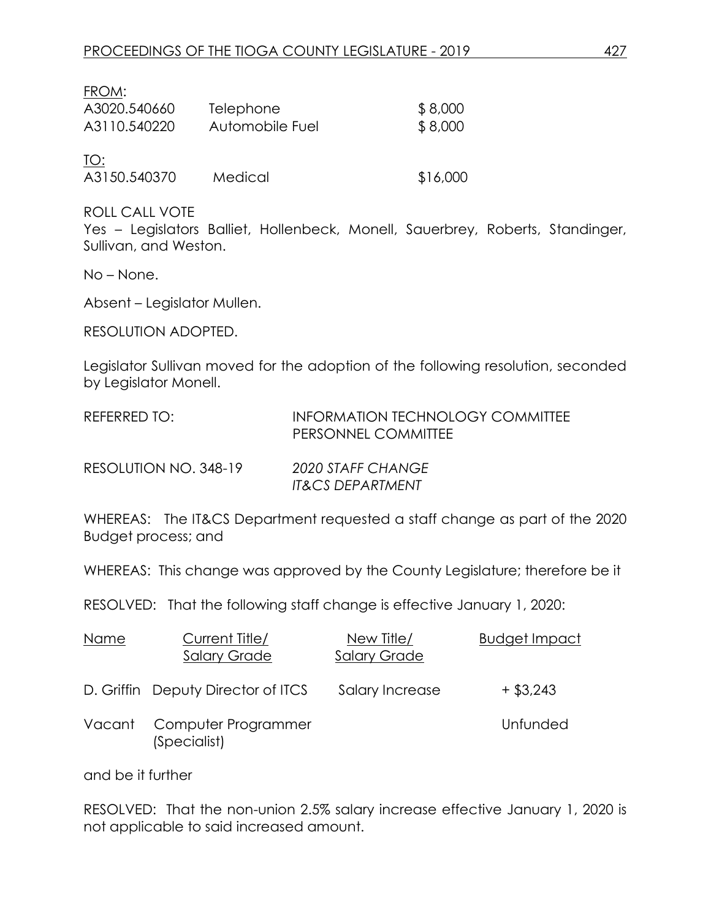FROM:

| | | |
|---|---|---|
| A3020.540660 | Telephone | $ 8,000 |
| A3110.540220 | Automobile Fuel | $ 8,000 |

TO:

| | | |
|---|---|---|
| A3150.540370 | Medical | $16,000 |

ROLL CALL VOTE
Yes – Legislators Balliet, Hollenbeck, Monell, Sauerbrey, Roberts, Standinger, Sullivan, and Weston.

No – None.

Absent – Legislator Mullen.

RESOLUTION ADOPTED.

Legislator Sullivan moved for the adoption of the following resolution, seconded by Legislator Monell.

REFERRED TO: INFORMATION TECHNOLOGY COMMITTEE
PERSONNEL COMMITTEE

RESOLUTION NO. 348-19 *2020 STAFF CHANGE*
*IT&CS DEPARTMENT*

WHEREAS: The IT&CS Department requested a staff change as part of the 2020 Budget process; and

WHEREAS: This change was approved by the County Legislature; therefore be it

RESOLVED: That the following staff change is effective January 1, 2020:

| Name | Current Title/ Salary Grade | New Title/ Salary Grade | Budget Impact |
|---|---|---|---|
| D. Griffin | Deputy Director of ITCS | Salary Increase | + $3,243 |
| Vacant | Computer Programmer (Specialist) | | Unfunded |

and be it further

RESOLVED: That the non-union 2.5% salary increase effective January 1, 2020 is not applicable to said increased amount.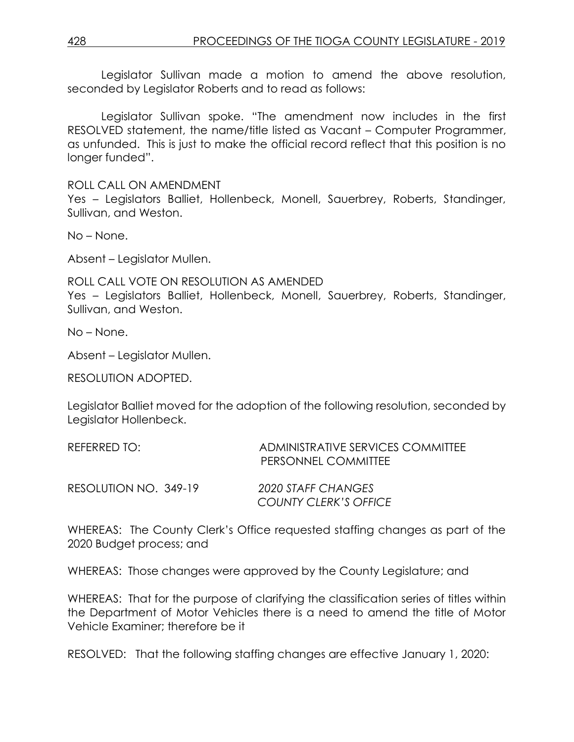Legislator Sullivan made a motion to amend the above resolution, seconded by Legislator Roberts and to read as follows:

Legislator Sullivan spoke. "The amendment now includes in the first RESOLVED statement, the name/title listed as Vacant – Computer Programmer, as unfunded. This is just to make the official record reflect that this position is no longer funded".

ROLL CALL ON AMENDMENT
Yes – Legislators Balliet, Hollenbeck, Monell, Sauerbrey, Roberts, Standinger, Sullivan, and Weston.

No – None.

Absent – Legislator Mullen.

ROLL CALL VOTE ON RESOLUTION AS AMENDED
Yes – Legislators Balliet, Hollenbeck, Monell, Sauerbrey, Roberts, Standinger, Sullivan, and Weston.

No – None.

Absent – Legislator Mullen.

RESOLUTION ADOPTED.

Legislator Balliet moved for the adoption of the following resolution, seconded by Legislator Hollenbeck.

REFERRED TO: ADMINISTRATIVE SERVICES COMMITTEE
PERSONNEL COMMITTEE

RESOLUTION NO. 349-19 *2020 STAFF CHANGES*
*COUNTY CLERK'S OFFICE*

WHEREAS: The County Clerk's Office requested staffing changes as part of the 2020 Budget process; and

WHEREAS: Those changes were approved by the County Legislature; and

WHEREAS: That for the purpose of clarifying the classification series of titles within the Department of Motor Vehicles there is a need to amend the title of Motor Vehicle Examiner; therefore be it

RESOLVED: That the following staffing changes are effective January 1, 2020: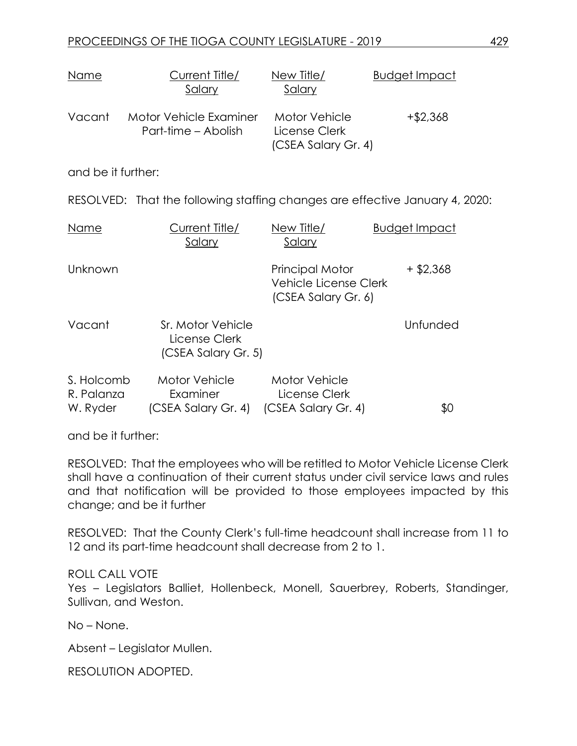| Name | Current Title/ Salary | New Title/ Salary | Budget Impact |
|---|---|---|---|
| Vacant | Motor Vehicle Examiner Part-time – Abolish | Motor Vehicle License Clerk (CSEA Salary Gr. 4) | +$2,368 |

and be it further:

RESOLVED: That the following staffing changes are effective January 4, 2020:

| Name | Current Title/ Salary | New Title/ Salary | Budget Impact |
|---|---|---|---|
| Unknown | | Principal Motor Vehicle License Clerk (CSEA Salary Gr. 6) | + $2,368 |
| Vacant | Sr. Motor Vehicle License Clerk (CSEA Salary Gr. 5) | | Unfunded |
| S. Holcomb R. Palanza W. Ryder | Motor Vehicle Examiner (CSEA Salary Gr. 4) | Motor Vehicle License Clerk (CSEA Salary Gr. 4) | $0 |

and be it further:

RESOLVED: That the employees who will be retitled to Motor Vehicle License Clerk shall have a continuation of their current status under civil service laws and rules and that notification will be provided to those employees impacted by this change; and be it further

RESOLVED: That the County Clerk's full-time headcount shall increase from 11 to 12 and its part-time headcount shall decrease from 2 to 1.

ROLL CALL VOTE
Yes – Legislators Balliet, Hollenbeck, Monell, Sauerbrey, Roberts, Standinger, Sullivan, and Weston.

No – None.

Absent – Legislator Mullen.

RESOLUTION ADOPTED.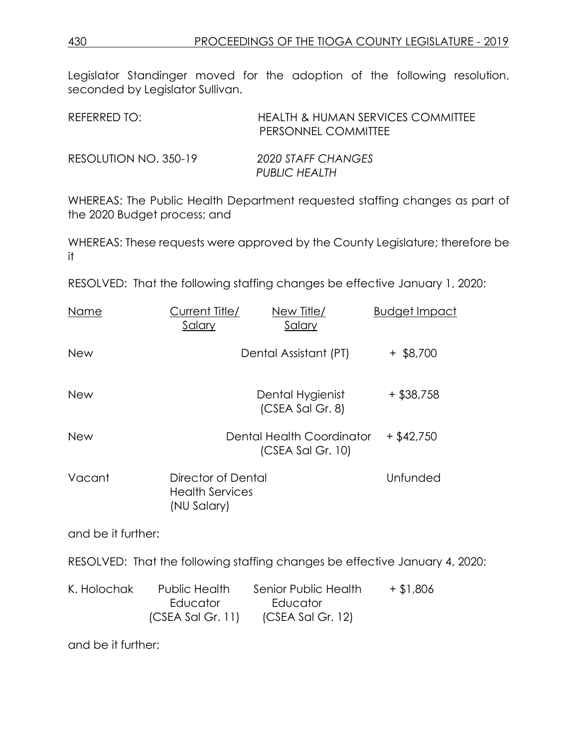Legislator Standinger moved for the adoption of the following resolution, seconded by Legislator Sullivan.

REFERRED TO: HEALTH & HUMAN SERVICES COMMITTEE
PERSONNEL COMMITTEE

RESOLUTION NO. 350-19 *2020 STAFF CHANGES PUBLIC HEALTH*

WHEREAS: The Public Health Department requested staffing changes as part of the 2020 Budget process; and

WHEREAS: These requests were approved by the County Legislature; therefore be it

RESOLVED: That the following staffing changes be effective January 1, 2020:

| Name | Current Title/ Salary | New Title/ Salary | Budget Impact |
|---|---|---|---|
| New | | Dental Assistant (PT) | + $8,700 |
| New | | Dental Hygienist (CSEA Sal Gr. 8) | + $38,758 |
| New | | Dental Health Coordinator (CSEA Sal Gr. 10) | + $42,750 |
| Vacant | Director of Dental Health Services (NU Salary) | | Unfunded |

and be it further:

RESOLVED: That the following staffing changes be effective January 4, 2020:

| | | | |
|---|---|---|---|
| K. Holochak | Public Health Educator (CSEA Sal Gr. 11) | Senior Public Health Educator (CSEA Sal Gr. 12) | + $1,806 |

and be it further: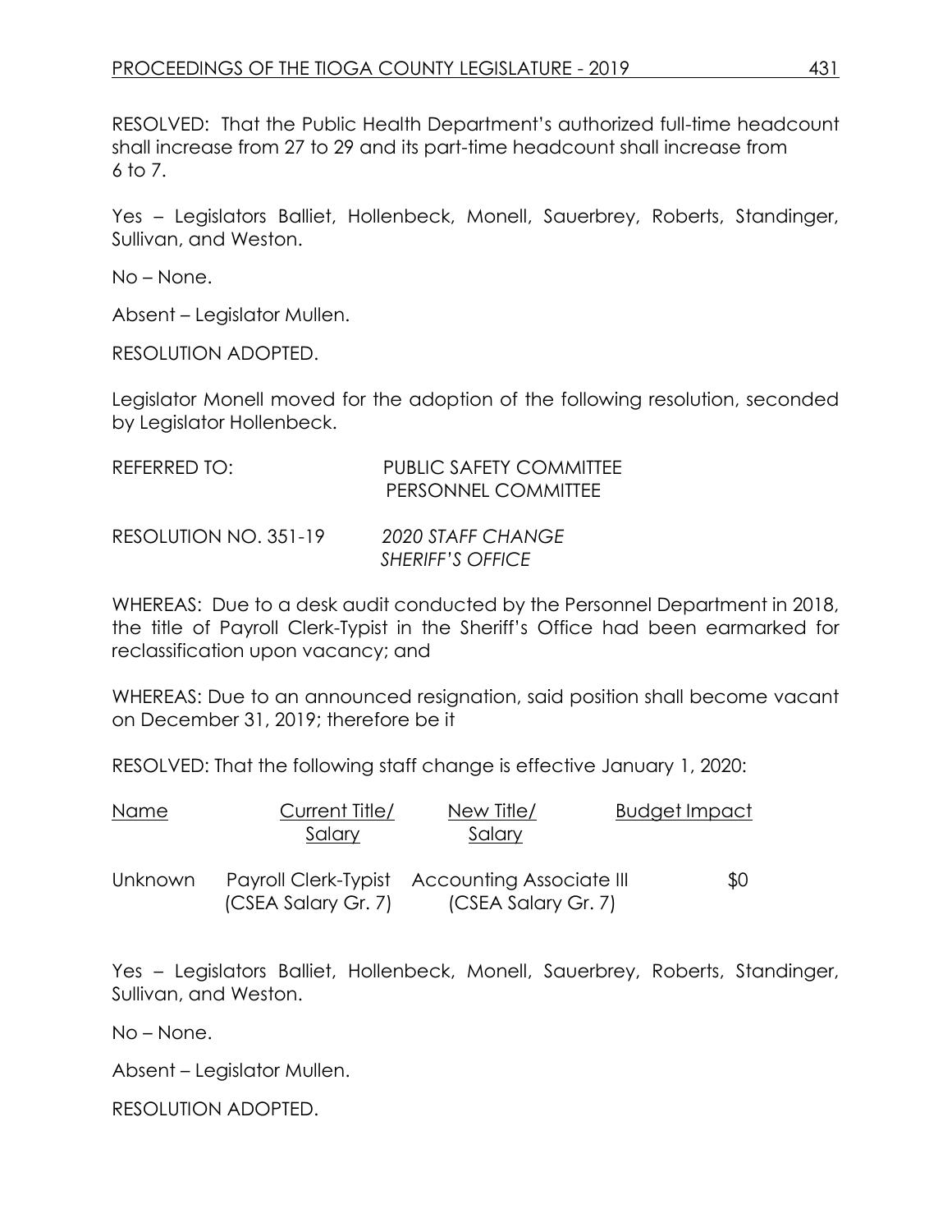RESOLVED: That the Public Health Department's authorized full-time headcount shall increase from 27 to 29 and its part-time headcount shall increase from 6 to 7.

Yes – Legislators Balliet, Hollenbeck, Monell, Sauerbrey, Roberts, Standinger, Sullivan, and Weston.

No – None.

Absent – Legislator Mullen.

RESOLUTION ADOPTED.

Legislator Monell moved for the adoption of the following resolution, seconded by Legislator Hollenbeck.

REFERRED TO: PUBLIC SAFETY COMMITTEE
PERSONNEL COMMITTEE

RESOLUTION NO. 351-19 *2020 STAFF CHANGE*
*SHERIFF'S OFFICE*

WHEREAS: Due to a desk audit conducted by the Personnel Department in 2018, the title of Payroll Clerk-Typist in the Sheriff's Office had been earmarked for reclassification upon vacancy; and

WHEREAS: Due to an announced resignation, said position shall become vacant on December 31, 2019; therefore be it

RESOLVED: That the following staff change is effective January 1, 2020:

| Name | Current Title/ Salary | New Title/ Salary | Budget Impact |
|---|---|---|---|
| Unknown | Payroll Clerk-Typist (CSEA Salary Gr. 7) | Accounting Associate III (CSEA Salary Gr. 7) | $0 |

Yes – Legislators Balliet, Hollenbeck, Monell, Sauerbrey, Roberts, Standinger, Sullivan, and Weston.

No – None.

Absent – Legislator Mullen.

RESOLUTION ADOPTED.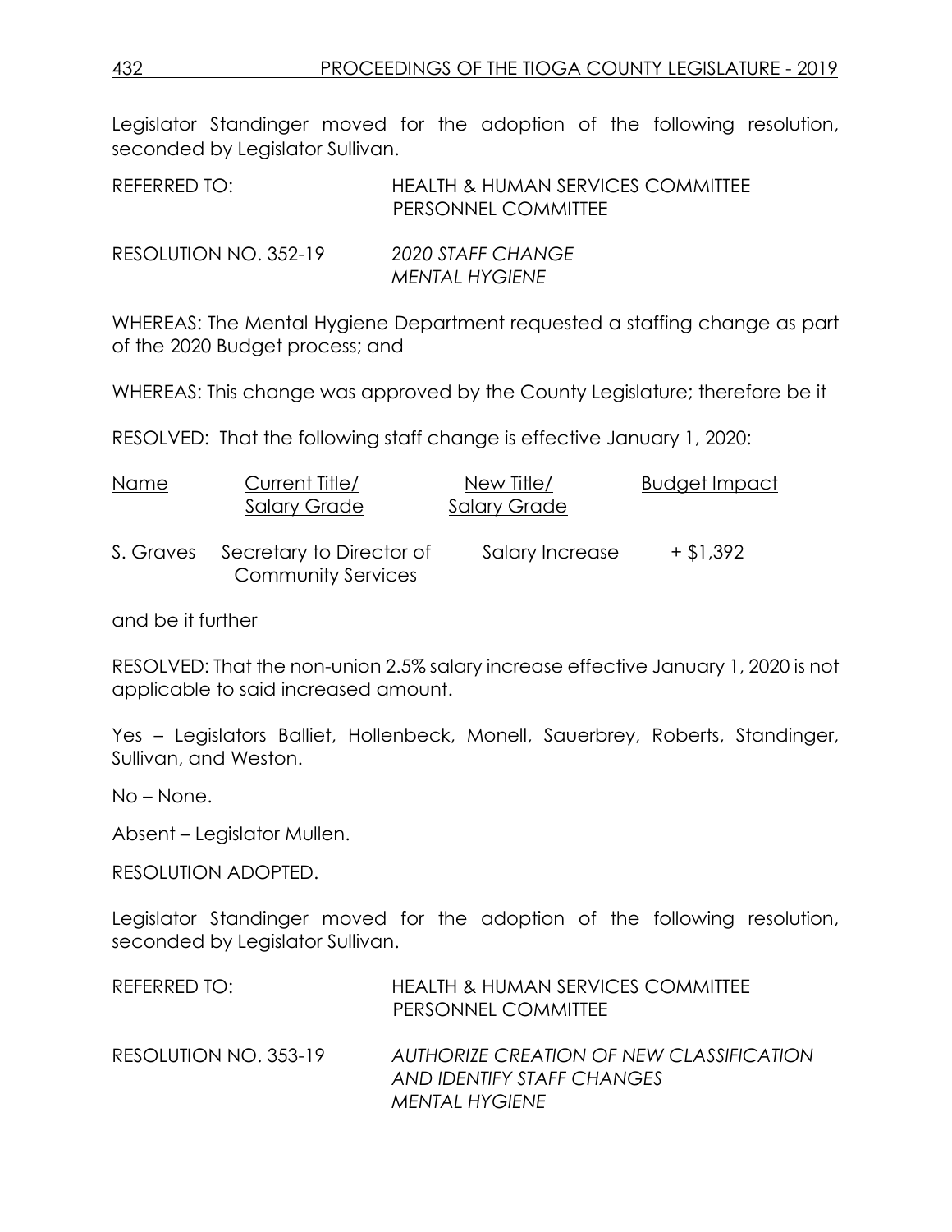Legislator Standinger moved for the adoption of the following resolution, seconded by Legislator Sullivan.

REFERRED TO: HEALTH & HUMAN SERVICES COMMITTEE
PERSONNEL COMMITTEE

RESOLUTION NO. 352-19 *2020 STAFF CHANGE*
*MENTAL HYGIENE*

WHEREAS: The Mental Hygiene Department requested a staffing change as part of the 2020 Budget process; and

WHEREAS: This change was approved by the County Legislature; therefore be it

RESOLVED: That the following staff change is effective January 1, 2020:

| Name | Current Title/ Salary Grade | New Title/ Salary Grade | Budget Impact |
|---|---|---|---|
| S. Graves | Secretary to Director of Community Services | Salary Increase | + $1,392 |

and be it further

RESOLVED: That the non-union 2.5% salary increase effective January 1, 2020 is not applicable to said increased amount.

Yes – Legislators Balliet, Hollenbeck, Monell, Sauerbrey, Roberts, Standinger, Sullivan, and Weston.

No – None.

Absent – Legislator Mullen.

RESOLUTION ADOPTED.

Legislator Standinger moved for the adoption of the following resolution, seconded by Legislator Sullivan.

REFERRED TO: HEALTH & HUMAN SERVICES COMMITTEE
PERSONNEL COMMITTEE

RESOLUTION NO. 353-19 *AUTHORIZE CREATION OF NEW CLASSIFICATION AND IDENTIFY STAFF CHANGES*
*MENTAL HYGIENE*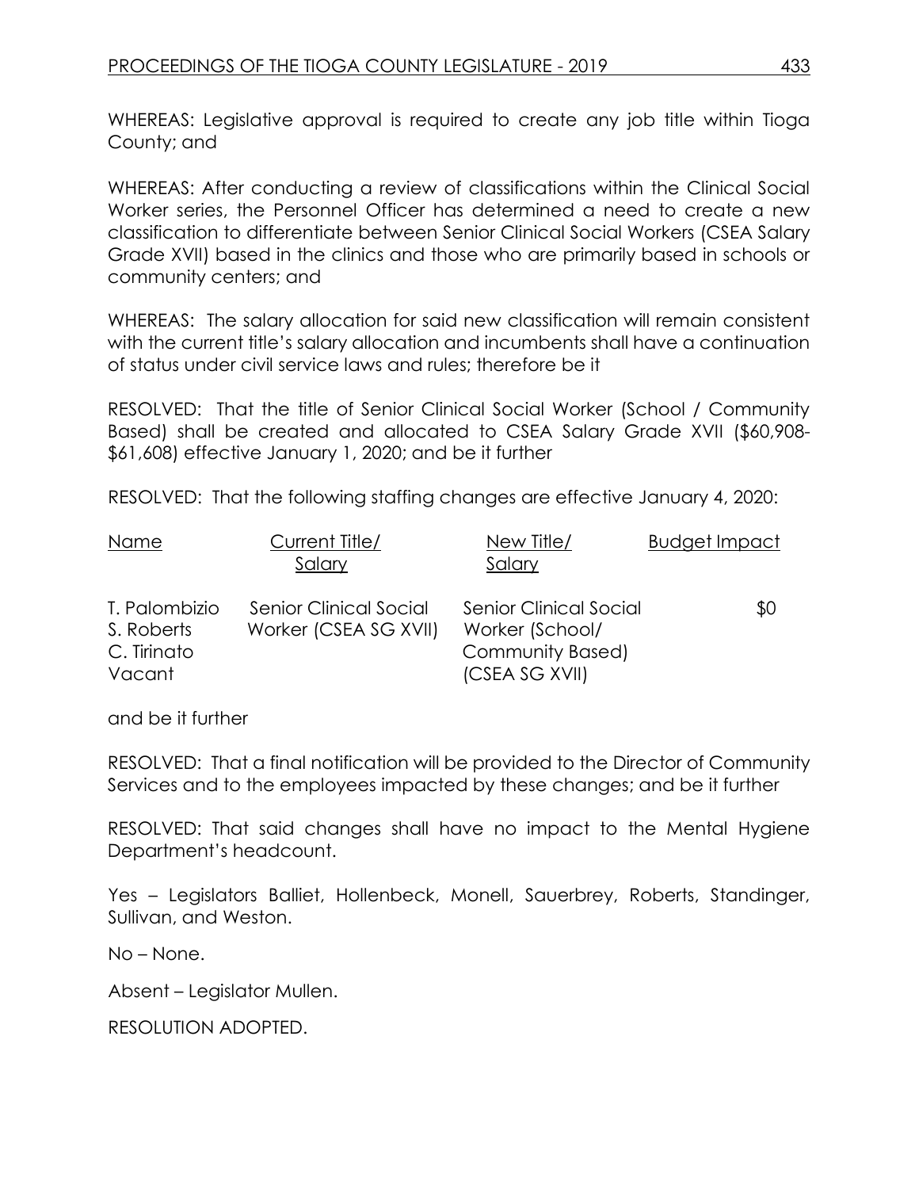WHEREAS: Legislative approval is required to create any job title within Tioga County; and

WHEREAS: After conducting a review of classifications within the Clinical Social Worker series, the Personnel Officer has determined a need to create a new classification to differentiate between Senior Clinical Social Workers (CSEA Salary Grade XVII) based in the clinics and those who are primarily based in schools or community centers; and

WHEREAS: The salary allocation for said new classification will remain consistent with the current title's salary allocation and incumbents shall have a continuation of status under civil service laws and rules; therefore be it

RESOLVED: That the title of Senior Clinical Social Worker (School / Community Based) shall be created and allocated to CSEA Salary Grade XVII ($60,908-$61,608) effective January 1, 2020; and be it further

RESOLVED: That the following staffing changes are effective January 4, 2020:

| Name | Current Title/ Salary | New Title/ Salary | Budget Impact |
|---|---|---|---|
| T. Palombizio<br>S. Roberts<br>C. Tirinato<br>Vacant | Senior Clinical Social Worker (CSEA SG XVII) | Senior Clinical Social Worker (School/ Community Based) (CSEA SG XVII) | $0 |

and be it further

RESOLVED: That a final notification will be provided to the Director of Community Services and to the employees impacted by these changes; and be it further

RESOLVED: That said changes shall have no impact to the Mental Hygiene Department's headcount.

Yes – Legislators Balliet, Hollenbeck, Monell, Sauerbrey, Roberts, Standinger, Sullivan, and Weston.

No – None.

Absent – Legislator Mullen.

RESOLUTION ADOPTED.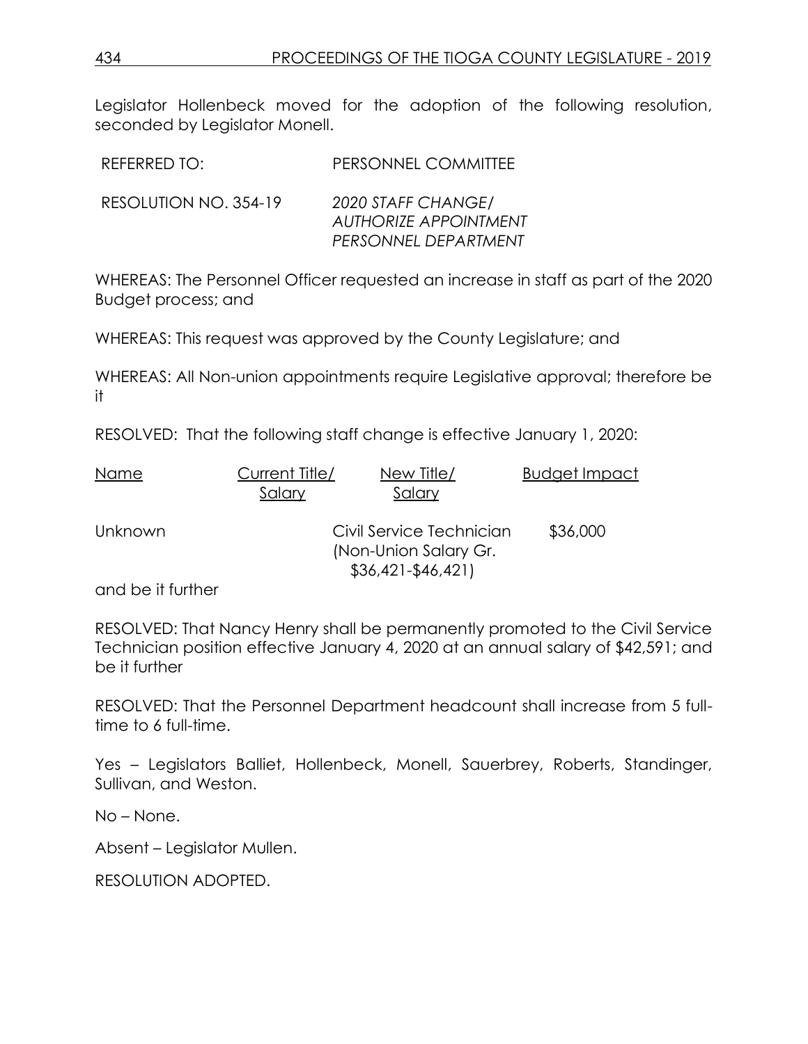Legislator Hollenbeck moved for the adoption of the following resolution, seconded by Legislator Monell.

REFERRED TO: PERSONNEL COMMITTEE

RESOLUTION NO. 354-19 *2020 STAFF CHANGE/ AUTHORIZE APPOINTMENT PERSONNEL DEPARTMENT*

WHEREAS: The Personnel Officer requested an increase in staff as part of the 2020 Budget process; and

WHEREAS: This request was approved by the County Legislature; and

WHEREAS: All Non-union appointments require Legislative approval; therefore be it

RESOLVED: That the following staff change is effective January 1, 2020:

| Name | Current Title/ Salary | New Title/ Salary | Budget Impact |
|---|---|---|---|
| Unknown | | Civil Service Technician (Non-Union Salary Gr. $36,421-$46,421) | $36,000 |

and be it further

RESOLVED: That Nancy Henry shall be permanently promoted to the Civil Service Technician position effective January 4, 2020 at an annual salary of $42,591; and be it further

RESOLVED: That the Personnel Department headcount shall increase from 5 full-time to 6 full-time.

Yes – Legislators Balliet, Hollenbeck, Monell, Sauerbrey, Roberts, Standinger, Sullivan, and Weston.

No – None.

Absent – Legislator Mullen.

RESOLUTION ADOPTED.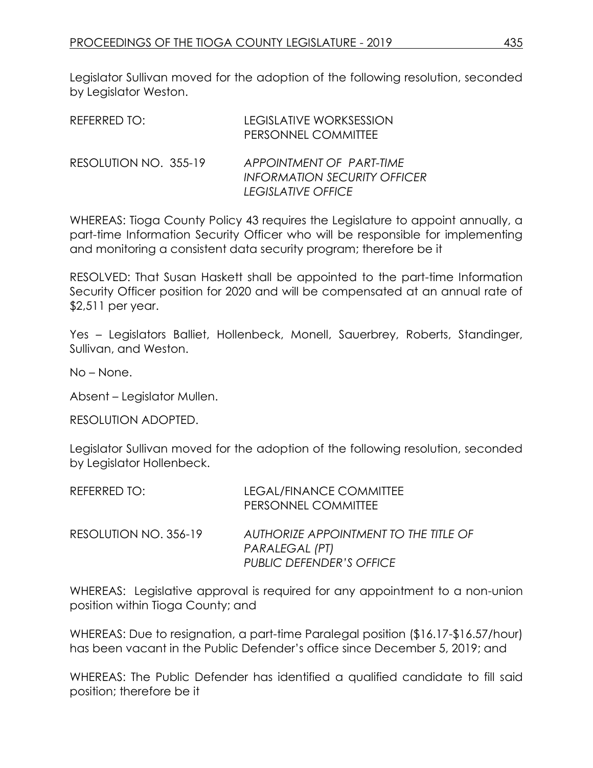Legislator Sullivan moved for the adoption of the following resolution, seconded by Legislator Weston.

REFERRED TO: LEGISLATIVE WORKSESSION
PERSONNEL COMMITTEE

RESOLUTION NO. 355-19 *APPOINTMENT OF PART-TIME INFORMATION SECURITY OFFICER LEGISLATIVE OFFICE*

WHEREAS: Tioga County Policy 43 requires the Legislature to appoint annually, a part-time Information Security Officer who will be responsible for implementing and monitoring a consistent data security program; therefore be it

RESOLVED: That Susan Haskett shall be appointed to the part-time Information Security Officer position for 2020 and will be compensated at an annual rate of $2,511 per year.

Yes – Legislators Balliet, Hollenbeck, Monell, Sauerbrey, Roberts, Standinger, Sullivan, and Weston.

No – None.

Absent – Legislator Mullen.

RESOLUTION ADOPTED.

Legislator Sullivan moved for the adoption of the following resolution, seconded by Legislator Hollenbeck.

REFERRED TO: LEGAL/FINANCE COMMITTEE
PERSONNEL COMMITTEE

RESOLUTION NO. 356-19 *AUTHORIZE APPOINTMENT TO THE TITLE OF PARALEGAL (PT) PUBLIC DEFENDER'S OFFICE*

WHEREAS: Legislative approval is required for any appointment to a non-union position within Tioga County; and

WHEREAS: Due to resignation, a part-time Paralegal position ($16.17-$16.57/hour) has been vacant in the Public Defender's office since December 5, 2019; and

WHEREAS: The Public Defender has identified a qualified candidate to fill said position; therefore be it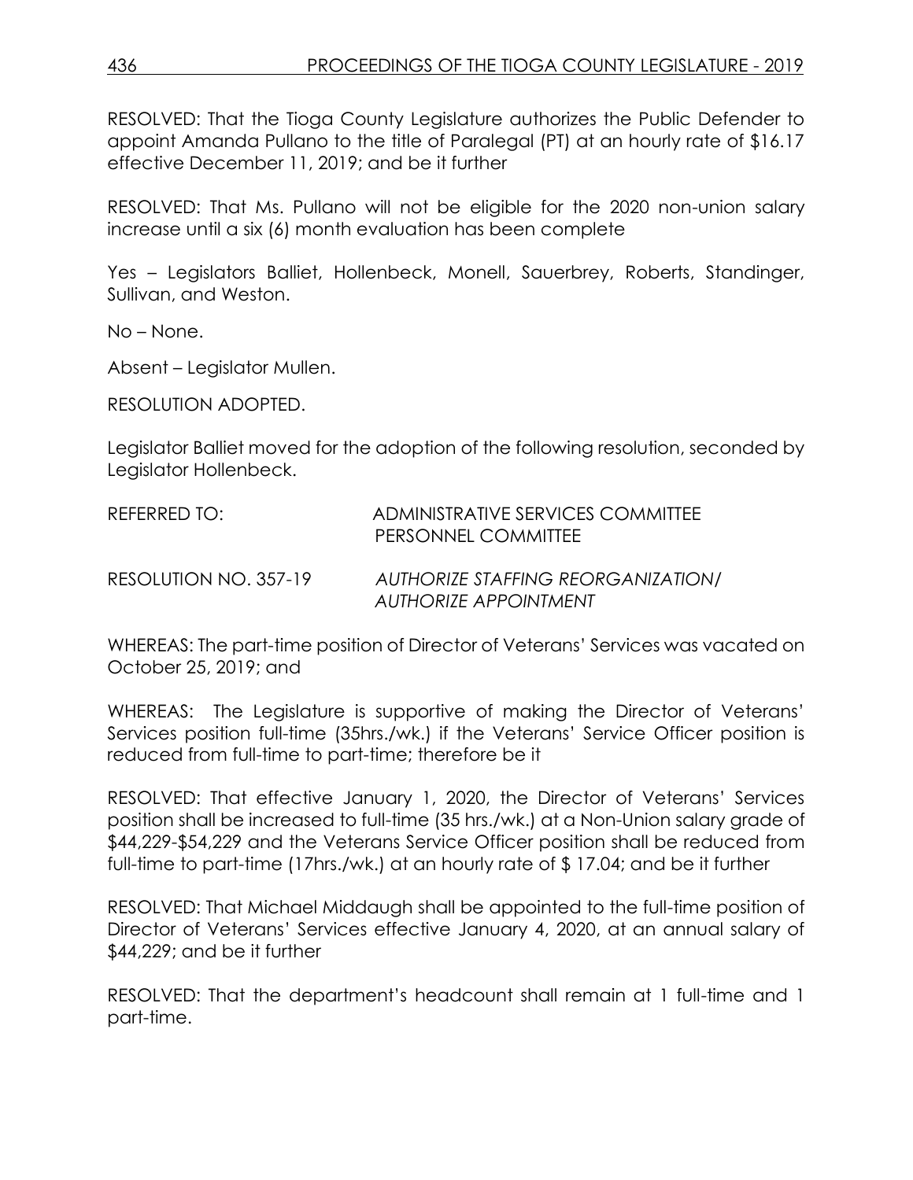RESOLVED: That the Tioga County Legislature authorizes the Public Defender to appoint Amanda Pullano to the title of Paralegal (PT) at an hourly rate of $16.17 effective December 11, 2019; and be it further

RESOLVED: That Ms. Pullano will not be eligible for the 2020 non-union salary increase until a six (6) month evaluation has been complete

Yes – Legislators Balliet, Hollenbeck, Monell, Sauerbrey, Roberts, Standinger, Sullivan, and Weston.

No – None.

Absent – Legislator Mullen.

RESOLUTION ADOPTED.

Legislator Balliet moved for the adoption of the following resolution, seconded by Legislator Hollenbeck.

REFERRED TO: ADMINISTRATIVE SERVICES COMMITTEE
PERSONNEL COMMITTEE

RESOLUTION NO. 357-19 *AUTHORIZE STAFFING REORGANIZATION/ AUTHORIZE APPOINTMENT*

WHEREAS: The part-time position of Director of Veterans' Services was vacated on October 25, 2019; and

WHEREAS: The Legislature is supportive of making the Director of Veterans' Services position full-time (35hrs./wk.) if the Veterans' Service Officer position is reduced from full-time to part-time; therefore be it

RESOLVED: That effective January 1, 2020, the Director of Veterans' Services position shall be increased to full-time (35 hrs./wk.) at a Non-Union salary grade of $44,229-$54,229 and the Veterans Service Officer position shall be reduced from full-time to part-time (17hrs./wk.) at an hourly rate of $ 17.04; and be it further

RESOLVED: That Michael Middaugh shall be appointed to the full-time position of Director of Veterans' Services effective January 4, 2020, at an annual salary of $44,229; and be it further

RESOLVED: That the department's headcount shall remain at 1 full-time and 1 part-time.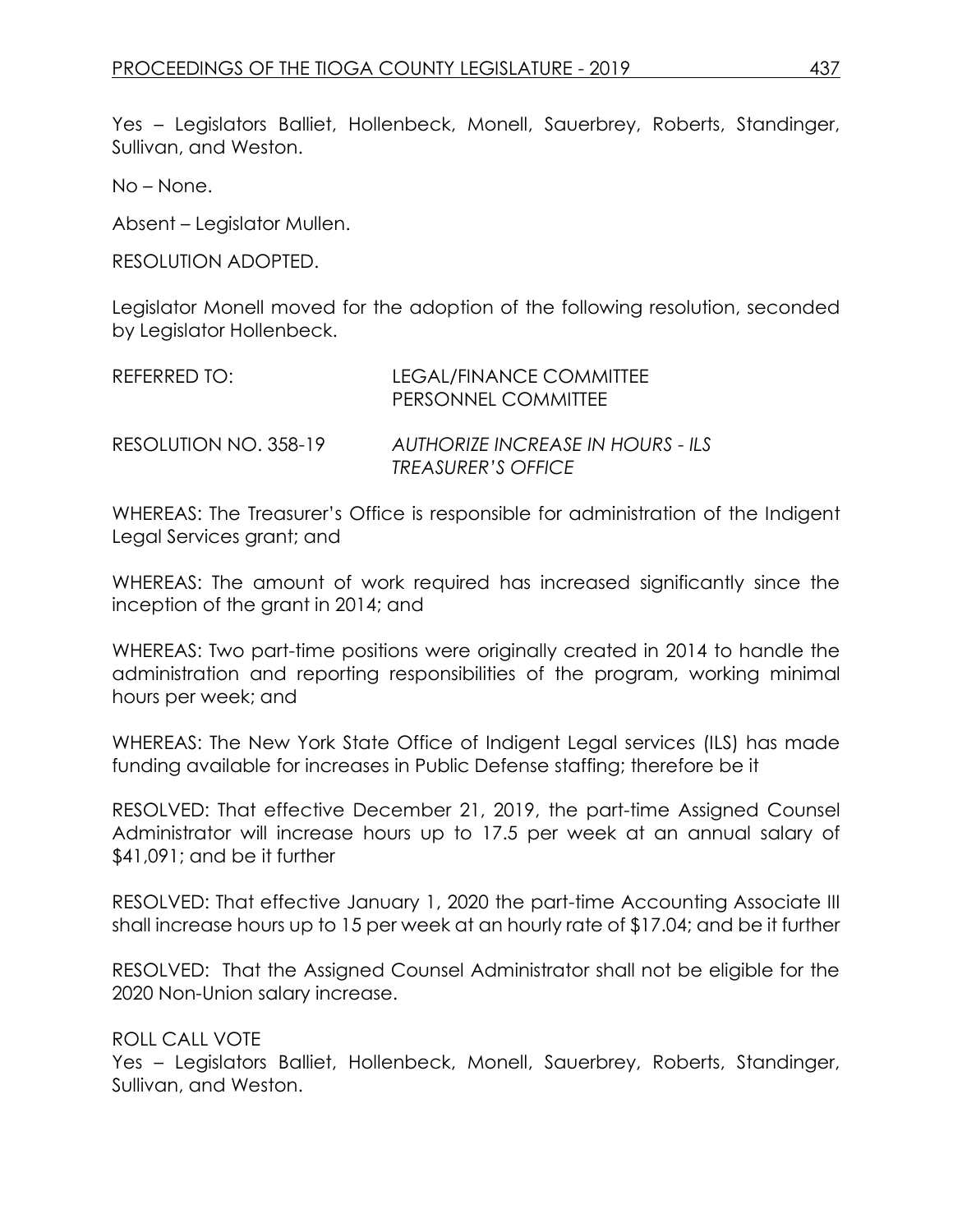Yes – Legislators Balliet, Hollenbeck, Monell, Sauerbrey, Roberts, Standinger, Sullivan, and Weston.

No – None.

Absent – Legislator Mullen.

RESOLUTION ADOPTED.

Legislator Monell moved for the adoption of the following resolution, seconded by Legislator Hollenbeck.

REFERRED TO: LEGAL/FINANCE COMMITTEE
PERSONNEL COMMITTEE

RESOLUTION NO. 358-19 *AUTHORIZE INCREASE IN HOURS - ILS TREASURER'S OFFICE*

WHEREAS: The Treasurer's Office is responsible for administration of the Indigent Legal Services grant; and

WHEREAS: The amount of work required has increased significantly since the inception of the grant in 2014; and

WHEREAS: Two part-time positions were originally created in 2014 to handle the administration and reporting responsibilities of the program, working minimal hours per week; and

WHEREAS: The New York State Office of Indigent Legal services (ILS) has made funding available for increases in Public Defense staffing; therefore be it

RESOLVED: That effective December 21, 2019, the part-time Assigned Counsel Administrator will increase hours up to 17.5 per week at an annual salary of \$41,091; and be it further

RESOLVED: That effective January 1, 2020 the part-time Accounting Associate III shall increase hours up to 15 per week at an hourly rate of \$17.04; and be it further

RESOLVED: That the Assigned Counsel Administrator shall not be eligible for the 2020 Non-Union salary increase.

ROLL CALL VOTE
Yes – Legislators Balliet, Hollenbeck, Monell, Sauerbrey, Roberts, Standinger, Sullivan, and Weston.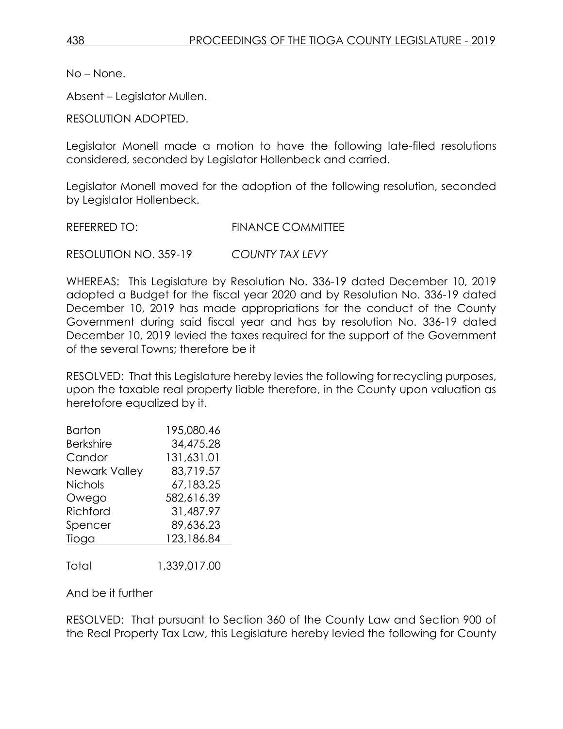No – None.

Absent – Legislator Mullen.

RESOLUTION ADOPTED.

Legislator Monell made a motion to have the following late-filed resolutions considered, seconded by Legislator Hollenbeck and carried.

Legislator Monell moved for the adoption of the following resolution, seconded by Legislator Hollenbeck.

REFERRED TO: FINANCE COMMITTEE

RESOLUTION NO. 359-19 *COUNTY TAX LEVY*

WHEREAS: This Legislature by Resolution No. 336-19 dated December 10, 2019 adopted a Budget for the fiscal year 2020 and by Resolution No. 336-19 dated December 10, 2019 has made appropriations for the conduct of the County Government during said fiscal year and has by resolution No. 336-19 dated December 10, 2019 levied the taxes required for the support of the Government of the several Towns; therefore be it

RESOLVED: That this Legislature hereby levies the following for recycling purposes, upon the taxable real property liable therefore, in the County upon valuation as heretofore equalized by it.

| | |
|---|---|
| Barton | 195,080.46 |
| Berkshire | 34,475.28 |
| Candor | 131,631.01 |
| Newark Valley | 83,719.57 |
| Nichols | 67,183.25 |
| Owego | 582,616.39 |
| Richford | 31,487.97 |
| Spencer | 89,636.23 |
| Tioga | 123,186.84 |
| Total | 1,339,017.00 |

And be it further

RESOLVED: That pursuant to Section 360 of the County Law and Section 900 of the Real Property Tax Law, this Legislature hereby levied the following for County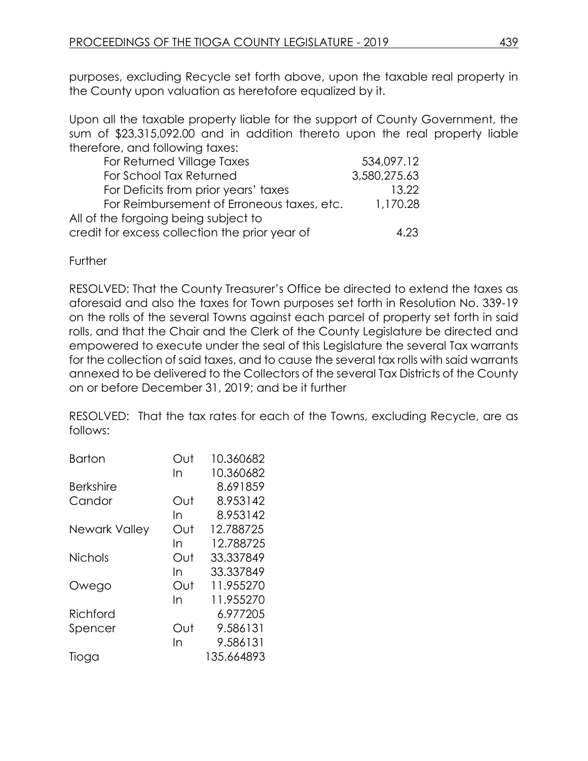purposes, excluding Recycle set forth above, upon the taxable real property in the County upon valuation as heretofore equalized by it.

Upon all the taxable property liable for the support of County Government, the sum of $23,315,092.00 and in addition thereto upon the real property liable therefore, and following taxes:

| | |
|---|---|
| For Returned Village Taxes | 534,097.12 |
| For School Tax Returned | 3,580,275.63 |
| For Deficits from prior years' taxes | 13.22 |
| For Reimbursement of Erroneous taxes, etc. | 1,170.28 |
| All of the forgoing being subject to credit for excess collection the prior year of | 4.23 |

Further

RESOLVED: That the County Treasurer's Office be directed to extend the taxes as aforesaid and also the taxes for Town purposes set forth in Resolution No. 339-19 on the rolls of the several Towns against each parcel of property set forth in said rolls, and that the Chair and the Clerk of the County Legislature be directed and empowered to execute under the seal of this Legislature the several Tax warrants for the collection of said taxes, and to cause the several tax rolls with said warrants annexed to be delivered to the Collectors of the several Tax Districts of the County on or before December 31, 2019; and be it further

RESOLVED: That the tax rates for each of the Towns, excluding Recycle, are as follows:

| | | |
|---|---|---|
| Barton | Out | 10.360682 |
| | In | 10.360682 |
| Berkshire | | 8.691859 |
| Candor | Out | 8.953142 |
| | In | 8.953142 |
| Newark Valley | Out | 12.788725 |
| | In | 12.788725 |
| Nichols | Out | 33.337849 |
| | In | 33.337849 |
| Owego | Out | 11.955270 |
| | In | 11.955270 |
| Richford | | 6.977205 |
| Spencer | Out | 9.586131 |
| | In | 9.586131 |
| Tioga | | 135.664893 |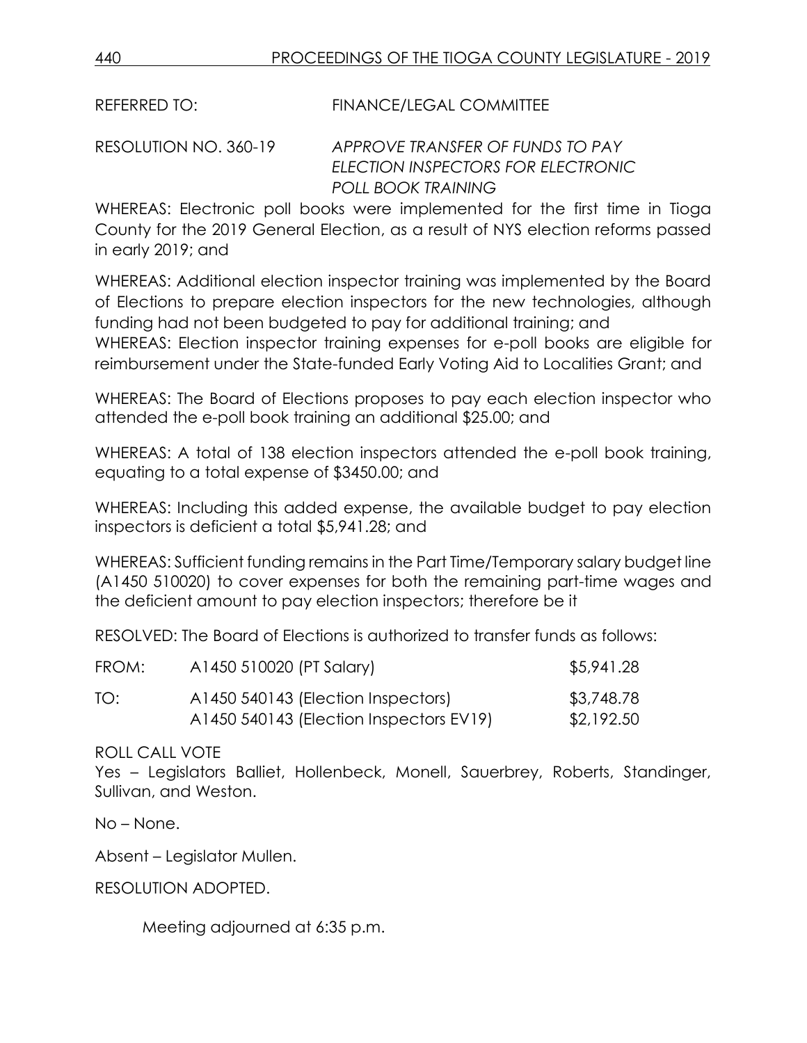REFERRED TO: FINANCE/LEGAL COMMITTEE

RESOLUTION NO. 360-19 *APPROVE TRANSFER OF FUNDS TO PAY ELECTION INSPECTORS FOR ELECTRONIC POLL BOOK TRAINING*

WHEREAS: Electronic poll books were implemented for the first time in Tioga County for the 2019 General Election, as a result of NYS election reforms passed in early 2019; and

WHEREAS: Additional election inspector training was implemented by the Board of Elections to prepare election inspectors for the new technologies, although funding had not been budgeted to pay for additional training; and

WHEREAS: Election inspector training expenses for e-poll books are eligible for reimbursement under the State-funded Early Voting Aid to Localities Grant; and

WHEREAS: The Board of Elections proposes to pay each election inspector who attended the e-poll book training an additional $25.00; and

WHEREAS: A total of 138 election inspectors attended the e-poll book training, equating to a total expense of $3450.00; and

WHEREAS: Including this added expense, the available budget to pay election inspectors is deficient a total $5,941.28; and

WHEREAS: Sufficient funding remains in the Part Time/Temporary salary budget line (A1450 510020) to cover expenses for both the remaining part-time wages and the deficient amount to pay election inspectors; therefore be it

RESOLVED: The Board of Elections is authorized to transfer funds as follows:

| | | |
|---|---|---|
| FROM: | A1450 510020 (PT Salary) | $5,941.28 |
| TO: | A1450 540143 (Election Inspectors) | $3,748.78 |
| | A1450 540143 (Election Inspectors EV19) | $2,192.50 |

ROLL CALL VOTE

Yes – Legislators Balliet, Hollenbeck, Monell, Sauerbrey, Roberts, Standinger, Sullivan, and Weston.

No – None.

Absent – Legislator Mullen.

RESOLUTION ADOPTED.

Meeting adjourned at 6:35 p.m.